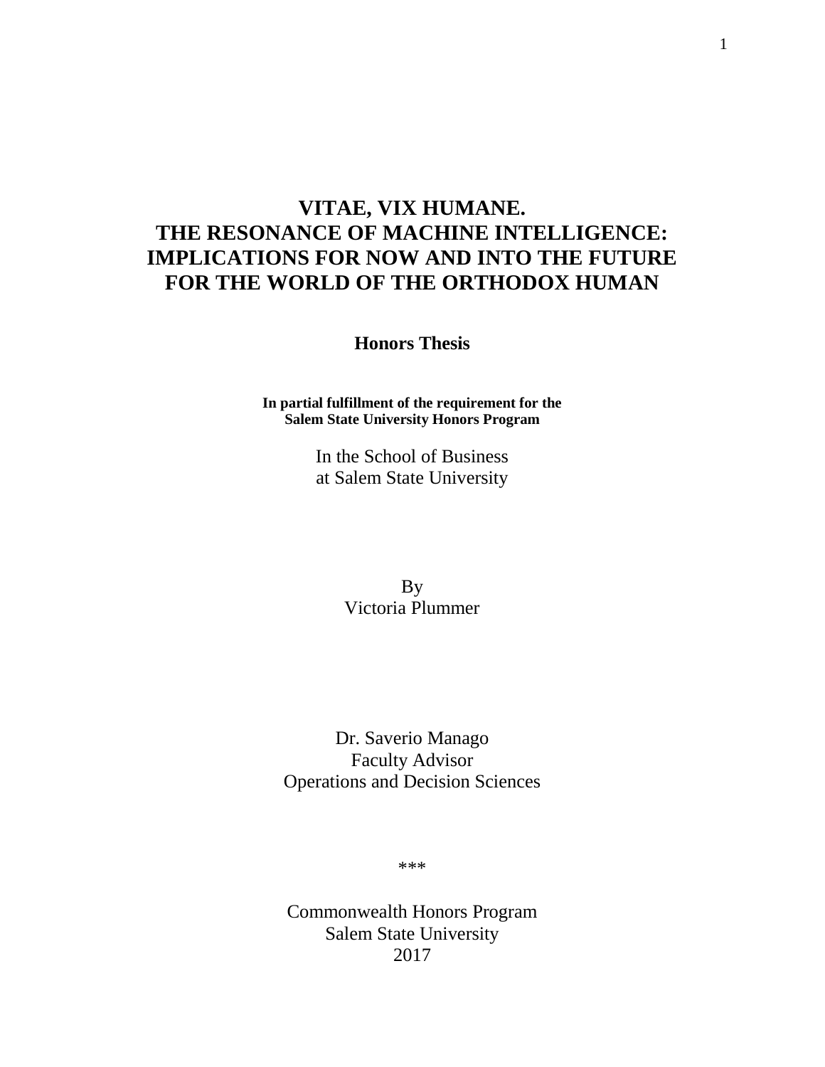# VITAE, VIX HUMANE.
# THE RESONANCE OF MACHINE INTELLIGENCE: IMPLICATIONS FOR NOW AND INTO THE FUTURE FOR THE WORLD OF THE ORTHODOX HUMAN

**Honors Thesis**

**In partial fulfillment of the requirement for the**
**Salem State University Honors Program**

In the School of Business
at Salem State University

By
Victoria Plummer

Dr. Saverio Manago
Faculty Advisor
Operations and Decision Sciences

***

Commonwealth Honors Program
Salem State University
2017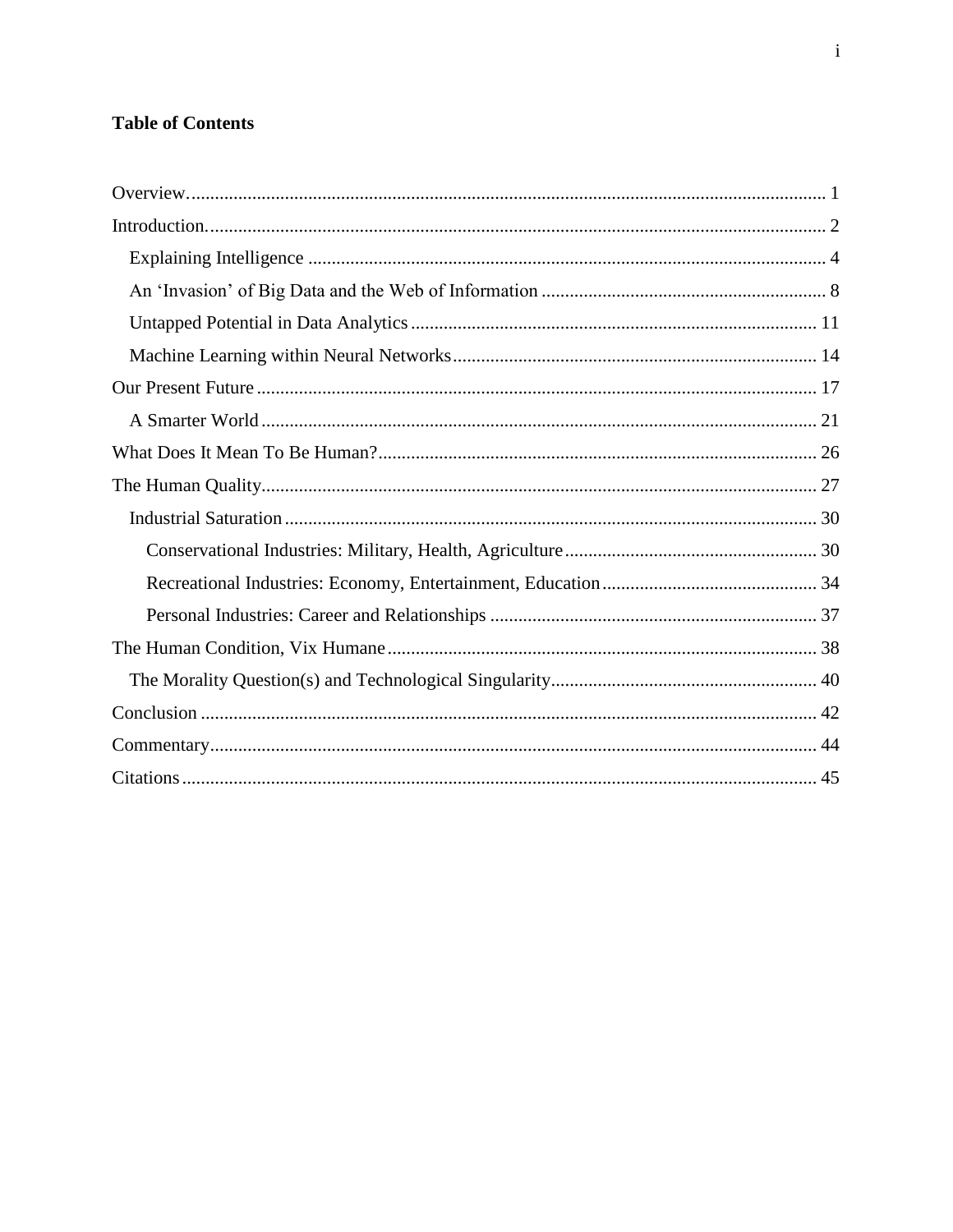**Table of Contents**

- Overview. 1
- Introduction. 2
  - Explaining Intelligence 4
  - An 'Invasion' of Big Data and the Web of Information 8
  - Untapped Potential in Data Analytics 11
  - Machine Learning within Neural Networks 14
- Our Present Future 17
  - A Smarter World 21
- What Does It Mean To Be Human? 26
- The Human Quality 27
  - Industrial Saturation 30
    - Conservational Industries: Military, Health, Agriculture 30
    - Recreational Industries: Economy, Entertainment, Education 34
    - Personal Industries: Career and Relationships 37
- The Human Condition, Vix Humane 38
  - The Morality Question(s) and Technological Singularity 40
- Conclusion 42
- Commentary 44
- Citations 45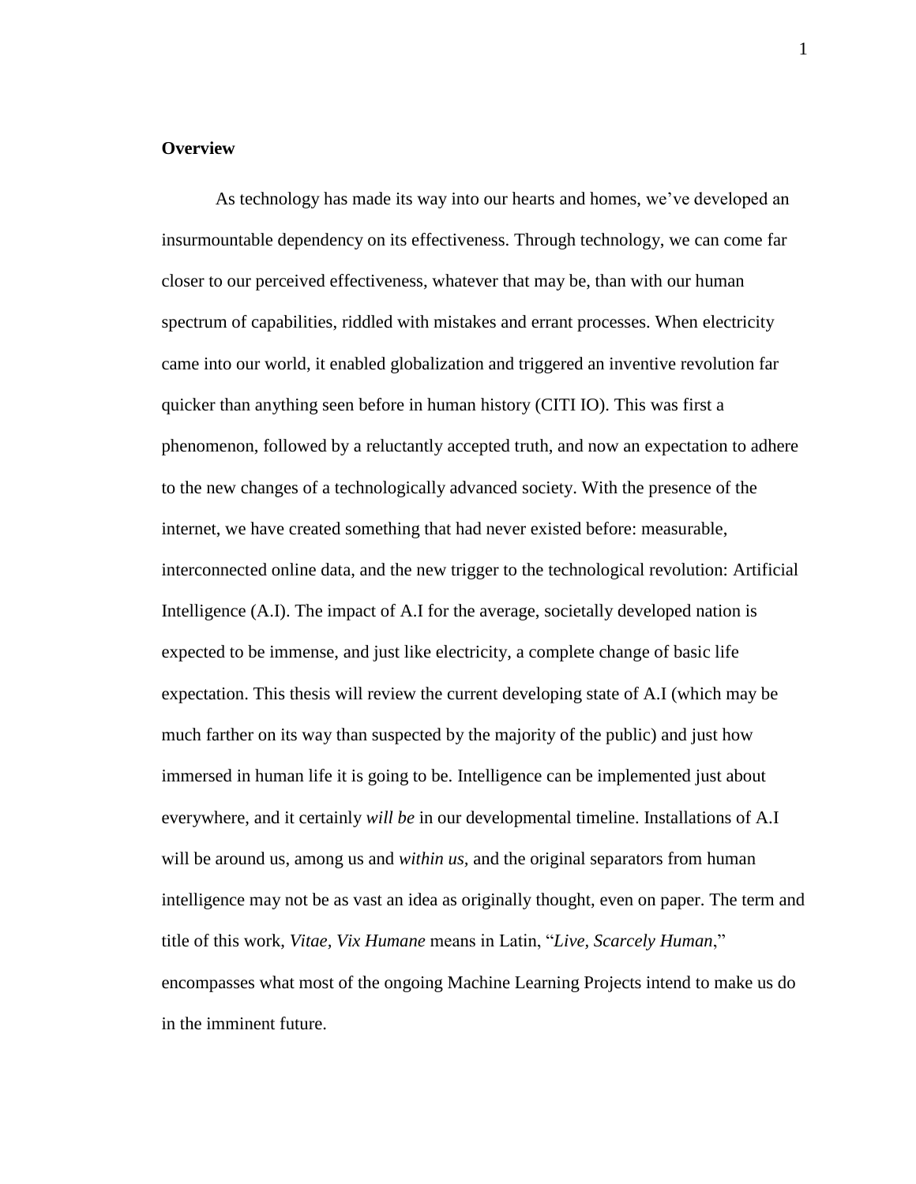**Overview**

As technology has made its way into our hearts and homes, we've developed an insurmountable dependency on its effectiveness. Through technology, we can come far closer to our perceived effectiveness, whatever that may be, than with our human spectrum of capabilities, riddled with mistakes and errant processes. When electricity came into our world, it enabled globalization and triggered an inventive revolution far quicker than anything seen before in human history (CITI IO). This was first a phenomenon, followed by a reluctantly accepted truth, and now an expectation to adhere to the new changes of a technologically advanced society. With the presence of the internet, we have created something that had never existed before: measurable, interconnected online data, and the new trigger to the technological revolution: Artificial Intelligence (A.I). The impact of A.I for the average, societally developed nation is expected to be immense, and just like electricity, a complete change of basic life expectation. This thesis will review the current developing state of A.I (which may be much farther on its way than suspected by the majority of the public) and just how immersed in human life it is going to be. Intelligence can be implemented just about everywhere, and it certainly *will be* in our developmental timeline. Installations of A.I will be around us, among us and *within us,* and the original separators from human intelligence may not be as vast an idea as originally thought, even on paper. The term and title of this work, *Vitae, Vix Humane* means in Latin, "*Live, Scarcely Human*," encompasses what most of the ongoing Machine Learning Projects intend to make us do in the imminent future.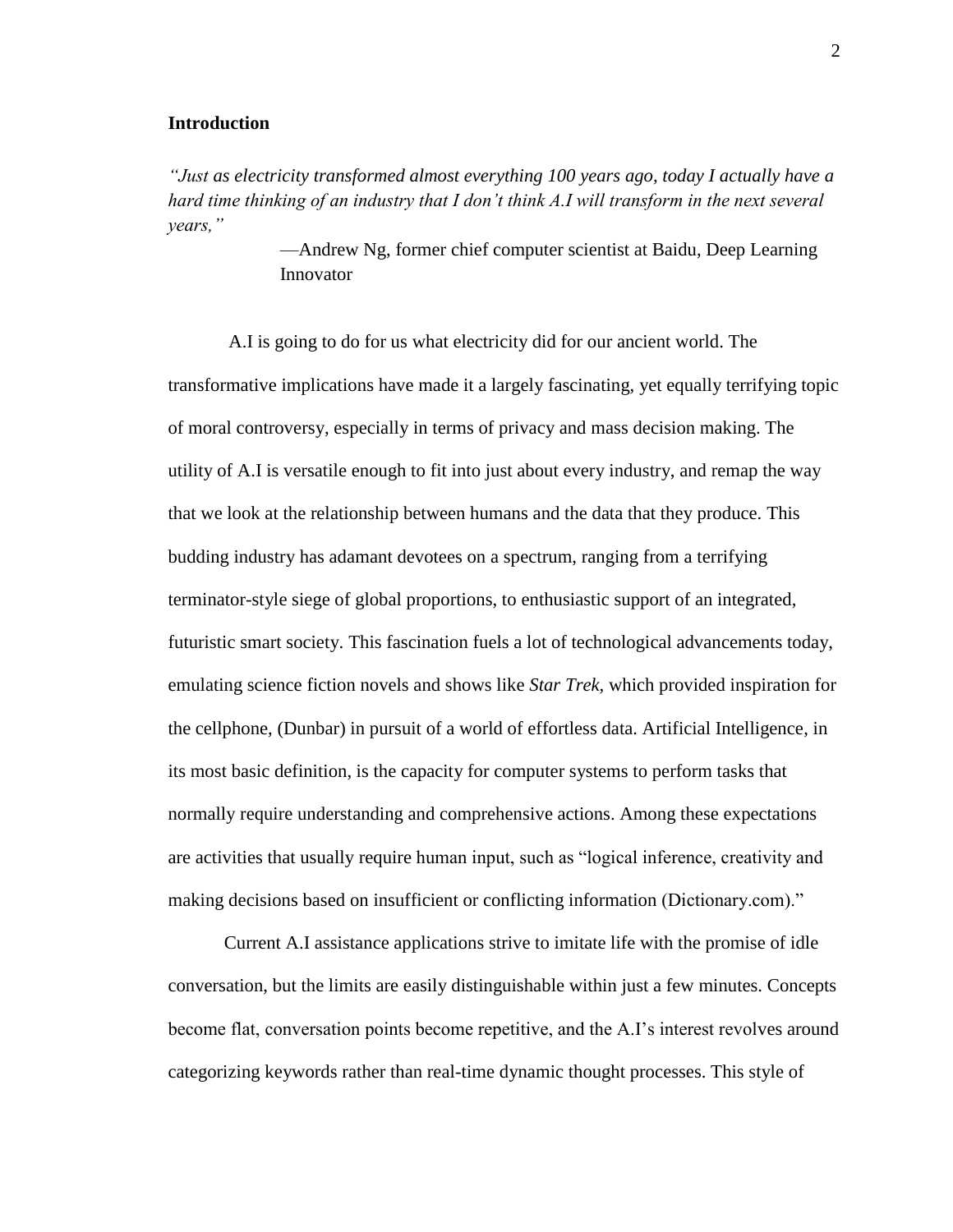## Introduction

*"Just as electricity transformed almost everything 100 years ago, today I actually have a hard time thinking of an industry that I don't think A.I will transform in the next several years,"*

—Andrew Ng, former chief computer scientist at Baidu, Deep Learning Innovator

A.I is going to do for us what electricity did for our ancient world. The transformative implications have made it a largely fascinating, yet equally terrifying topic of moral controversy, especially in terms of privacy and mass decision making. The utility of A.I is versatile enough to fit into just about every industry, and remap the way that we look at the relationship between humans and the data that they produce. This budding industry has adamant devotees on a spectrum, ranging from a terrifying terminator-style siege of global proportions, to enthusiastic support of an integrated, futuristic smart society. This fascination fuels a lot of technological advancements today, emulating science fiction novels and shows like *Star Trek,* which provided inspiration for the cellphone, (Dunbar) in pursuit of a world of effortless data. Artificial Intelligence, in its most basic definition, is the capacity for computer systems to perform tasks that normally require understanding and comprehensive actions. Among these expectations are activities that usually require human input, such as "logical inference, creativity and making decisions based on insufficient or conflicting information (Dictionary.com)."

Current A.I assistance applications strive to imitate life with the promise of idle conversation, but the limits are easily distinguishable within just a few minutes. Concepts become flat, conversation points become repetitive, and the A.I's interest revolves around categorizing keywords rather than real-time dynamic thought processes. This style of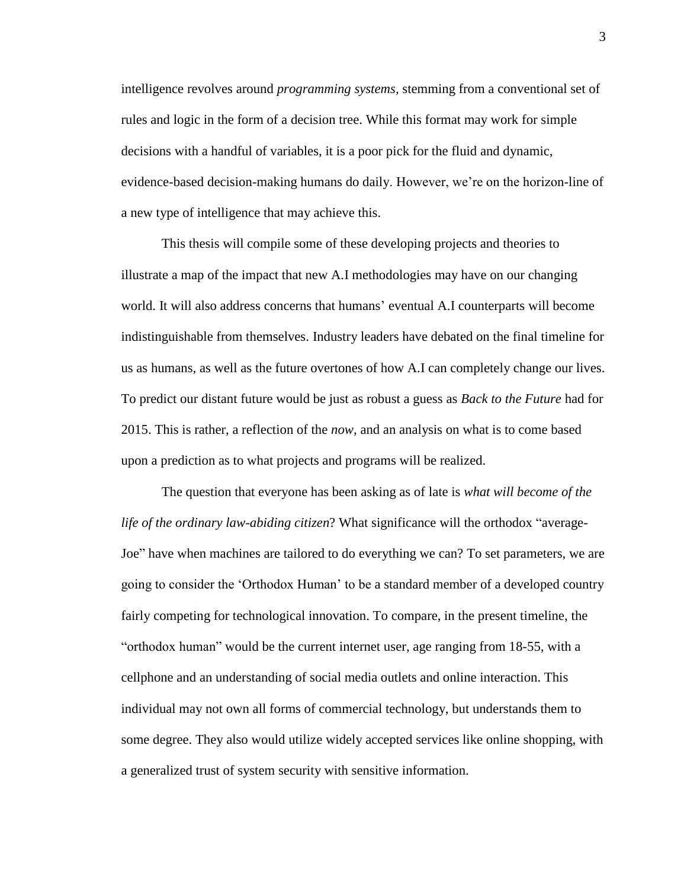intelligence revolves around *programming systems*, stemming from a conventional set of rules and logic in the form of a decision tree. While this format may work for simple decisions with a handful of variables, it is a poor pick for the fluid and dynamic, evidence-based decision-making humans do daily. However, we're on the horizon-line of a new type of intelligence that may achieve this.

This thesis will compile some of these developing projects and theories to illustrate a map of the impact that new A.I methodologies may have on our changing world. It will also address concerns that humans' eventual A.I counterparts will become indistinguishable from themselves. Industry leaders have debated on the final timeline for us as humans, as well as the future overtones of how A.I can completely change our lives. To predict our distant future would be just as robust a guess as *Back to the Future* had for 2015. This is rather, a reflection of the *now*, and an analysis on what is to come based upon a prediction as to what projects and programs will be realized.

The question that everyone has been asking as of late is *what will become of the life of the ordinary law-abiding citizen*? What significance will the orthodox "average-Joe" have when machines are tailored to do everything we can? To set parameters, we are going to consider the 'Orthodox Human' to be a standard member of a developed country fairly competing for technological innovation. To compare, in the present timeline, the "orthodox human" would be the current internet user, age ranging from 18-55, with a cellphone and an understanding of social media outlets and online interaction. This individual may not own all forms of commercial technology, but understands them to some degree. They also would utilize widely accepted services like online shopping, with a generalized trust of system security with sensitive information.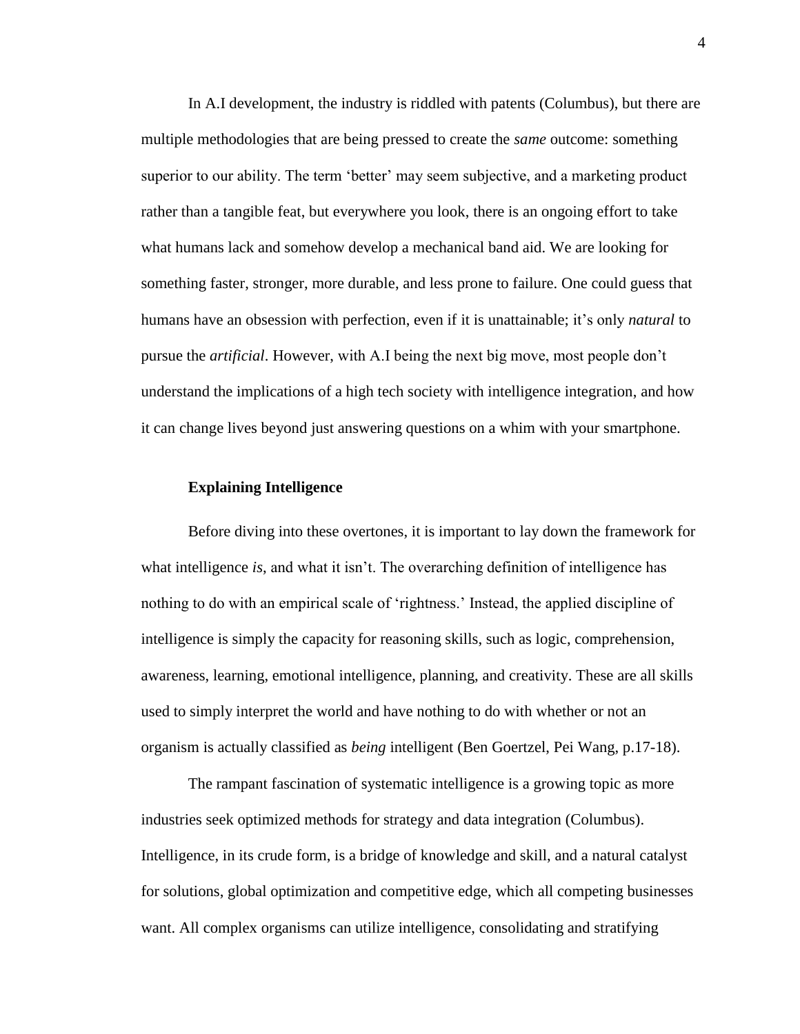In A.I development, the industry is riddled with patents (Columbus), but there are multiple methodologies that are being pressed to create the *same* outcome: something superior to our ability. The term 'better' may seem subjective, and a marketing product rather than a tangible feat, but everywhere you look, there is an ongoing effort to take what humans lack and somehow develop a mechanical band aid. We are looking for something faster, stronger, more durable, and less prone to failure. One could guess that humans have an obsession with perfection, even if it is unattainable; it's only *natural* to pursue the *artificial*. However, with A.I being the next big move, most people don't understand the implications of a high tech society with intelligence integration, and how it can change lives beyond just answering questions on a whim with your smartphone.

### Explaining Intelligence

Before diving into these overtones, it is important to lay down the framework for what intelligence *is*, and what it isn't. The overarching definition of intelligence has nothing to do with an empirical scale of 'rightness.' Instead, the applied discipline of intelligence is simply the capacity for reasoning skills, such as logic, comprehension, awareness, learning, emotional intelligence, planning, and creativity. These are all skills used to simply interpret the world and have nothing to do with whether or not an organism is actually classified as *being* intelligent (Ben Goertzel, Pei Wang, p.17-18).

The rampant fascination of systematic intelligence is a growing topic as more industries seek optimized methods for strategy and data integration (Columbus). Intelligence, in its crude form, is a bridge of knowledge and skill, and a natural catalyst for solutions, global optimization and competitive edge, which all competing businesses want. All complex organisms can utilize intelligence, consolidating and stratifying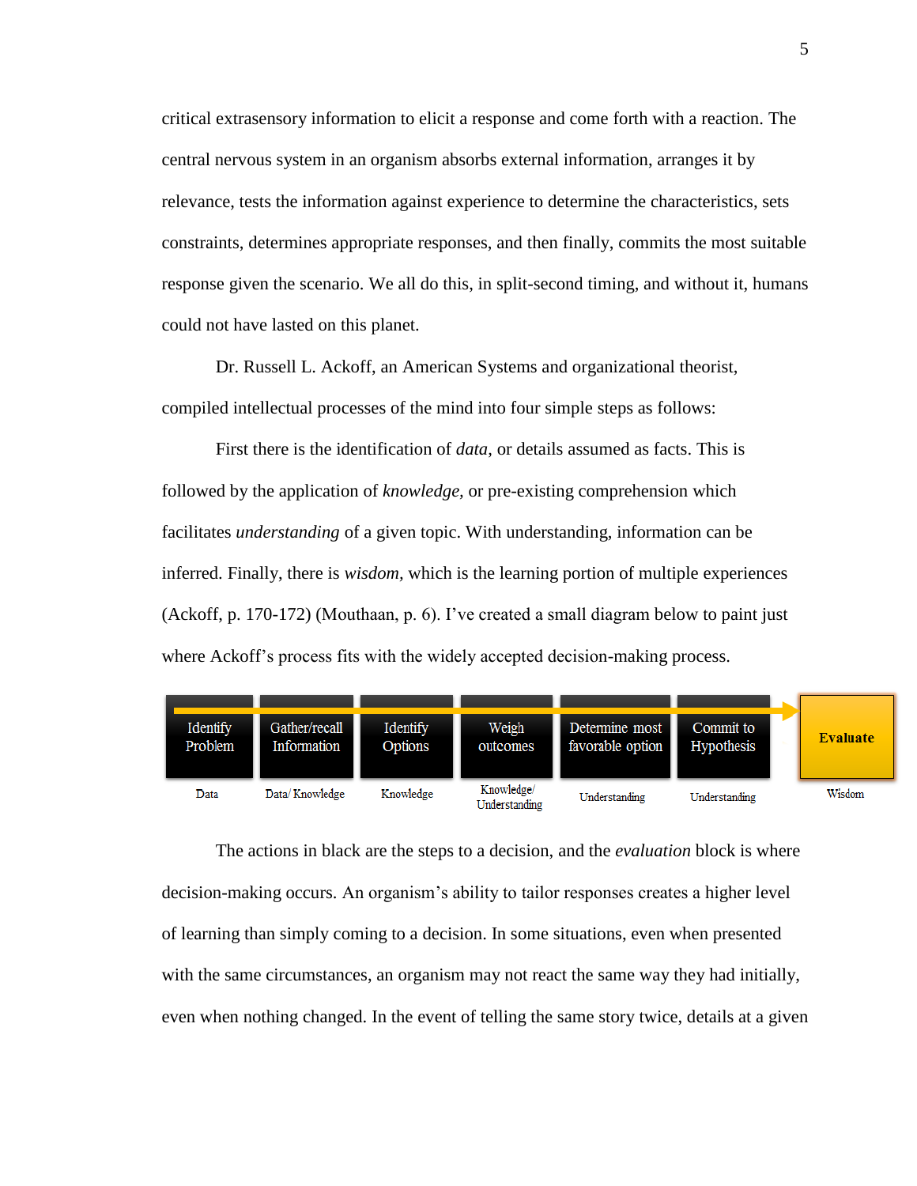critical extrasensory information to elicit a response and come forth with a reaction. The central nervous system in an organism absorbs external information, arranges it by relevance, tests the information against experience to determine the characteristics, sets constraints, determines appropriate responses, and then finally, commits the most suitable response given the scenario. We all do this, in split-second timing, and without it, humans could not have lasted on this planet.

Dr. Russell L. Ackoff, an American Systems and organizational theorist, compiled intellectual processes of the mind into four simple steps as follows:

First there is the identification of *data*, or details assumed as facts. This is followed by the application of *knowledge*, or pre-existing comprehension which facilitates *understanding* of a given topic. With understanding, information can be inferred. Finally, there is *wisdom*, which is the learning portion of multiple experiences (Ackoff, p. 170-172) (Mouthaan, p. 6). I've created a small diagram below to paint just where Ackoff's process fits with the widely accepted decision-making process.

| Identify Problem | Gather/recall Information | Identify Options | Weigh outcomes | Determine most favorable option | Commit to Hypothesis | **Evaluate** |
|---|---|---|---|---|---|---|
| Data | Data/ Knowledge | Knowledge | Knowledge/ Understanding | Understanding | Understanding | Wisdom |

The actions in black are the steps to a decision, and the *evaluation* block is where decision-making occurs. An organism's ability to tailor responses creates a higher level of learning than simply coming to a decision. In some situations, even when presented with the same circumstances, an organism may not react the same way they had initially, even when nothing changed. In the event of telling the same story twice, details at a given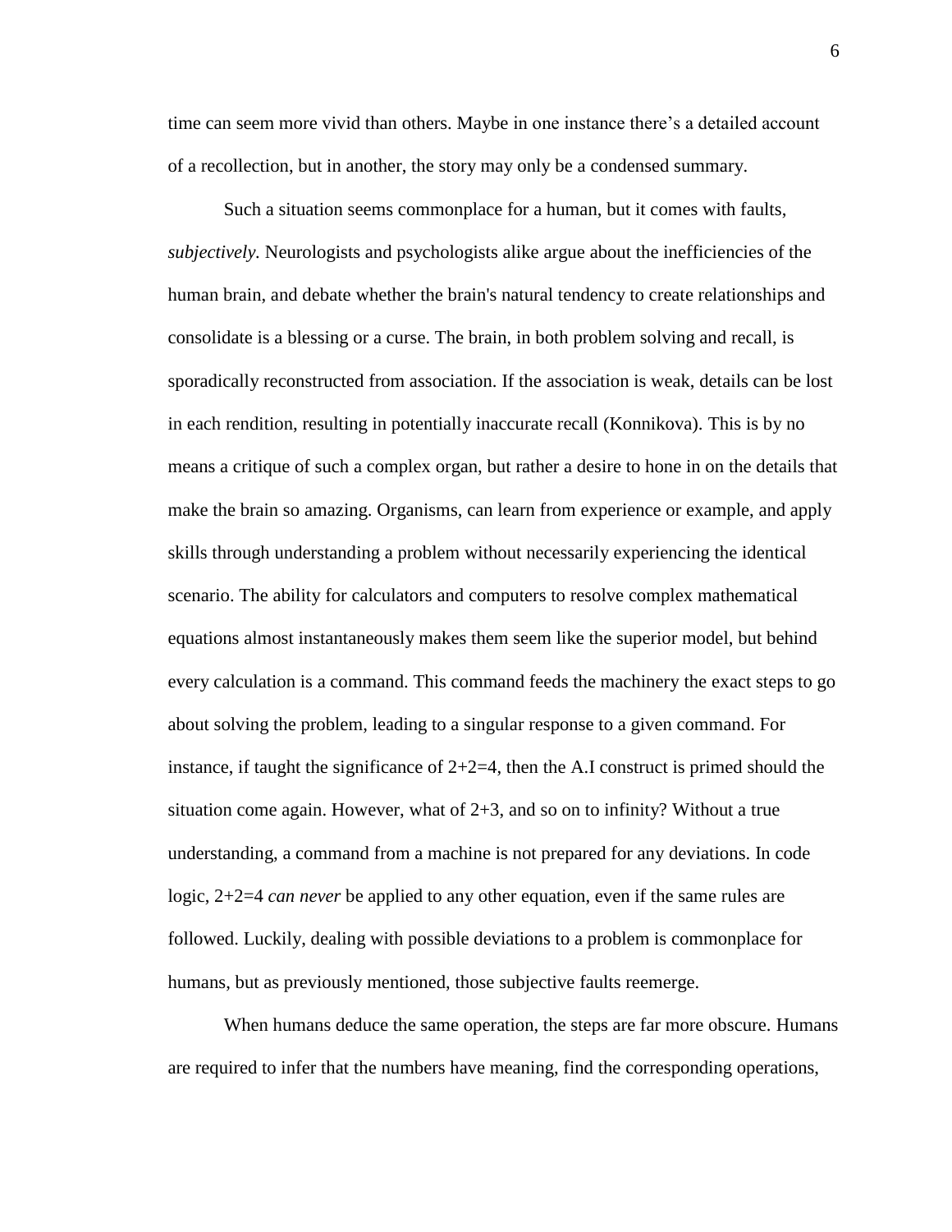time can seem more vivid than others. Maybe in one instance there's a detailed account of a recollection, but in another, the story may only be a condensed summary.

Such a situation seems commonplace for a human, but it comes with faults, *subjectively.* Neurologists and psychologists alike argue about the inefficiencies of the human brain, and debate whether the brain's natural tendency to create relationships and consolidate is a blessing or a curse. The brain, in both problem solving and recall, is sporadically reconstructed from association. If the association is weak, details can be lost in each rendition, resulting in potentially inaccurate recall (Konnikova). This is by no means a critique of such a complex organ, but rather a desire to hone in on the details that make the brain so amazing. Organisms, can learn from experience or example, and apply skills through understanding a problem without necessarily experiencing the identical scenario. The ability for calculators and computers to resolve complex mathematical equations almost instantaneously makes them seem like the superior model, but behind every calculation is a command. This command feeds the machinery the exact steps to go about solving the problem, leading to a singular response to a given command. For instance, if taught the significance of 2+2=4, then the A.I construct is primed should the situation come again. However, what of 2+3, and so on to infinity? Without a true understanding, a command from a machine is not prepared for any deviations. In code logic, 2+2=4 *can never* be applied to any other equation, even if the same rules are followed. Luckily, dealing with possible deviations to a problem is commonplace for humans, but as previously mentioned, those subjective faults reemerge.

When humans deduce the same operation, the steps are far more obscure. Humans are required to infer that the numbers have meaning, find the corresponding operations,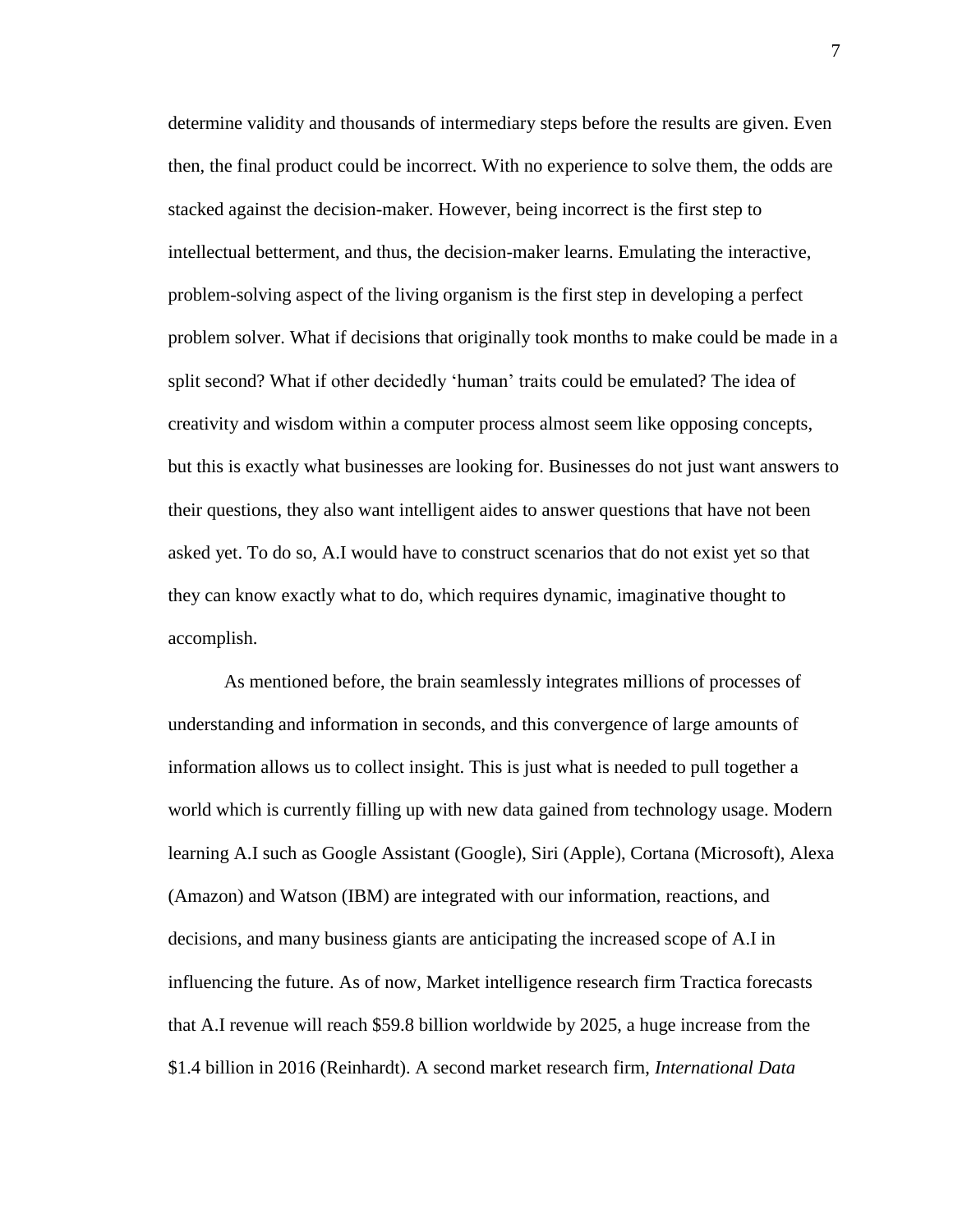determine validity and thousands of intermediary steps before the results are given. Even then, the final product could be incorrect. With no experience to solve them, the odds are stacked against the decision-maker. However, being incorrect is the first step to intellectual betterment, and thus, the decision-maker learns. Emulating the interactive, problem-solving aspect of the living organism is the first step in developing a perfect problem solver. What if decisions that originally took months to make could be made in a split second? What if other decidedly 'human' traits could be emulated? The idea of creativity and wisdom within a computer process almost seem like opposing concepts, but this is exactly what businesses are looking for. Businesses do not just want answers to their questions, they also want intelligent aides to answer questions that have not been asked yet. To do so, A.I would have to construct scenarios that do not exist yet so that they can know exactly what to do, which requires dynamic, imaginative thought to accomplish.

As mentioned before, the brain seamlessly integrates millions of processes of understanding and information in seconds, and this convergence of large amounts of information allows us to collect insight. This is just what is needed to pull together a world which is currently filling up with new data gained from technology usage. Modern learning A.I such as Google Assistant (Google), Siri (Apple), Cortana (Microsoft), Alexa (Amazon) and Watson (IBM) are integrated with our information, reactions, and decisions, and many business giants are anticipating the increased scope of A.I in influencing the future. As of now, Market intelligence research firm Tractica forecasts that A.I revenue will reach $59.8 billion worldwide by 2025, a huge increase from the $1.4 billion in 2016 (Reinhardt). A second market research firm, *International Data*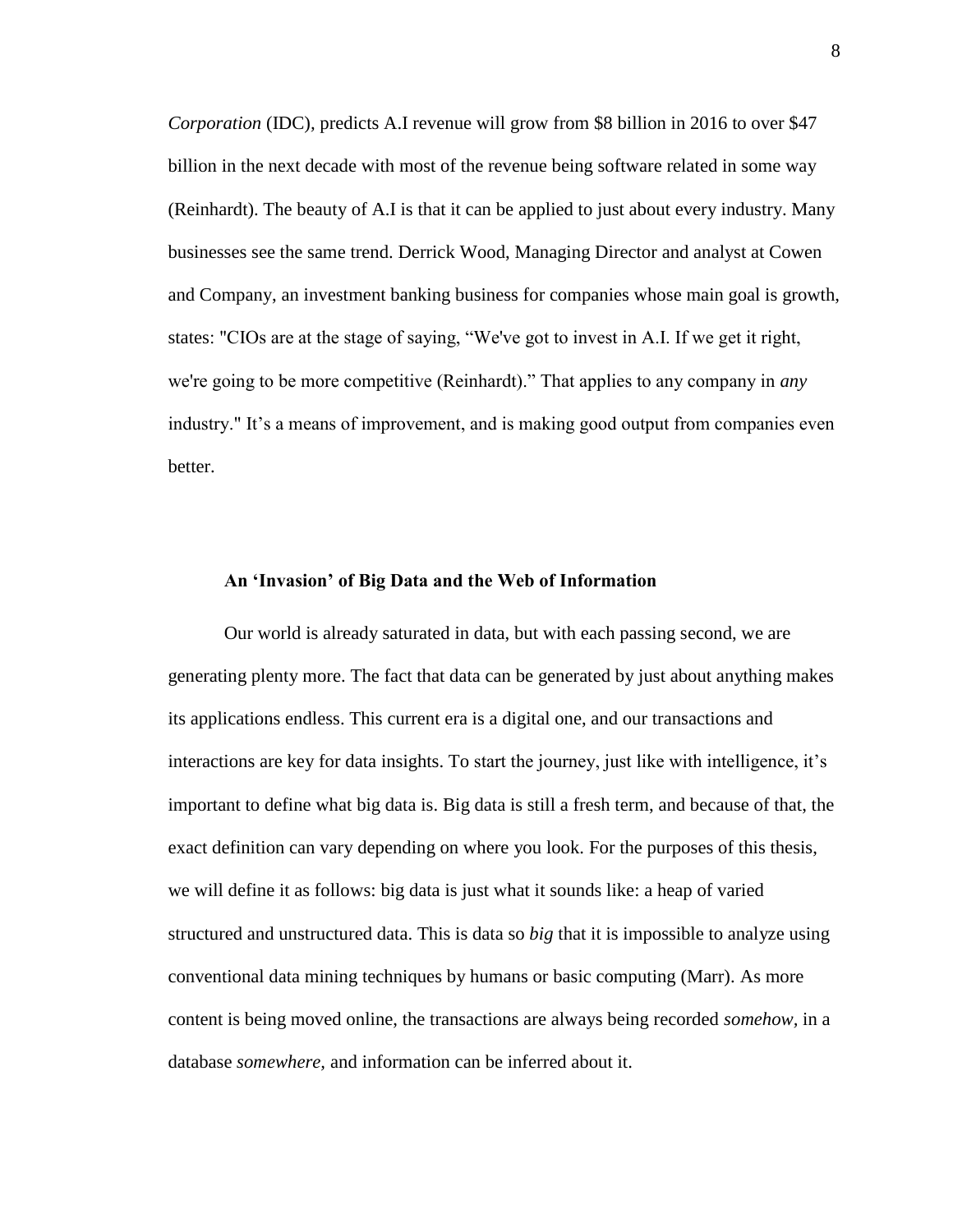*Corporation* (IDC), predicts A.I revenue will grow from $8 billion in 2016 to over $47 billion in the next decade with most of the revenue being software related in some way (Reinhardt). The beauty of A.I is that it can be applied to just about every industry. Many businesses see the same trend. Derrick Wood, Managing Director and analyst at Cowen and Company, an investment banking business for companies whose main goal is growth, states: "CIOs are at the stage of saying, "We've got to invest in A.I. If we get it right, we're going to be more competitive (Reinhardt)." That applies to any company in *any* industry." It's a means of improvement, and is making good output from companies even better.

### An 'Invasion' of Big Data and the Web of Information

Our world is already saturated in data, but with each passing second, we are generating plenty more. The fact that data can be generated by just about anything makes its applications endless. This current era is a digital one, and our transactions and interactions are key for data insights. To start the journey, just like with intelligence, it's important to define what big data is. Big data is still a fresh term, and because of that, the exact definition can vary depending on where you look. For the purposes of this thesis, we will define it as follows: big data is just what it sounds like: a heap of varied structured and unstructured data. This is data so *big* that it is impossible to analyze using conventional data mining techniques by humans or basic computing (Marr). As more content is being moved online, the transactions are always being recorded *somehow*, in a database *somewhere*, and information can be inferred about it.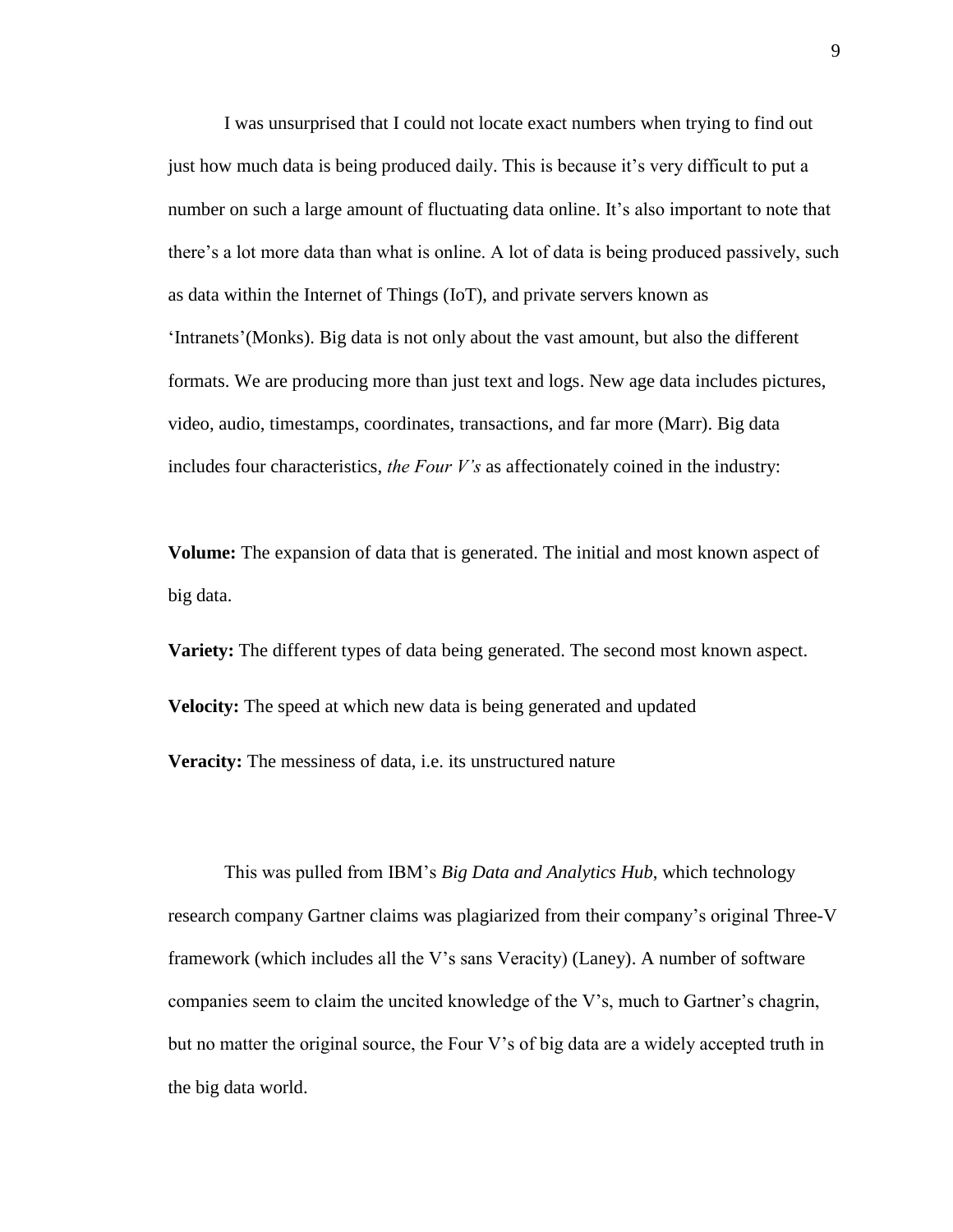I was unsurprised that I could not locate exact numbers when trying to find out just how much data is being produced daily. This is because it's very difficult to put a number on such a large amount of fluctuating data online. It's also important to note that there's a lot more data than what is online. A lot of data is being produced passively, such as data within the Internet of Things (IoT), and private servers known as 'Intranets'(Monks). Big data is not only about the vast amount, but also the different formats. We are producing more than just text and logs. New age data includes pictures, video, audio, timestamps, coordinates, transactions, and far more (Marr). Big data includes four characteristics, *the Four V's* as affectionately coined in the industry:

**Volume:** The expansion of data that is generated. The initial and most known aspect of big data.

**Variety:** The different types of data being generated. The second most known aspect.

**Velocity:** The speed at which new data is being generated and updated

**Veracity:** The messiness of data, i.e. its unstructured nature

This was pulled from IBM's *Big Data and Analytics Hub*, which technology research company Gartner claims was plagiarized from their company's original Three-V framework (which includes all the V's sans Veracity) (Laney). A number of software companies seem to claim the uncited knowledge of the V's, much to Gartner's chagrin, but no matter the original source, the Four V's of big data are a widely accepted truth in the big data world.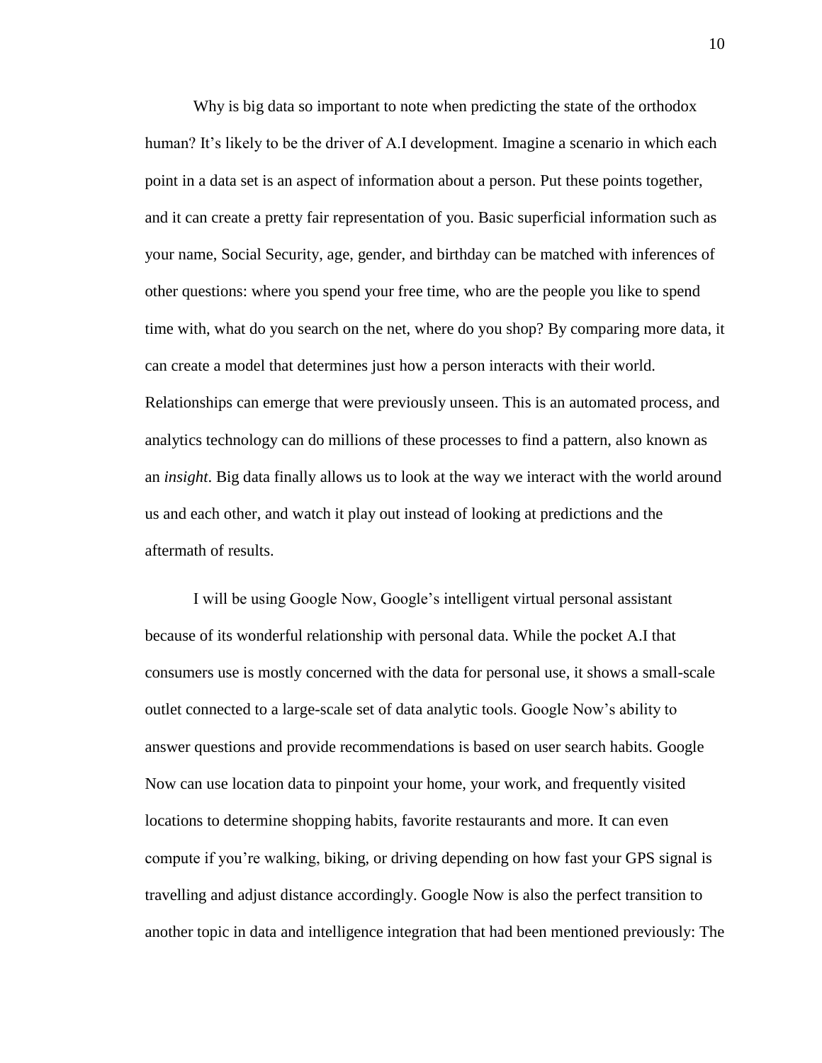Why is big data so important to note when predicting the state of the orthodox human? It's likely to be the driver of A.I development. Imagine a scenario in which each point in a data set is an aspect of information about a person. Put these points together, and it can create a pretty fair representation of you. Basic superficial information such as your name, Social Security, age, gender, and birthday can be matched with inferences of other questions: where you spend your free time, who are the people you like to spend time with, what do you search on the net, where do you shop? By comparing more data, it can create a model that determines just how a person interacts with their world. Relationships can emerge that were previously unseen. This is an automated process, and analytics technology can do millions of these processes to find a pattern, also known as an *insight*. Big data finally allows us to look at the way we interact with the world around us and each other, and watch it play out instead of looking at predictions and the aftermath of results.

I will be using Google Now, Google's intelligent virtual personal assistant because of its wonderful relationship with personal data. While the pocket A.I that consumers use is mostly concerned with the data for personal use, it shows a small-scale outlet connected to a large-scale set of data analytic tools. Google Now's ability to answer questions and provide recommendations is based on user search habits. Google Now can use location data to pinpoint your home, your work, and frequently visited locations to determine shopping habits, favorite restaurants and more. It can even compute if you're walking, biking, or driving depending on how fast your GPS signal is travelling and adjust distance accordingly. Google Now is also the perfect transition to another topic in data and intelligence integration that had been mentioned previously: The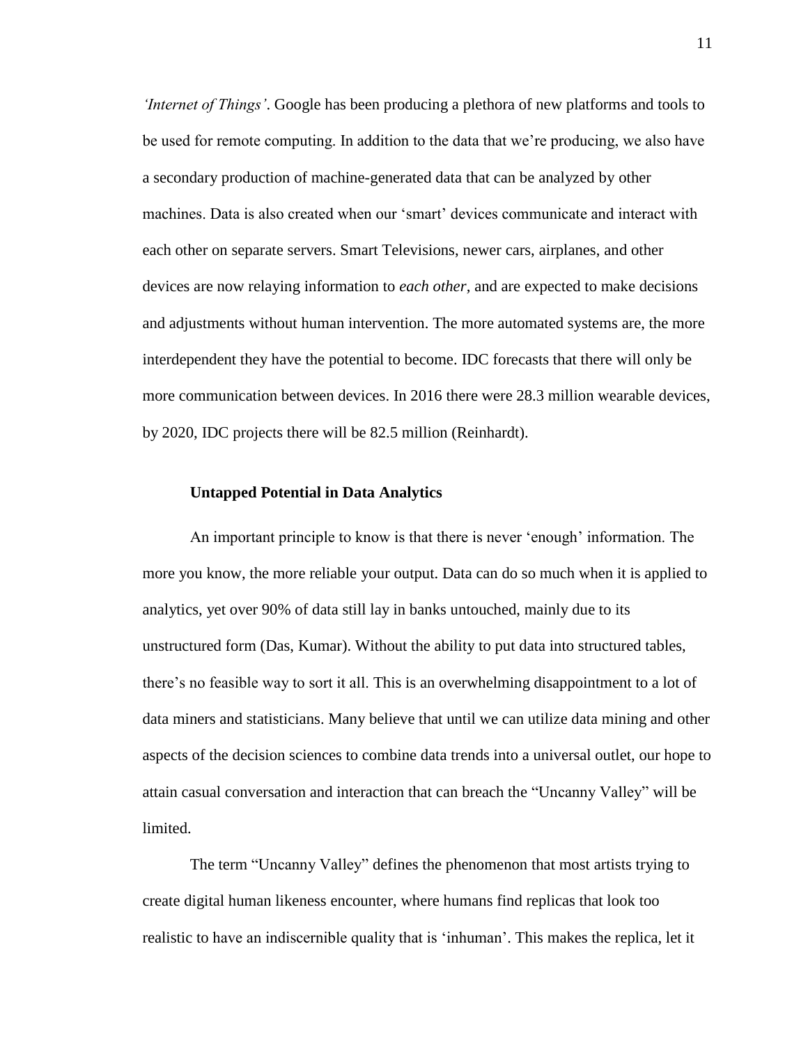*'Internet of Things'*. Google has been producing a plethora of new platforms and tools to be used for remote computing. In addition to the data that we're producing, we also have a secondary production of machine-generated data that can be analyzed by other machines. Data is also created when our 'smart' devices communicate and interact with each other on separate servers. Smart Televisions, newer cars, airplanes, and other devices are now relaying information to *each other*, and are expected to make decisions and adjustments without human intervention. The more automated systems are, the more interdependent they have the potential to become. IDC forecasts that there will only be more communication between devices. In 2016 there were 28.3 million wearable devices, by 2020, IDC projects there will be 82.5 million (Reinhardt).

**Untapped Potential in Data Analytics**

An important principle to know is that there is never 'enough' information. The more you know, the more reliable your output. Data can do so much when it is applied to analytics, yet over 90% of data still lay in banks untouched, mainly due to its unstructured form (Das, Kumar). Without the ability to put data into structured tables, there's no feasible way to sort it all. This is an overwhelming disappointment to a lot of data miners and statisticians. Many believe that until we can utilize data mining and other aspects of the decision sciences to combine data trends into a universal outlet, our hope to attain casual conversation and interaction that can breach the "Uncanny Valley" will be limited.

The term "Uncanny Valley" defines the phenomenon that most artists trying to create digital human likeness encounter, where humans find replicas that look too realistic to have an indiscernible quality that is 'inhuman'. This makes the replica, let it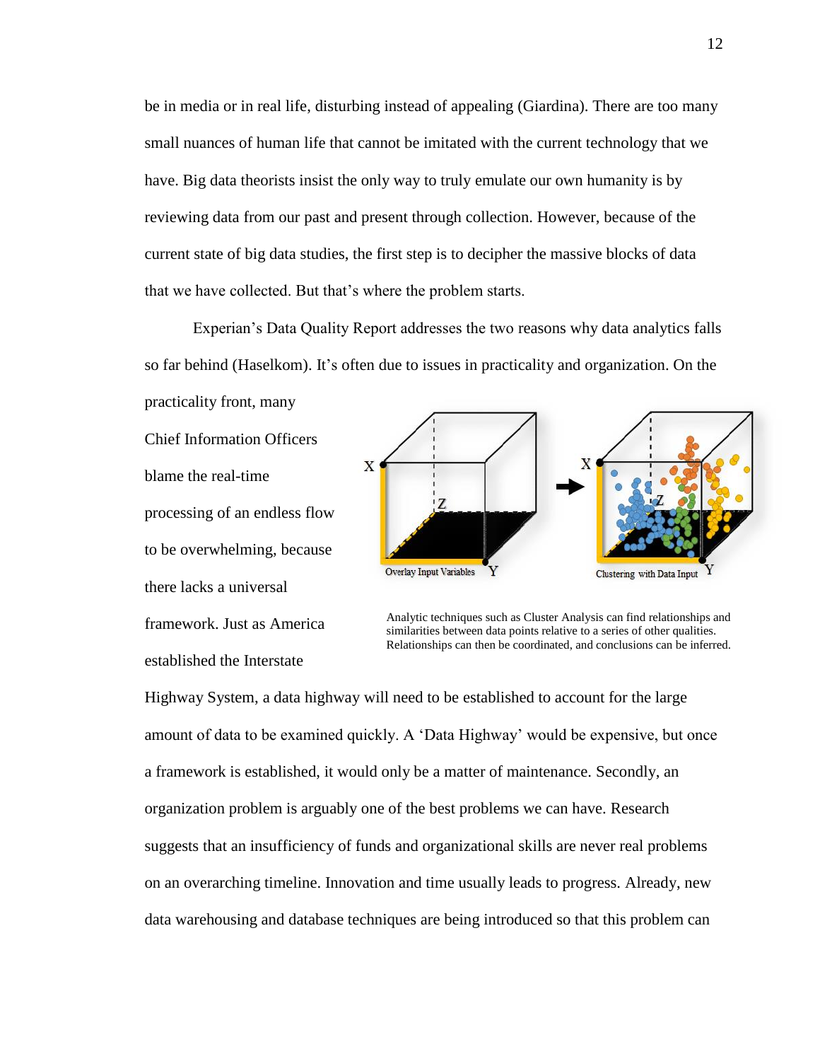be in media or in real life, disturbing instead of appealing (Giardina). There are too many small nuances of human life that cannot be imitated with the current technology that we have. Big data theorists insist the only way to truly emulate our own humanity is by reviewing data from our past and present through collection. However, because of the current state of big data studies, the first step is to decipher the massive blocks of data that we have collected. But that's where the problem starts.

Experian's Data Quality Report addresses the two reasons why data analytics falls so far behind (Haselkom). It's often due to issues in practicality and organization. On the practicality front, many Chief Information Officers blame the real-time processing of an endless flow to be overwhelming, because there lacks a universal framework. Just as America established the Interstate Highway System, a data highway will need to be established to account for the large amount of data to be examined quickly. A 'Data Highway' would be expensive, but once a framework is established, it would only be a matter of maintenance. Secondly, an organization problem is arguably one of the best problems we can have. Research suggests that an insufficiency of funds and organizational skills are never real problems on an overarching timeline. Innovation and time usually leads to progress. Already, new data warehousing and database techniques are being introduced so that this problem can

Overlay Input Variables

Clustering with Data Input

Analytic techniques such as Cluster Analysis can find relationships and similarities between data points relative to a series of other qualities. Relationships can then be coordinated, and conclusions can be inferred.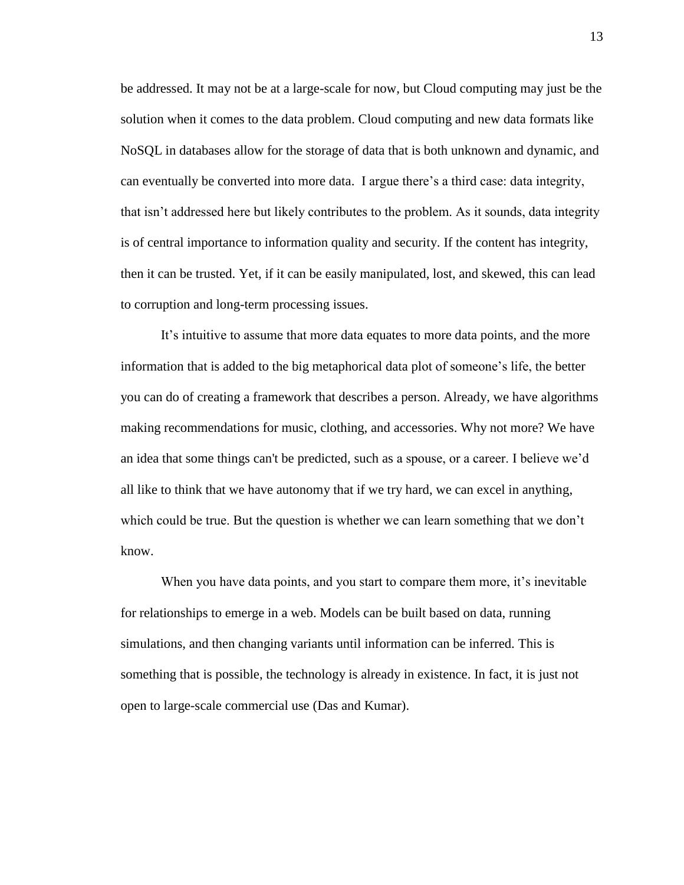be addressed. It may not be at a large-scale for now, but Cloud computing may just be the solution when it comes to the data problem. Cloud computing and new data formats like NoSQL in databases allow for the storage of data that is both unknown and dynamic, and can eventually be converted into more data.  I argue there's a third case: data integrity, that isn't addressed here but likely contributes to the problem. As it sounds, data integrity is of central importance to information quality and security. If the content has integrity, then it can be trusted. Yet, if it can be easily manipulated, lost, and skewed, this can lead to corruption and long-term processing issues.

It's intuitive to assume that more data equates to more data points, and the more information that is added to the big metaphorical data plot of someone's life, the better you can do of creating a framework that describes a person. Already, we have algorithms making recommendations for music, clothing, and accessories. Why not more? We have an idea that some things can't be predicted, such as a spouse, or a career. I believe we'd all like to think that we have autonomy that if we try hard, we can excel in anything, which could be true. But the question is whether we can learn something that we don't know.

When you have data points, and you start to compare them more, it's inevitable for relationships to emerge in a web. Models can be built based on data, running simulations, and then changing variants until information can be inferred. This is something that is possible, the technology is already in existence. In fact, it is just not open to large-scale commercial use (Das and Kumar).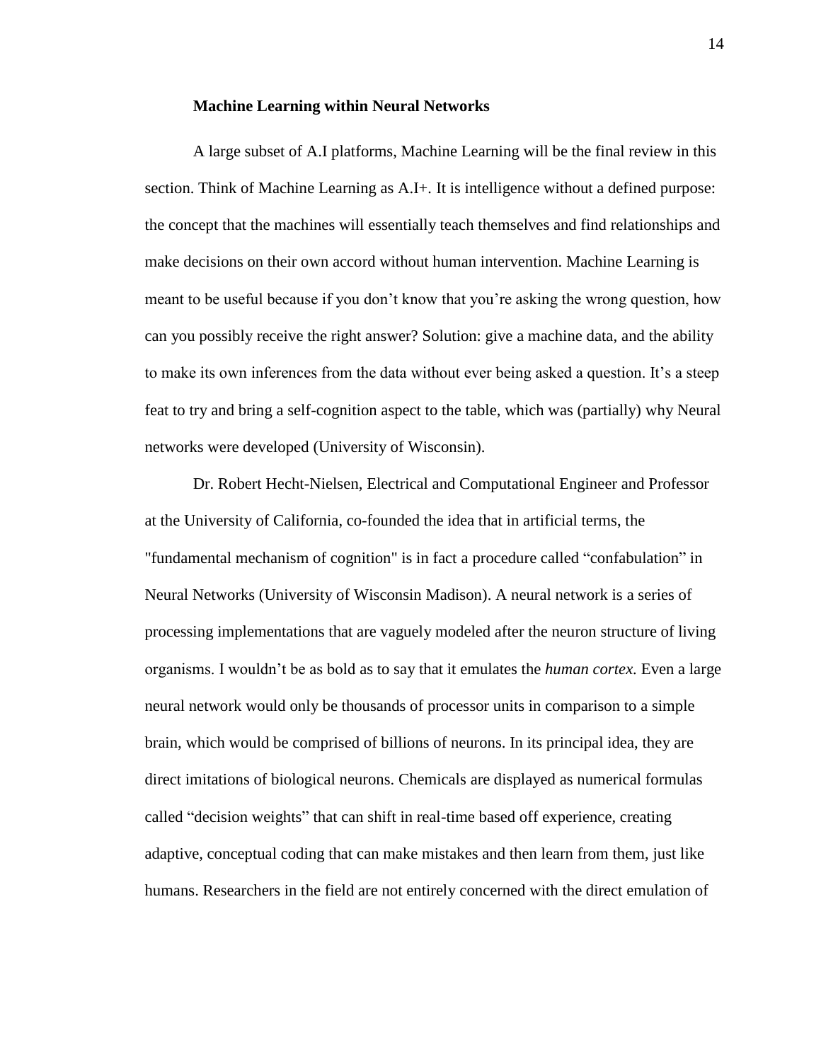### Machine Learning within Neural Networks

A large subset of A.I platforms, Machine Learning will be the final review in this section. Think of Machine Learning as A.I+. It is intelligence without a defined purpose: the concept that the machines will essentially teach themselves and find relationships and make decisions on their own accord without human intervention. Machine Learning is meant to be useful because if you don't know that you're asking the wrong question, how can you possibly receive the right answer? Solution: give a machine data, and the ability to make its own inferences from the data without ever being asked a question. It's a steep feat to try and bring a self-cognition aspect to the table, which was (partially) why Neural networks were developed (University of Wisconsin).

Dr. Robert Hecht-Nielsen, Electrical and Computational Engineer and Professor at the University of California, co-founded the idea that in artificial terms, the "fundamental mechanism of cognition" is in fact a procedure called "confabulation" in Neural Networks (University of Wisconsin Madison). A neural network is a series of processing implementations that are vaguely modeled after the neuron structure of living organisms. I wouldn't be as bold as to say that it emulates the *human cortex.* Even a large neural network would only be thousands of processor units in comparison to a simple brain, which would be comprised of billions of neurons. In its principal idea, they are direct imitations of biological neurons. Chemicals are displayed as numerical formulas called "decision weights" that can shift in real-time based off experience, creating adaptive, conceptual coding that can make mistakes and then learn from them, just like humans. Researchers in the field are not entirely concerned with the direct emulation of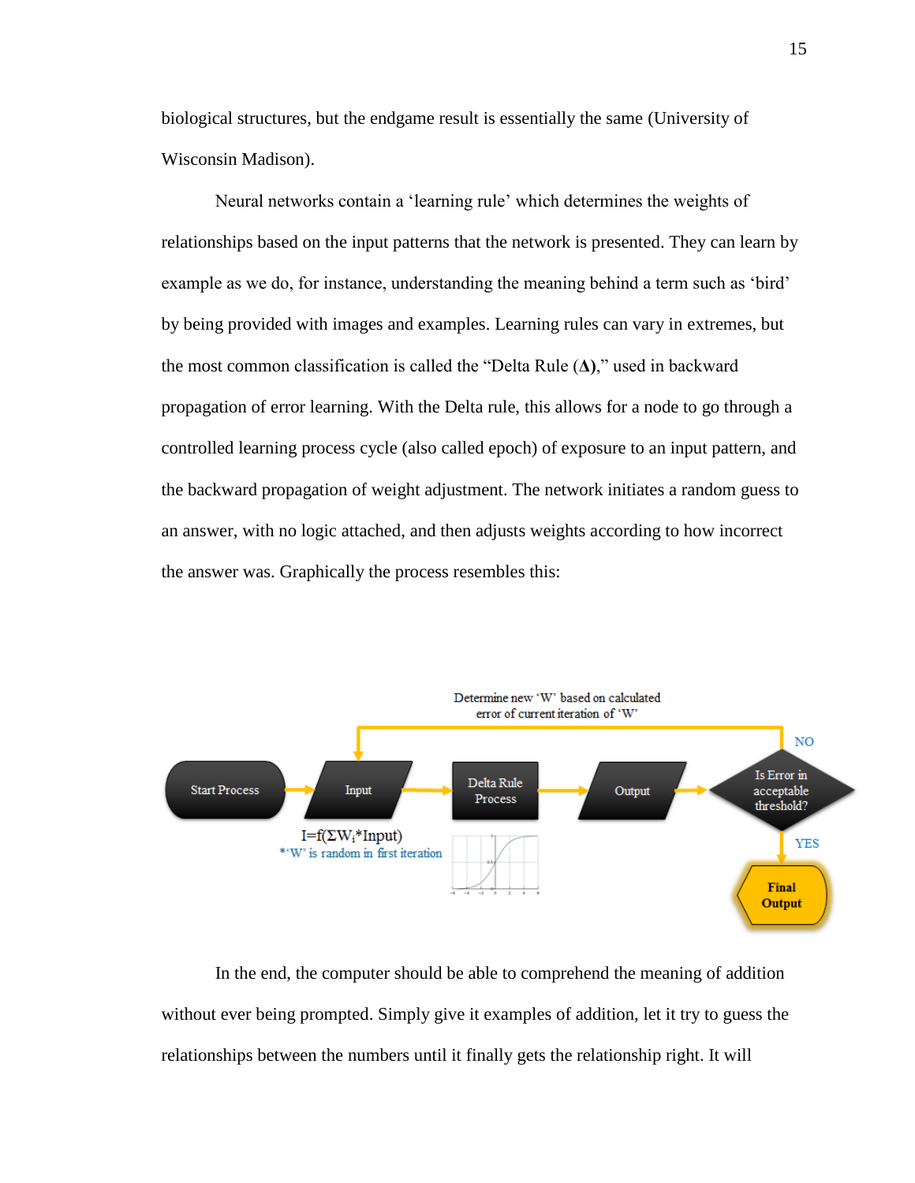biological structures, but the endgame result is essentially the same (University of Wisconsin Madison).

Neural networks contain a 'learning rule' which determines the weights of relationships based on the input patterns that the network is presented. They can learn by example as we do, for instance, understanding the meaning behind a term such as 'bird' by being provided with images and examples. Learning rules can vary in extremes, but the most common classification is called the "Delta Rule (**Δ**)," used in backward propagation of error learning. With the Delta rule, this allows for a node to go through a controlled learning process cycle (also called epoch) of exposure to an input pattern, and the backward propagation of weight adjustment. The network initiates a random guess to an answer, with no logic attached, and then adjusts weights according to how incorrect the answer was. Graphically the process resembles this:

Determine new 'W' based on calculated error of current iteration of 'W'

Start Process → Input → Delta Rule Process → Output → Is Error in acceptable threshold? (NO → back to Input; YES → **Final Output**)

$I=f(\Sigma W_i * Input)$

*'W' is random in first iteration

In the end, the computer should be able to comprehend the meaning of addition without ever being prompted. Simply give it examples of addition, let it try to guess the relationships between the numbers until it finally gets the relationship right. It will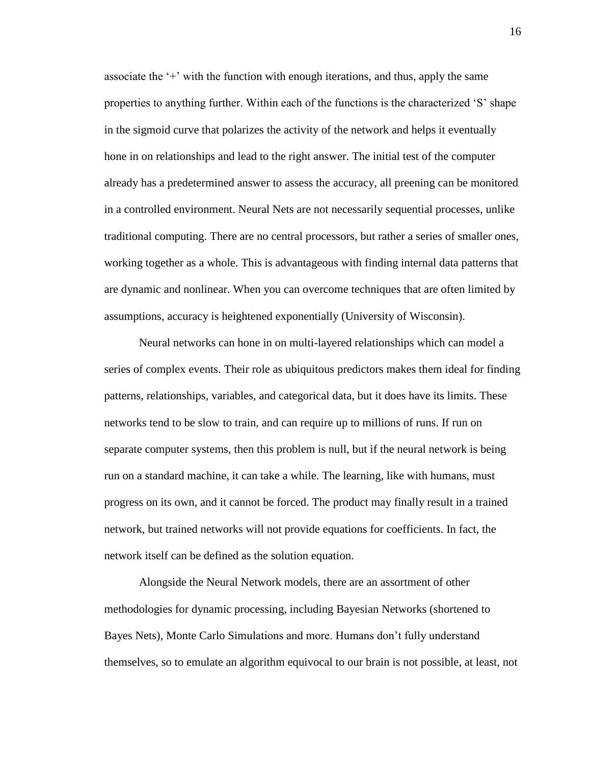associate the '+' with the function with enough iterations, and thus, apply the same properties to anything further. Within each of the functions is the characterized 'S' shape in the sigmoid curve that polarizes the activity of the network and helps it eventually hone in on relationships and lead to the right answer. The initial test of the computer already has a predetermined answer to assess the accuracy, all preening can be monitored in a controlled environment. Neural Nets are not necessarily sequential processes, unlike traditional computing. There are no central processors, but rather a series of smaller ones, working together as a whole. This is advantageous with finding internal data patterns that are dynamic and nonlinear. When you can overcome techniques that are often limited by assumptions, accuracy is heightened exponentially (University of Wisconsin).

Neural networks can hone in on multi-layered relationships which can model a series of complex events. Their role as ubiquitous predictors makes them ideal for finding patterns, relationships, variables, and categorical data, but it does have its limits. These networks tend to be slow to train, and can require up to millions of runs. If run on separate computer systems, then this problem is null, but if the neural network is being run on a standard machine, it can take a while. The learning, like with humans, must progress on its own, and it cannot be forced. The product may finally result in a trained network, but trained networks will not provide equations for coefficients. In fact, the network itself can be defined as the solution equation.

Alongside the Neural Network models, there are an assortment of other methodologies for dynamic processing, including Bayesian Networks (shortened to Bayes Nets), Monte Carlo Simulations and more. Humans don't fully understand themselves, so to emulate an algorithm equivocal to our brain is not possible, at least, not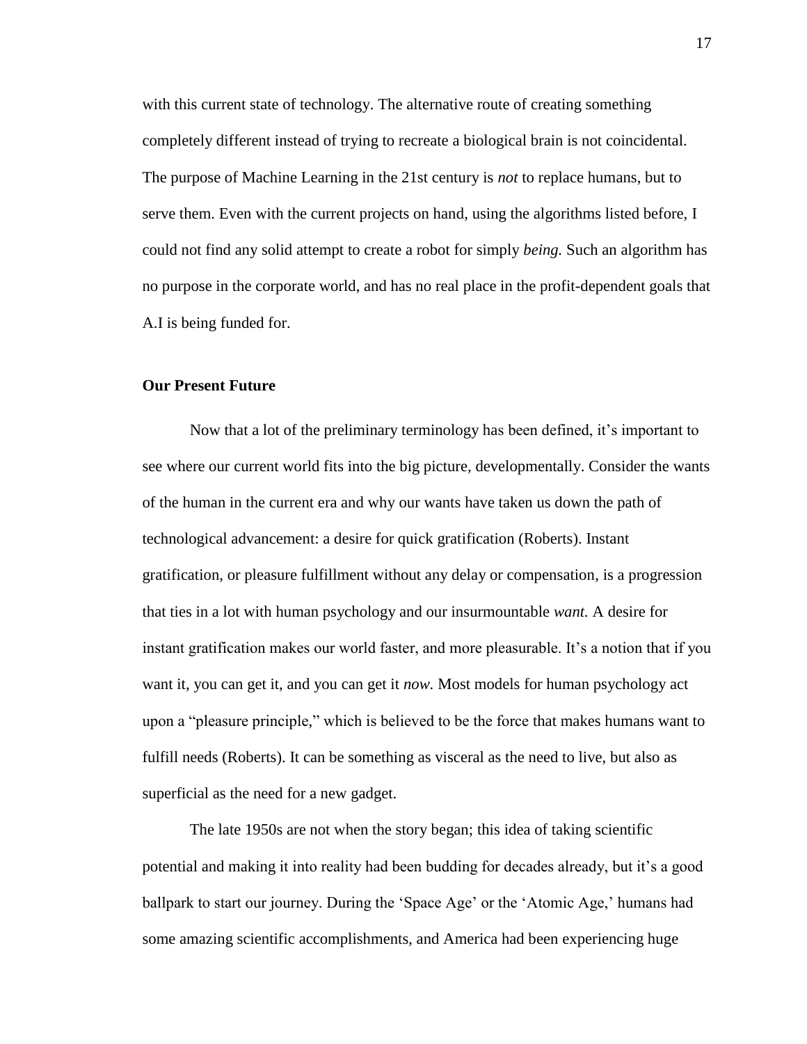with this current state of technology. The alternative route of creating something completely different instead of trying to recreate a biological brain is not coincidental. The purpose of Machine Learning in the 21st century is *not* to replace humans, but to serve them. Even with the current projects on hand, using the algorithms listed before, I could not find any solid attempt to create a robot for simply *being.* Such an algorithm has no purpose in the corporate world, and has no real place in the profit-dependent goals that A.I is being funded for.

**Our Present Future**

Now that a lot of the preliminary terminology has been defined, it's important to see where our current world fits into the big picture, developmentally. Consider the wants of the human in the current era and why our wants have taken us down the path of technological advancement: a desire for quick gratification (Roberts). Instant gratification, or pleasure fulfillment without any delay or compensation, is a progression that ties in a lot with human psychology and our insurmountable *want.* A desire for instant gratification makes our world faster, and more pleasurable. It's a notion that if you want it, you can get it, and you can get it *now.* Most models for human psychology act upon a "pleasure principle," which is believed to be the force that makes humans want to fulfill needs (Roberts). It can be something as visceral as the need to live, but also as superficial as the need for a new gadget.

The late 1950s are not when the story began; this idea of taking scientific potential and making it into reality had been budding for decades already, but it's a good ballpark to start our journey. During the 'Space Age' or the 'Atomic Age,' humans had some amazing scientific accomplishments, and America had been experiencing huge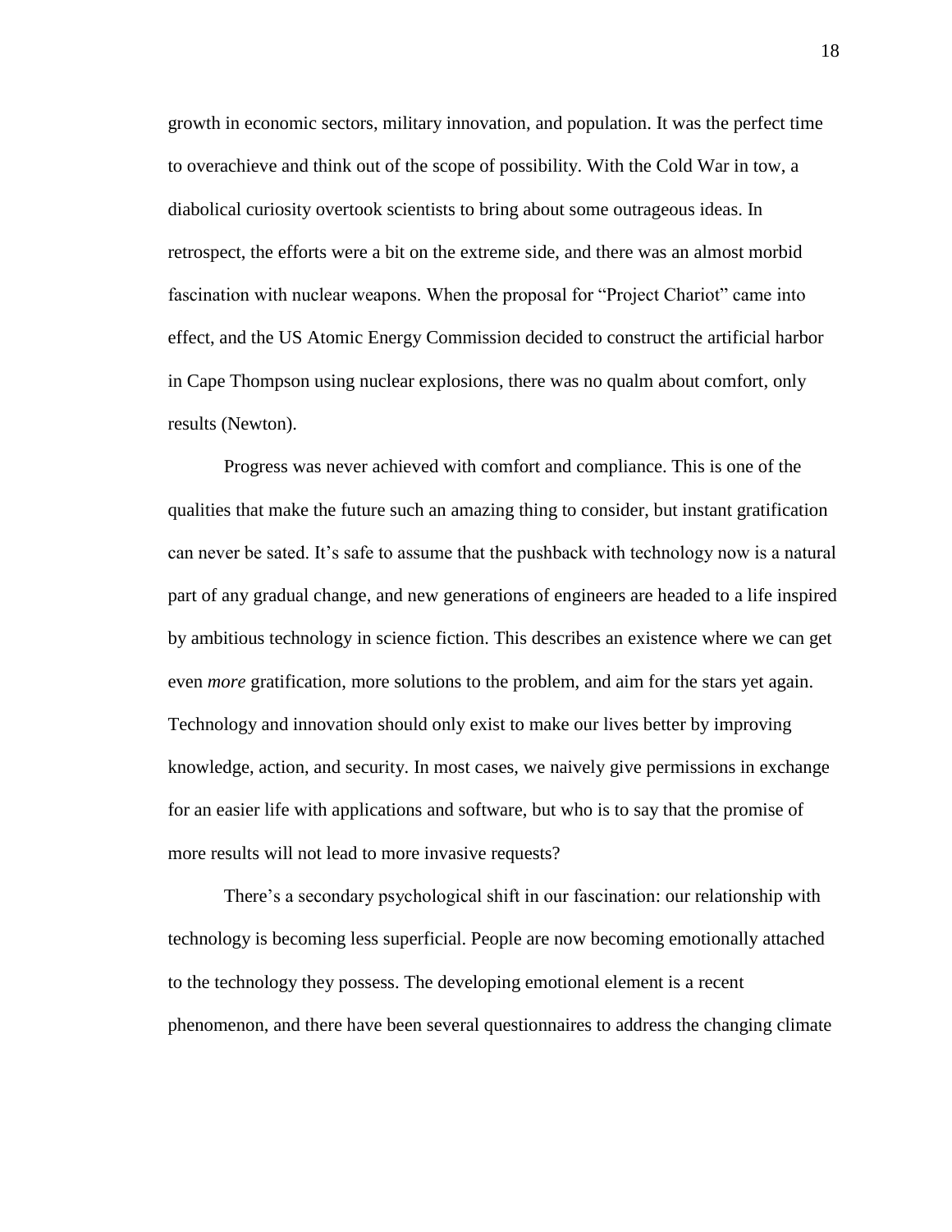growth in economic sectors, military innovation, and population. It was the perfect time to overachieve and think out of the scope of possibility. With the Cold War in tow, a diabolical curiosity overtook scientists to bring about some outrageous ideas. In retrospect, the efforts were a bit on the extreme side, and there was an almost morbid fascination with nuclear weapons. When the proposal for "Project Chariot" came into effect, and the US Atomic Energy Commission decided to construct the artificial harbor in Cape Thompson using nuclear explosions, there was no qualm about comfort, only results (Newton).

Progress was never achieved with comfort and compliance. This is one of the qualities that make the future such an amazing thing to consider, but instant gratification can never be sated. It's safe to assume that the pushback with technology now is a natural part of any gradual change, and new generations of engineers are headed to a life inspired by ambitious technology in science fiction. This describes an existence where we can get even *more* gratification, more solutions to the problem, and aim for the stars yet again. Technology and innovation should only exist to make our lives better by improving knowledge, action, and security. In most cases, we naively give permissions in exchange for an easier life with applications and software, but who is to say that the promise of more results will not lead to more invasive requests?

There's a secondary psychological shift in our fascination: our relationship with technology is becoming less superficial. People are now becoming emotionally attached to the technology they possess. The developing emotional element is a recent phenomenon, and there have been several questionnaires to address the changing climate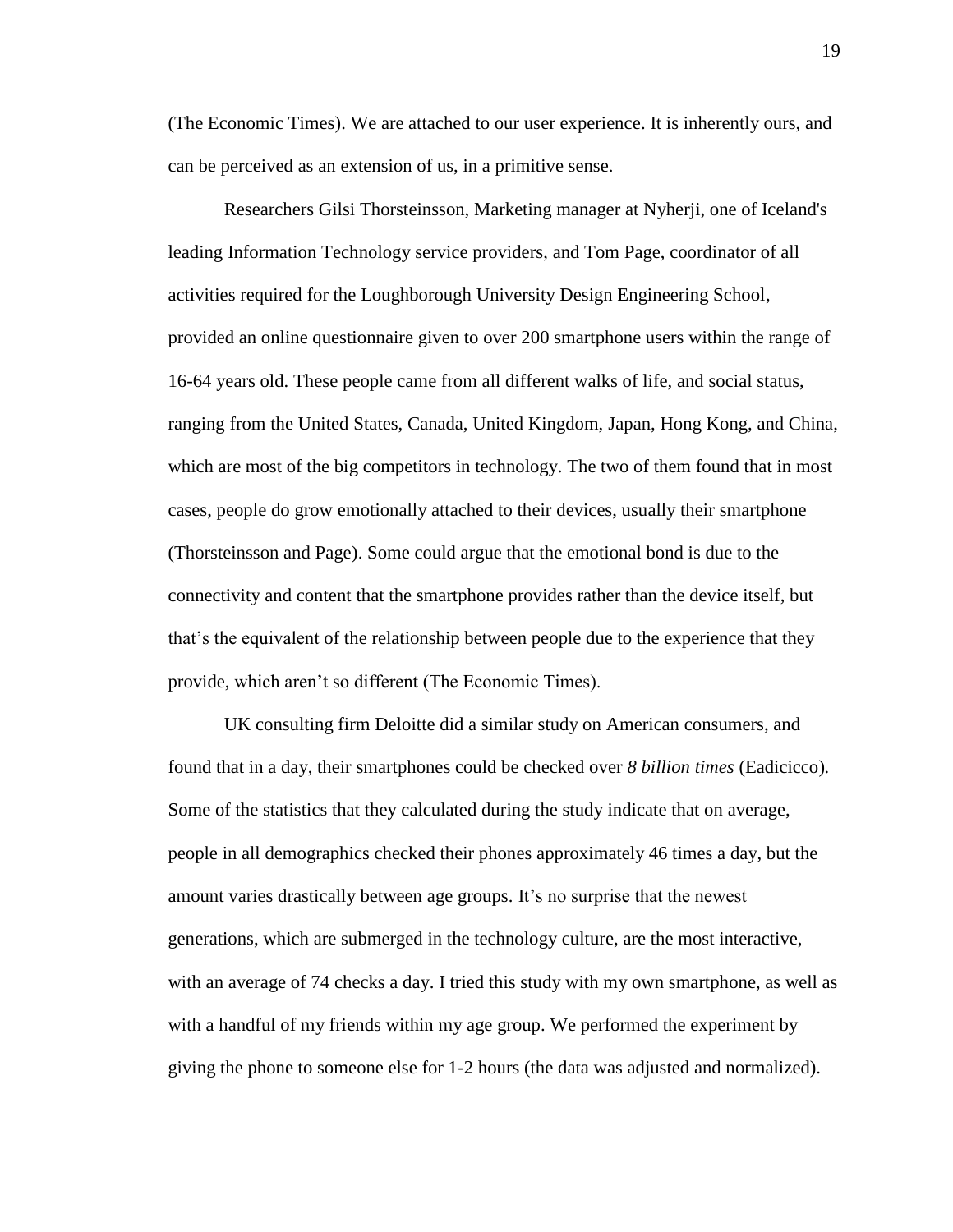(The Economic Times). We are attached to our user experience. It is inherently ours, and can be perceived as an extension of us, in a primitive sense.

Researchers Gilsi Thorsteinsson, Marketing manager at Nyherji, one of Iceland's leading Information Technology service providers, and Tom Page, coordinator of all activities required for the Loughborough University Design Engineering School, provided an online questionnaire given to over 200 smartphone users within the range of 16-64 years old. These people came from all different walks of life, and social status, ranging from the United States, Canada, United Kingdom, Japan, Hong Kong, and China, which are most of the big competitors in technology. The two of them found that in most cases, people do grow emotionally attached to their devices, usually their smartphone (Thorsteinsson and Page). Some could argue that the emotional bond is due to the connectivity and content that the smartphone provides rather than the device itself, but that's the equivalent of the relationship between people due to the experience that they provide, which aren't so different (The Economic Times).

UK consulting firm Deloitte did a similar study on American consumers, and found that in a day, their smartphones could be checked over *8 billion times* (Eadicicco). Some of the statistics that they calculated during the study indicate that on average, people in all demographics checked their phones approximately 46 times a day, but the amount varies drastically between age groups. It's no surprise that the newest generations, which are submerged in the technology culture, are the most interactive, with an average of 74 checks a day. I tried this study with my own smartphone, as well as with a handful of my friends within my age group. We performed the experiment by giving the phone to someone else for 1-2 hours (the data was adjusted and normalized).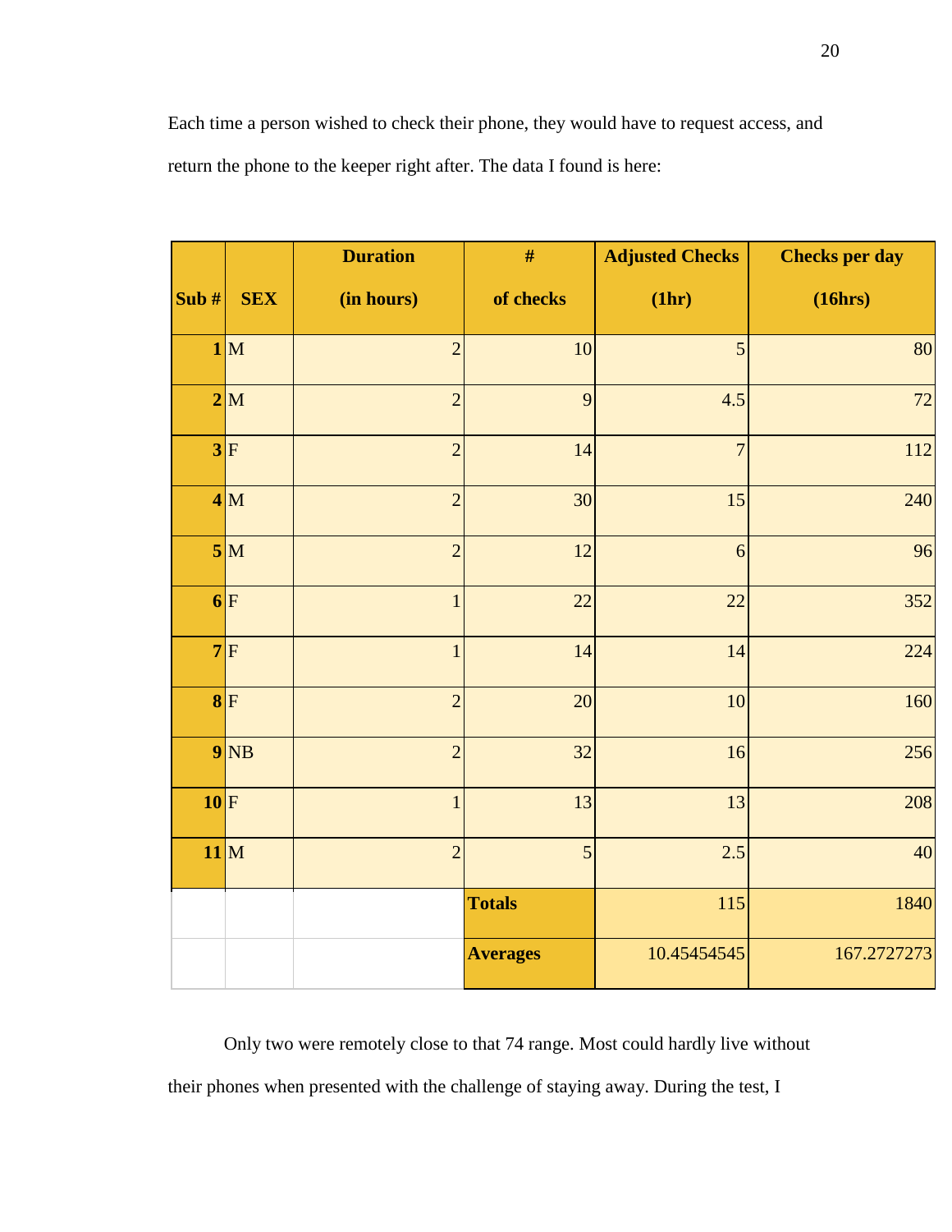Each time a person wished to check their phone, they would have to request access, and return the phone to the keeper right after. The data I found is here:

| Sub # | SEX | Duration (in hours) | # of checks | Adjusted Checks (1hr) | Checks per day (16hrs) |
|---|---|---|---|---|---|
| 1 | M | 2 | 10 | 5 | 80 |
| 2 | M | 2 | 9 | 4.5 | 72 |
| 3 | F | 2 | 14 | 7 | 112 |
| 4 | M | 2 | 30 | 15 | 240 |
| 5 | M | 2 | 12 | 6 | 96 |
| 6 | F | 1 | 22 | 22 | 352 |
| 7 | F | 1 | 14 | 14 | 224 |
| 8 | F | 2 | 20 | 10 | 160 |
| 9 | NB | 2 | 32 | 16 | 256 |
| 10 | F | 1 | 13 | 13 | 208 |
| 11 | M | 2 | 5 | 2.5 | 40 |
| | | | **Totals** | 115 | 1840 |
| | | | **Averages** | 10.45454545 | 167.2727273 |

Only two were remotely close to that 74 range. Most could hardly live without their phones when presented with the challenge of staying away. During the test, I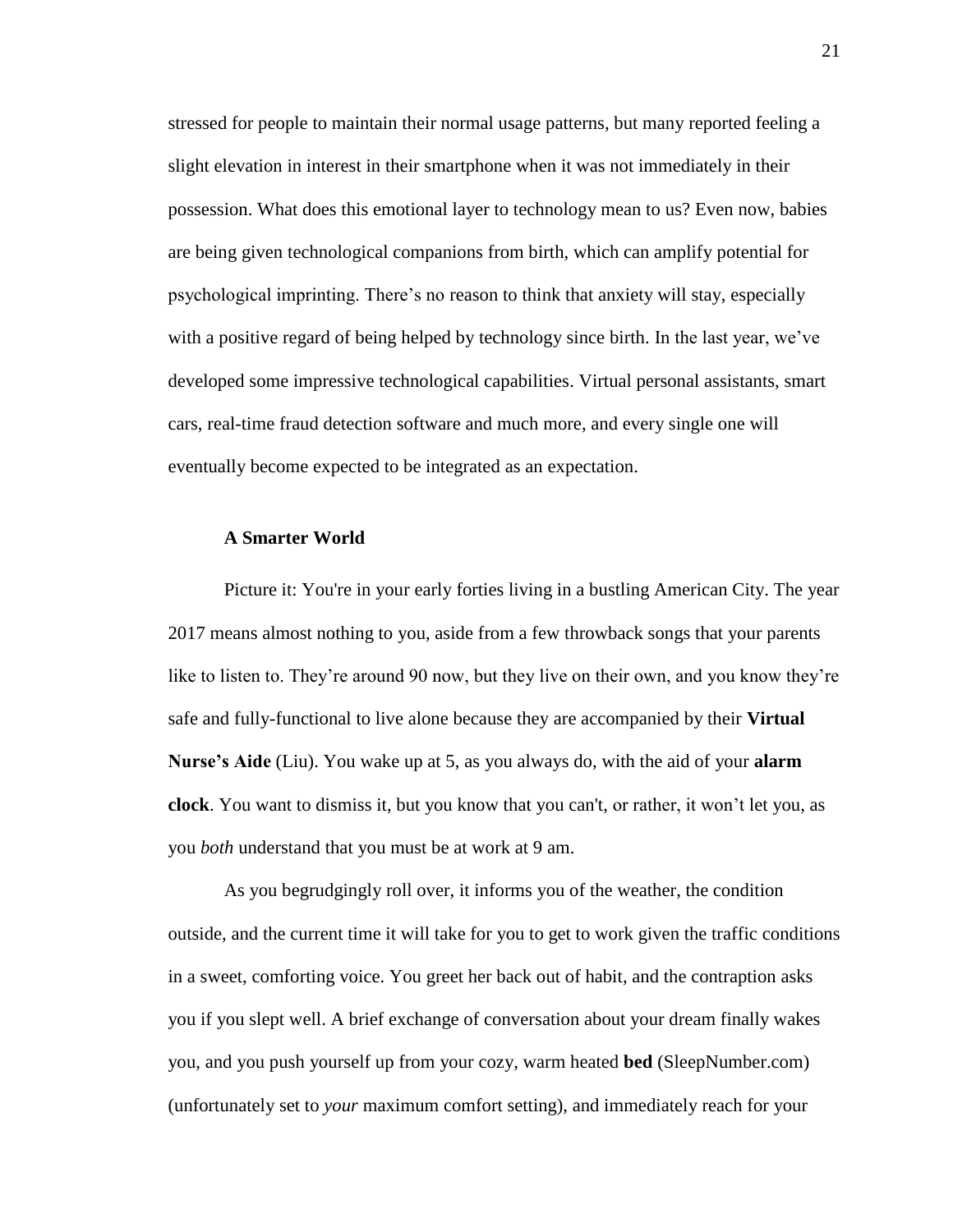stressed for people to maintain their normal usage patterns, but many reported feeling a slight elevation in interest in their smartphone when it was not immediately in their possession. What does this emotional layer to technology mean to us? Even now, babies are being given technological companions from birth, which can amplify potential for psychological imprinting. There's no reason to think that anxiety will stay, especially with a positive regard of being helped by technology since birth. In the last year, we've developed some impressive technological capabilities. Virtual personal assistants, smart cars, real-time fraud detection software and much more, and every single one will eventually become expected to be integrated as an expectation.

### A Smarter World

Picture it: You're in your early forties living in a bustling American City. The year 2017 means almost nothing to you, aside from a few throwback songs that your parents like to listen to. They're around 90 now, but they live on their own, and you know they're safe and fully-functional to live alone because they are accompanied by their **Virtual Nurse's Aide** (Liu). You wake up at 5, as you always do, with the aid of your **alarm clock**. You want to dismiss it, but you know that you can't, or rather, it won't let you, as you *both* understand that you must be at work at 9 am.

As you begrudgingly roll over, it informs you of the weather, the condition outside, and the current time it will take for you to get to work given the traffic conditions in a sweet, comforting voice. You greet her back out of habit, and the contraption asks you if you slept well. A brief exchange of conversation about your dream finally wakes you, and you push yourself up from your cozy, warm heated **bed** (SleepNumber.com) (unfortunately set to *your* maximum comfort setting), and immediately reach for your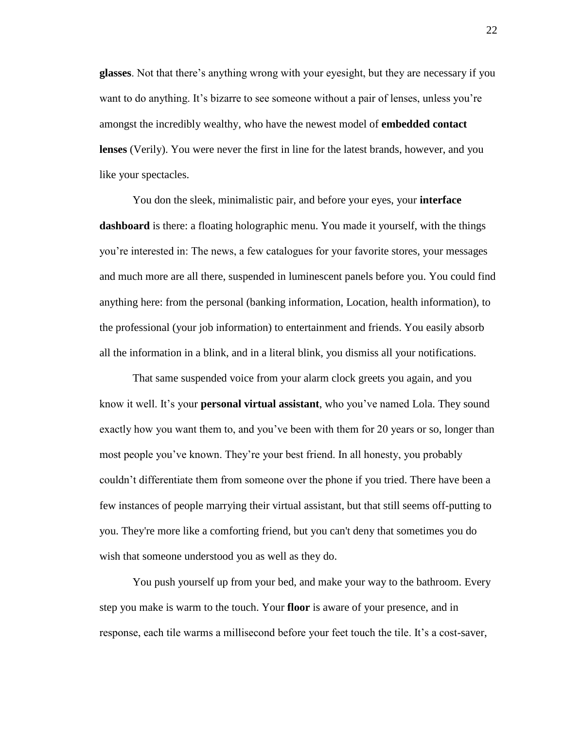**glasses**. Not that there's anything wrong with your eyesight, but they are necessary if you want to do anything. It's bizarre to see someone without a pair of lenses, unless you're amongst the incredibly wealthy, who have the newest model of **embedded contact lenses** (Verily). You were never the first in line for the latest brands, however, and you like your spectacles.

You don the sleek, minimalistic pair, and before your eyes, your **interface dashboard** is there: a floating holographic menu. You made it yourself, with the things you're interested in: The news, a few catalogues for your favorite stores, your messages and much more are all there, suspended in luminescent panels before you. You could find anything here: from the personal (banking information, Location, health information), to the professional (your job information) to entertainment and friends. You easily absorb all the information in a blink, and in a literal blink, you dismiss all your notifications.

That same suspended voice from your alarm clock greets you again, and you know it well. It's your **personal virtual assistant**, who you've named Lola. They sound exactly how you want them to, and you've been with them for 20 years or so, longer than most people you've known. They're your best friend. In all honesty, you probably couldn't differentiate them from someone over the phone if you tried. There have been a few instances of people marrying their virtual assistant, but that still seems off-putting to you. They're more like a comforting friend, but you can't deny that sometimes you do wish that someone understood you as well as they do.

You push yourself up from your bed, and make your way to the bathroom. Every step you make is warm to the touch. Your **floor** is aware of your presence, and in response, each tile warms a millisecond before your feet touch the tile. It's a cost-saver,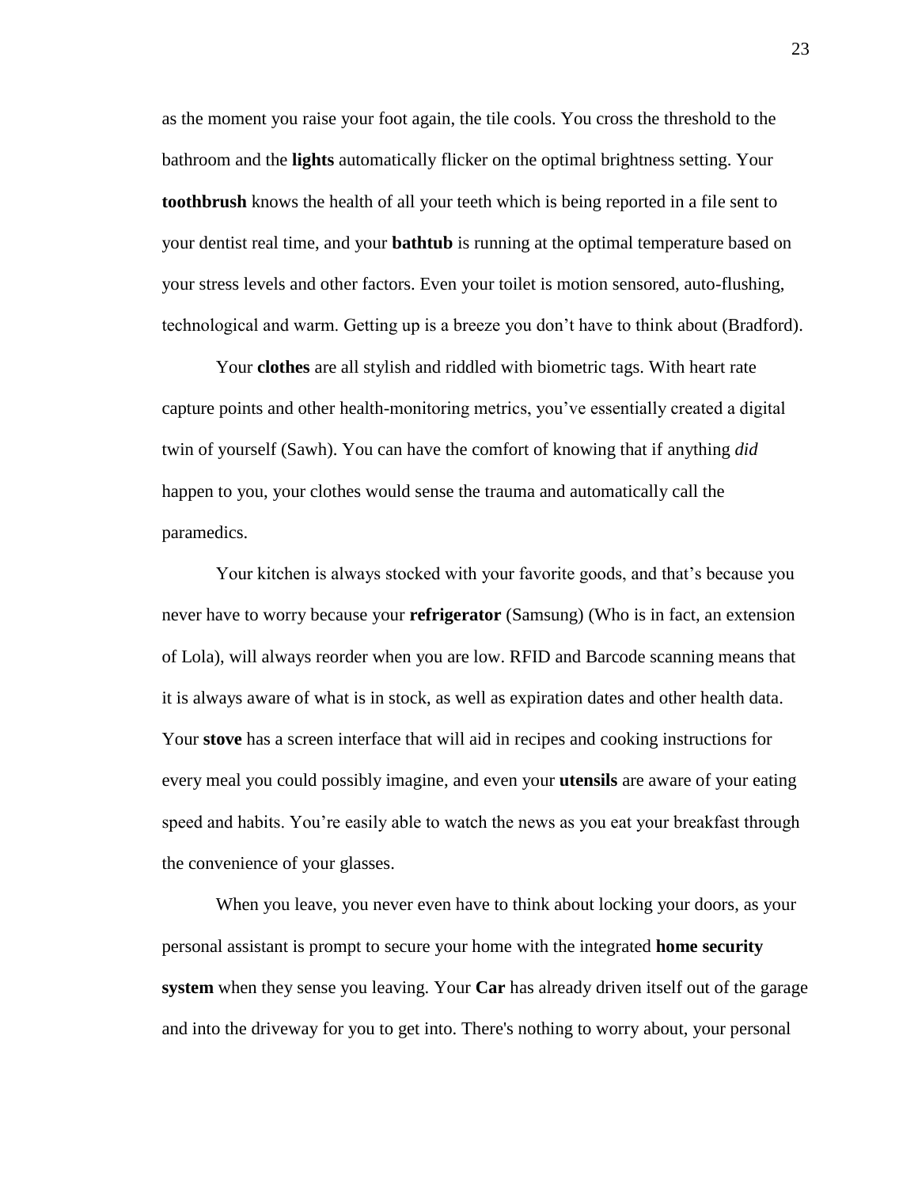as the moment you raise your foot again, the tile cools. You cross the threshold to the bathroom and the **lights** automatically flicker on the optimal brightness setting. Your **toothbrush** knows the health of all your teeth which is being reported in a file sent to your dentist real time, and your **bathtub** is running at the optimal temperature based on your stress levels and other factors. Even your toilet is motion sensored, auto-flushing, technological and warm. Getting up is a breeze you don't have to think about (Bradford).

Your **clothes** are all stylish and riddled with biometric tags. With heart rate capture points and other health-monitoring metrics, you've essentially created a digital twin of yourself (Sawh). You can have the comfort of knowing that if anything *did* happen to you, your clothes would sense the trauma and automatically call the paramedics.

Your kitchen is always stocked with your favorite goods, and that's because you never have to worry because your **refrigerator** (Samsung) (Who is in fact, an extension of Lola), will always reorder when you are low. RFID and Barcode scanning means that it is always aware of what is in stock, as well as expiration dates and other health data. Your **stove** has a screen interface that will aid in recipes and cooking instructions for every meal you could possibly imagine, and even your **utensils** are aware of your eating speed and habits. You're easily able to watch the news as you eat your breakfast through the convenience of your glasses.

When you leave, you never even have to think about locking your doors, as your personal assistant is prompt to secure your home with the integrated **home security system** when they sense you leaving. Your **Car** has already driven itself out of the garage and into the driveway for you to get into. There's nothing to worry about, your personal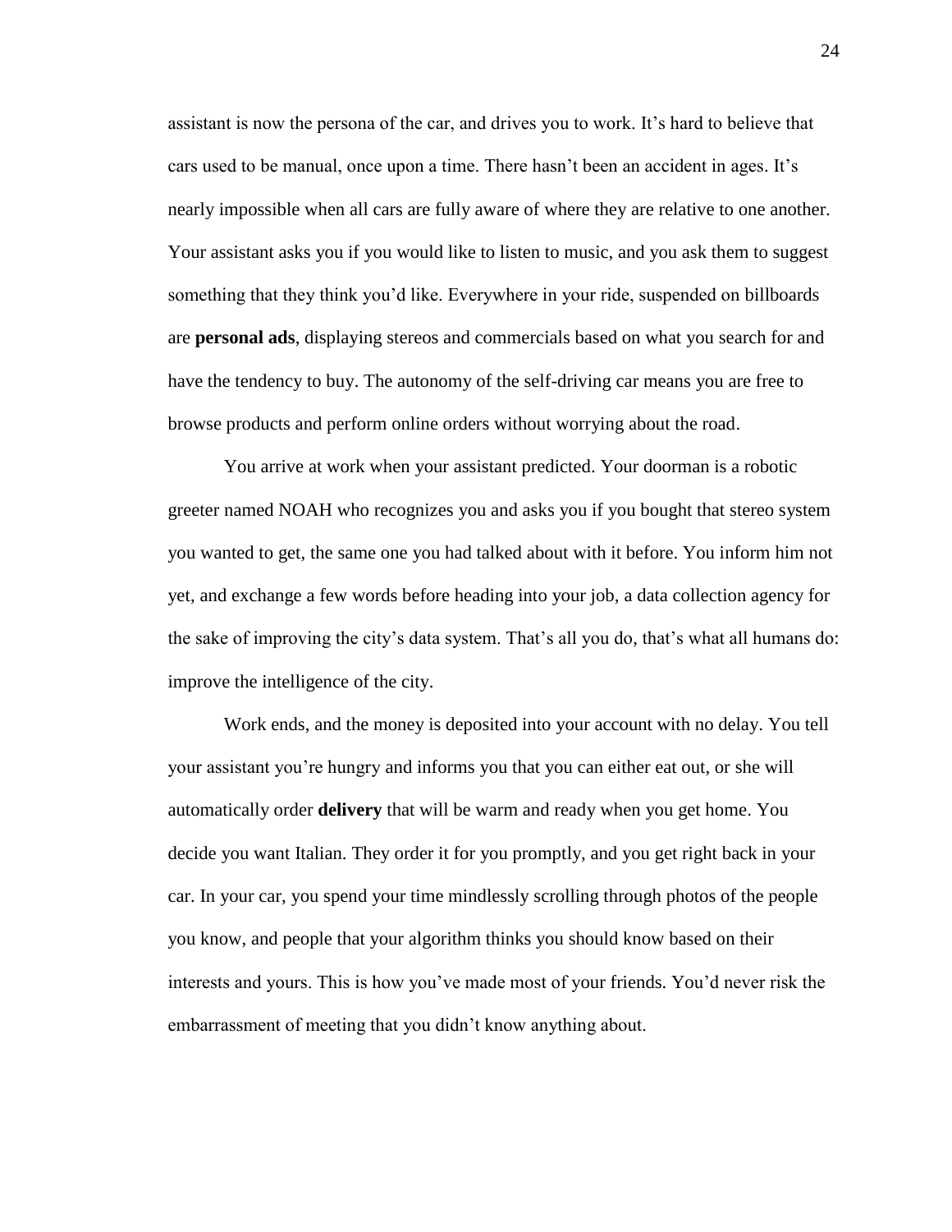assistant is now the persona of the car, and drives you to work. It's hard to believe that cars used to be manual, once upon a time. There hasn't been an accident in ages. It's nearly impossible when all cars are fully aware of where they are relative to one another. Your assistant asks you if you would like to listen to music, and you ask them to suggest something that they think you'd like. Everywhere in your ride, suspended on billboards are **personal ads**, displaying stereos and commercials based on what you search for and have the tendency to buy. The autonomy of the self-driving car means you are free to browse products and perform online orders without worrying about the road.

You arrive at work when your assistant predicted. Your doorman is a robotic greeter named NOAH who recognizes you and asks you if you bought that stereo system you wanted to get, the same one you had talked about with it before. You inform him not yet, and exchange a few words before heading into your job, a data collection agency for the sake of improving the city's data system. That's all you do, that's what all humans do: improve the intelligence of the city.

Work ends, and the money is deposited into your account with no delay. You tell your assistant you're hungry and informs you that you can either eat out, or she will automatically order **delivery** that will be warm and ready when you get home. You decide you want Italian. They order it for you promptly, and you get right back in your car. In your car, you spend your time mindlessly scrolling through photos of the people you know, and people that your algorithm thinks you should know based on their interests and yours. This is how you've made most of your friends. You'd never risk the embarrassment of meeting that you didn't know anything about.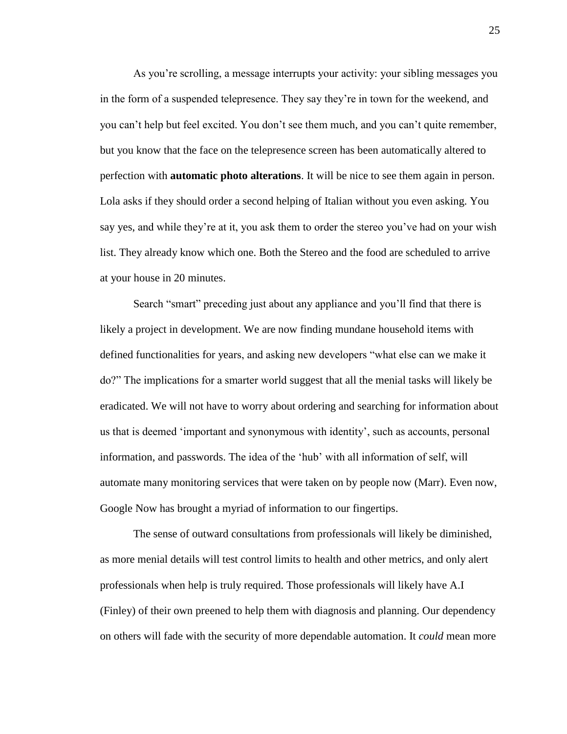As you're scrolling, a message interrupts your activity: your sibling messages you in the form of a suspended telepresence. They say they're in town for the weekend, and you can't help but feel excited. You don't see them much, and you can't quite remember, but you know that the face on the telepresence screen has been automatically altered to perfection with **automatic photo alterations**. It will be nice to see them again in person. Lola asks if they should order a second helping of Italian without you even asking. You say yes, and while they're at it, you ask them to order the stereo you've had on your wish list. They already know which one. Both the Stereo and the food are scheduled to arrive at your house in 20 minutes.

Search "smart" preceding just about any appliance and you'll find that there is likely a project in development. We are now finding mundane household items with defined functionalities for years, and asking new developers "what else can we make it do?" The implications for a smarter world suggest that all the menial tasks will likely be eradicated. We will not have to worry about ordering and searching for information about us that is deemed 'important and synonymous with identity', such as accounts, personal information, and passwords. The idea of the 'hub' with all information of self, will automate many monitoring services that were taken on by people now (Marr). Even now, Google Now has brought a myriad of information to our fingertips.

The sense of outward consultations from professionals will likely be diminished, as more menial details will test control limits to health and other metrics, and only alert professionals when help is truly required. Those professionals will likely have A.I (Finley) of their own preened to help them with diagnosis and planning. Our dependency on others will fade with the security of more dependable automation. It *could* mean more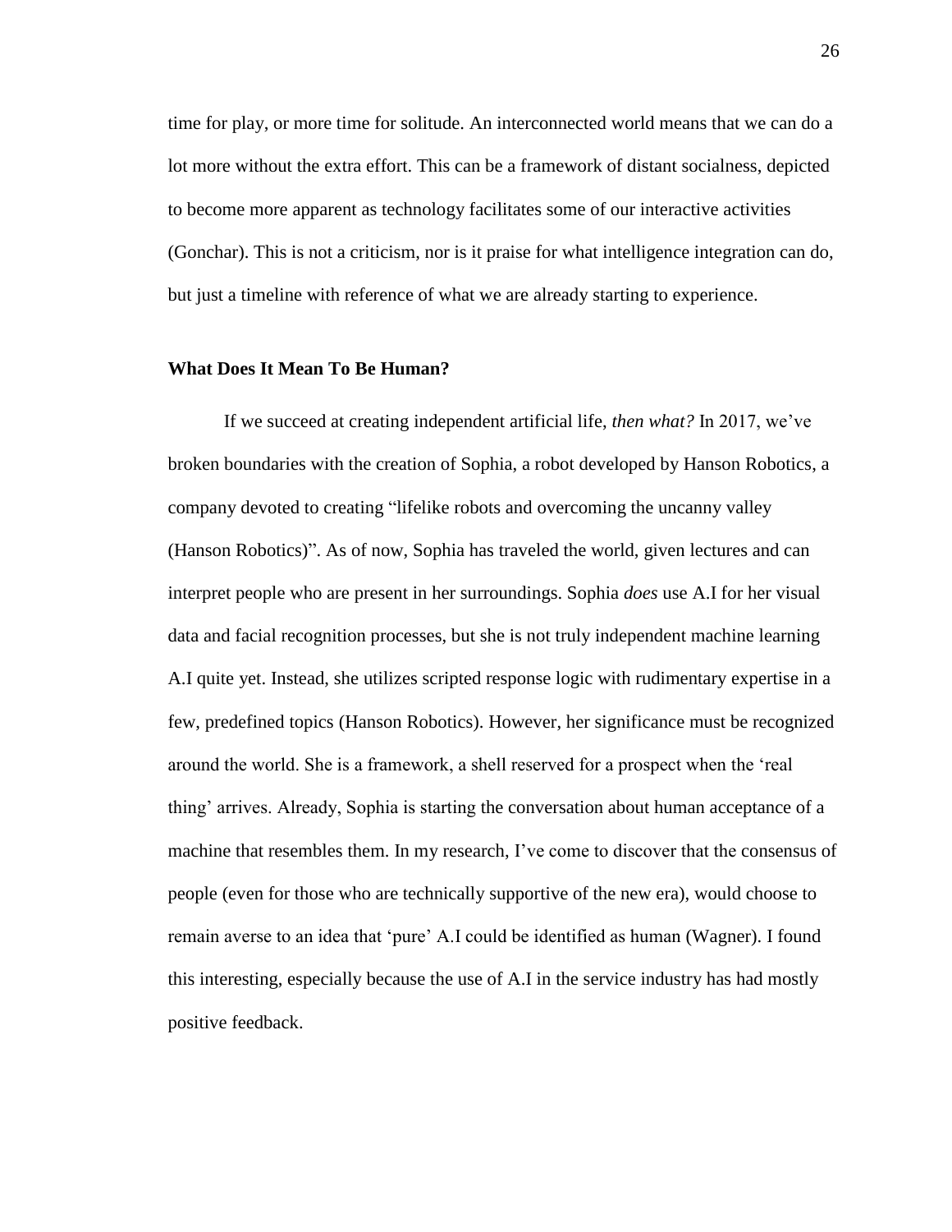time for play, or more time for solitude. An interconnected world means that we can do a lot more without the extra effort. This can be a framework of distant socialness, depicted to become more apparent as technology facilitates some of our interactive activities (Gonchar). This is not a criticism, nor is it praise for what intelligence integration can do, but just a timeline with reference of what we are already starting to experience.

**What Does It Mean To Be Human?**

If we succeed at creating independent artificial life, *then what?* In 2017, we've broken boundaries with the creation of Sophia, a robot developed by Hanson Robotics, a company devoted to creating "lifelike robots and overcoming the uncanny valley (Hanson Robotics)". As of now, Sophia has traveled the world, given lectures and can interpret people who are present in her surroundings. Sophia *does* use A.I for her visual data and facial recognition processes, but she is not truly independent machine learning A.I quite yet. Instead, she utilizes scripted response logic with rudimentary expertise in a few, predefined topics (Hanson Robotics). However, her significance must be recognized around the world. She is a framework, a shell reserved for a prospect when the 'real thing' arrives. Already, Sophia is starting the conversation about human acceptance of a machine that resembles them. In my research, I've come to discover that the consensus of people (even for those who are technically supportive of the new era), would choose to remain averse to an idea that 'pure' A.I could be identified as human (Wagner). I found this interesting, especially because the use of A.I in the service industry has had mostly positive feedback.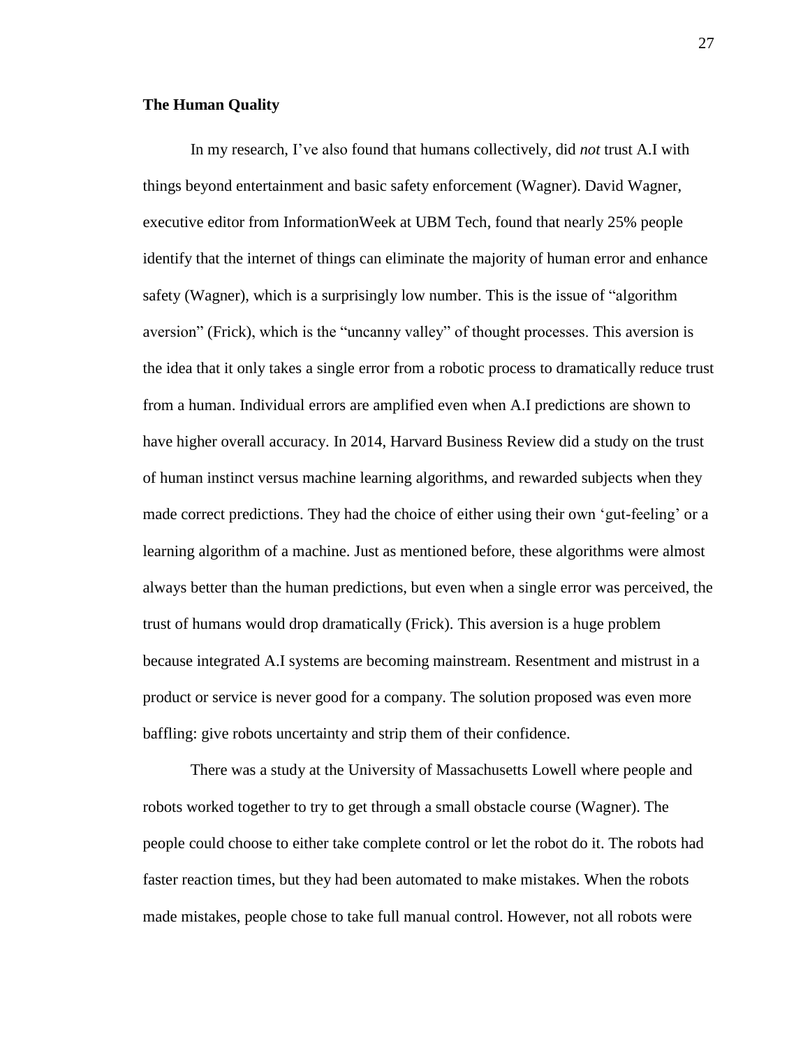**The Human Quality**

In my research, I've also found that humans collectively, did *not* trust A.I with things beyond entertainment and basic safety enforcement (Wagner). David Wagner, executive editor from InformationWeek at UBM Tech, found that nearly 25% people identify that the internet of things can eliminate the majority of human error and enhance safety (Wagner), which is a surprisingly low number. This is the issue of "algorithm aversion" (Frick), which is the "uncanny valley" of thought processes. This aversion is the idea that it only takes a single error from a robotic process to dramatically reduce trust from a human. Individual errors are amplified even when A.I predictions are shown to have higher overall accuracy. In 2014, Harvard Business Review did a study on the trust of human instinct versus machine learning algorithms, and rewarded subjects when they made correct predictions. They had the choice of either using their own 'gut-feeling' or a learning algorithm of a machine. Just as mentioned before, these algorithms were almost always better than the human predictions, but even when a single error was perceived, the trust of humans would drop dramatically (Frick). This aversion is a huge problem because integrated A.I systems are becoming mainstream. Resentment and mistrust in a product or service is never good for a company. The solution proposed was even more baffling: give robots uncertainty and strip them of their confidence.

There was a study at the University of Massachusetts Lowell where people and robots worked together to try to get through a small obstacle course (Wagner). The people could choose to either take complete control or let the robot do it. The robots had faster reaction times, but they had been automated to make mistakes. When the robots made mistakes, people chose to take full manual control. However, not all robots were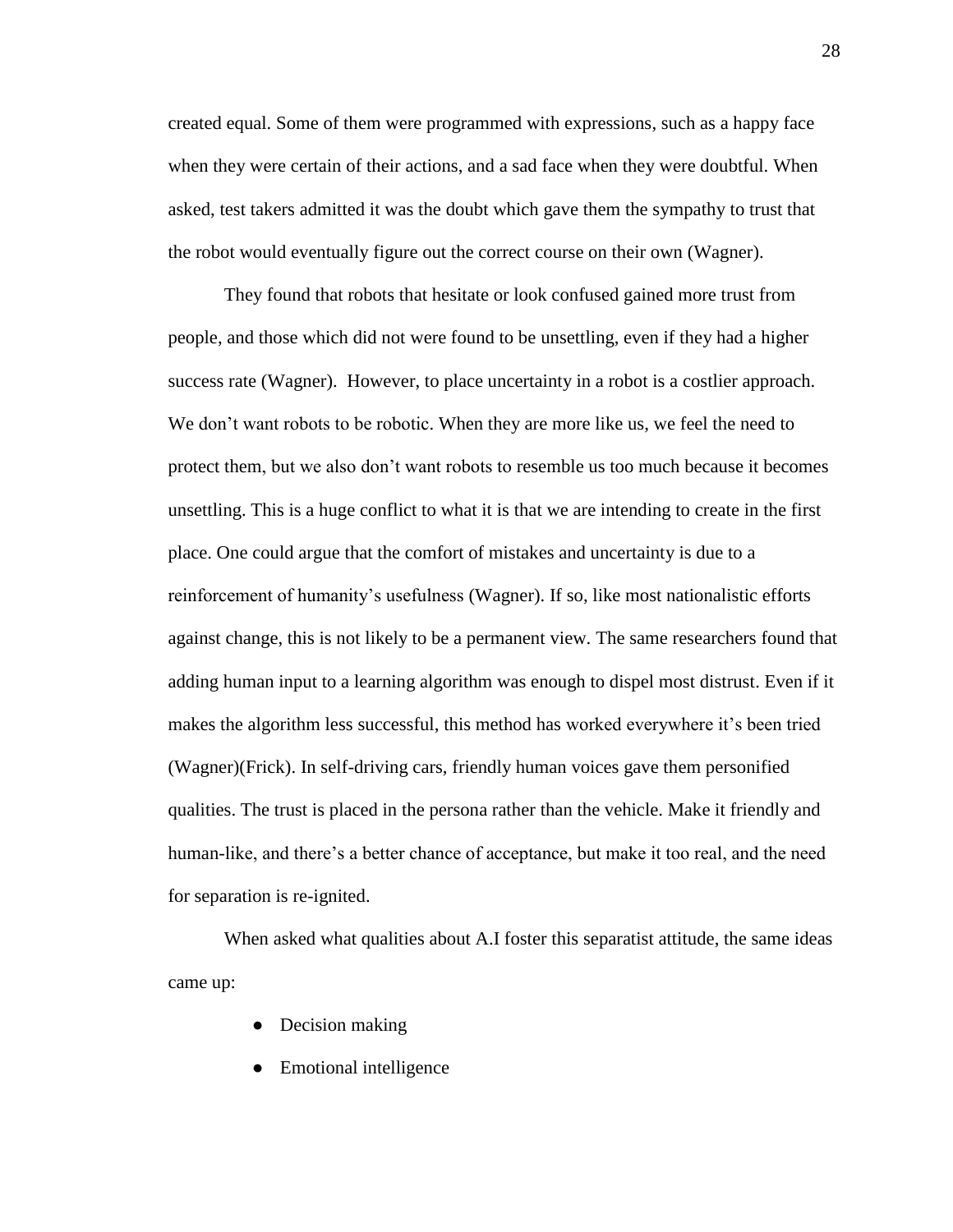created equal. Some of them were programmed with expressions, such as a happy face when they were certain of their actions, and a sad face when they were doubtful. When asked, test takers admitted it was the doubt which gave them the sympathy to trust that the robot would eventually figure out the correct course on their own (Wagner).

They found that robots that hesitate or look confused gained more trust from people, and those which did not were found to be unsettling, even if they had a higher success rate (Wagner).  However, to place uncertainty in a robot is a costlier approach. We don't want robots to be robotic. When they are more like us, we feel the need to protect them, but we also don't want robots to resemble us too much because it becomes unsettling. This is a huge conflict to what it is that we are intending to create in the first place. One could argue that the comfort of mistakes and uncertainty is due to a reinforcement of humanity's usefulness (Wagner). If so, like most nationalistic efforts against change, this is not likely to be a permanent view. The same researchers found that adding human input to a learning algorithm was enough to dispel most distrust. Even if it makes the algorithm less successful, this method has worked everywhere it's been tried (Wagner)(Frick). In self-driving cars, friendly human voices gave them personified qualities. The trust is placed in the persona rather than the vehicle. Make it friendly and human-like, and there's a better chance of acceptance, but make it too real, and the need for separation is re-ignited.

When asked what qualities about A.I foster this separatist attitude, the same ideas came up:

- Decision making
- Emotional intelligence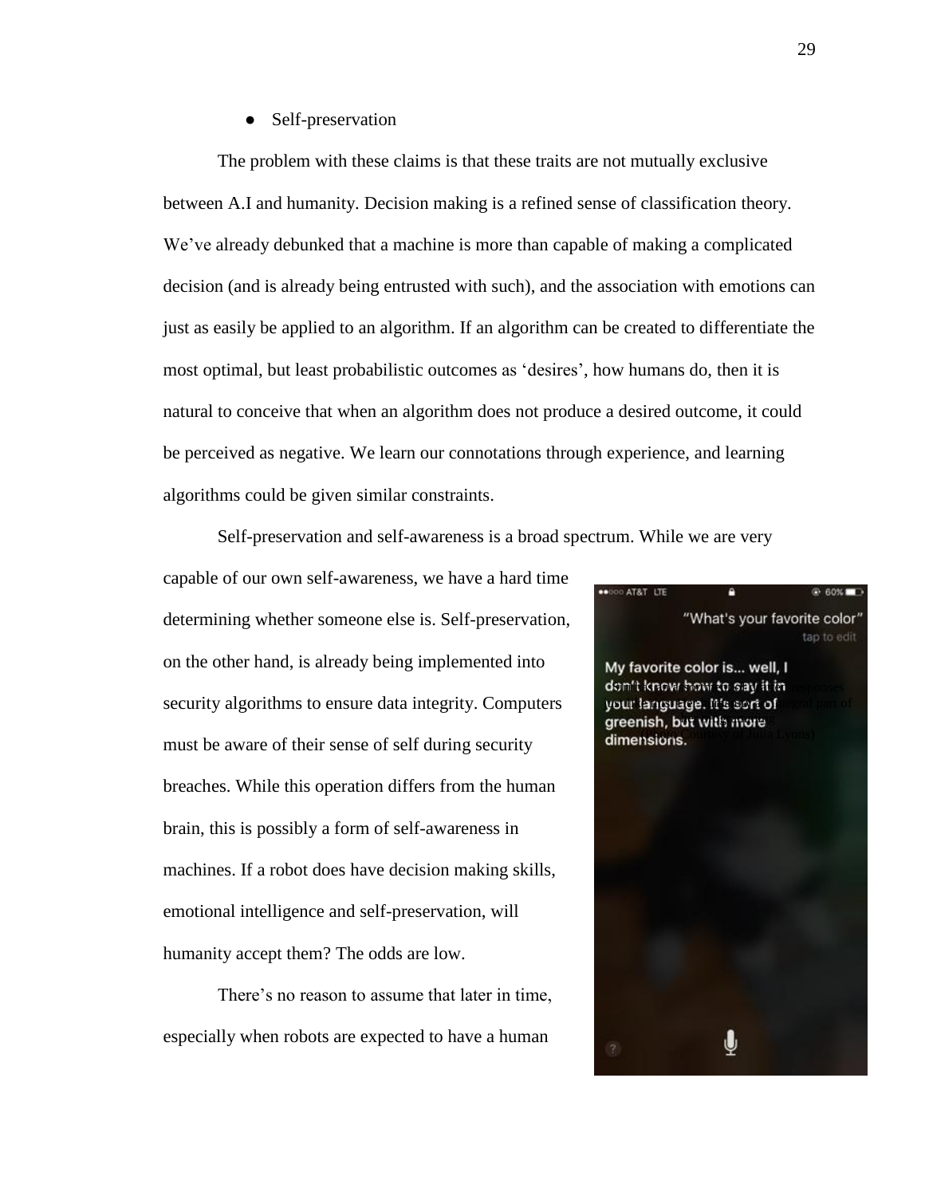- Self-preservation

The problem with these claims is that these traits are not mutually exclusive between A.I and humanity. Decision making is a refined sense of classification theory. We've already debunked that a machine is more than capable of making a complicated decision (and is already being entrusted with such), and the association with emotions can just as easily be applied to an algorithm. If an algorithm can be created to differentiate the most optimal, but least probabilistic outcomes as 'desires', how humans do, then it is natural to conceive that when an algorithm does not produce a desired outcome, it could be perceived as negative. We learn our connotations through experience, and learning algorithms could be given similar constraints.

Self-preservation and self-awareness is a broad spectrum. While we are very capable of our own self-awareness, we have a hard time determining whether someone else is. Self-preservation, on the other hand, is already being implemented into security algorithms to ensure data integrity. Computers must be aware of their sense of self during security breaches. While this operation differs from the human brain, this is possibly a form of self-awareness in machines. If a robot does have decision making skills, emotional intelligence and self-preservation, will humanity accept them? The odds are low.

(Photo Courtesy of Julia Lyons)

There's no reason to assume that later in time, especially when robots are expected to have a human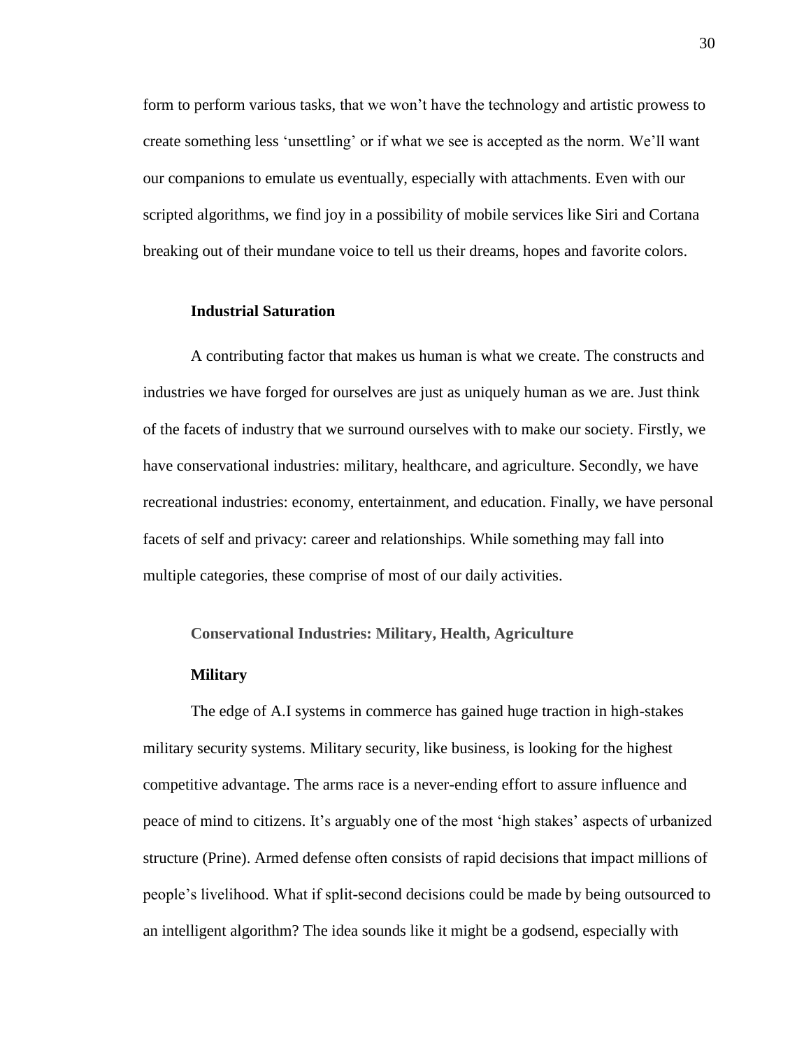form to perform various tasks, that we won't have the technology and artistic prowess to create something less 'unsettling' or if what we see is accepted as the norm. We'll want our companions to emulate us eventually, especially with attachments. Even with our scripted algorithms, we find joy in a possibility of mobile services like Siri and Cortana breaking out of their mundane voice to tell us their dreams, hopes and favorite colors.

## Industrial Saturation

A contributing factor that makes us human is what we create. The constructs and industries we have forged for ourselves are just as uniquely human as we are. Just think of the facets of industry that we surround ourselves with to make our society. Firstly, we have conservational industries: military, healthcare, and agriculture. Secondly, we have recreational industries: economy, entertainment, and education. Finally, we have personal facets of self and privacy: career and relationships. While something may fall into multiple categories, these comprise of most of our daily activities.

### Conservational Industries: Military, Health, Agriculture

#### Military

The edge of A.I systems in commerce has gained huge traction in high-stakes military security systems. Military security, like business, is looking for the highest competitive advantage. The arms race is a never-ending effort to assure influence and peace of mind to citizens. It's arguably one of the most 'high stakes' aspects of urbanized structure (Prine). Armed defense often consists of rapid decisions that impact millions of people's livelihood. What if split-second decisions could be made by being outsourced to an intelligent algorithm? The idea sounds like it might be a godsend, especially with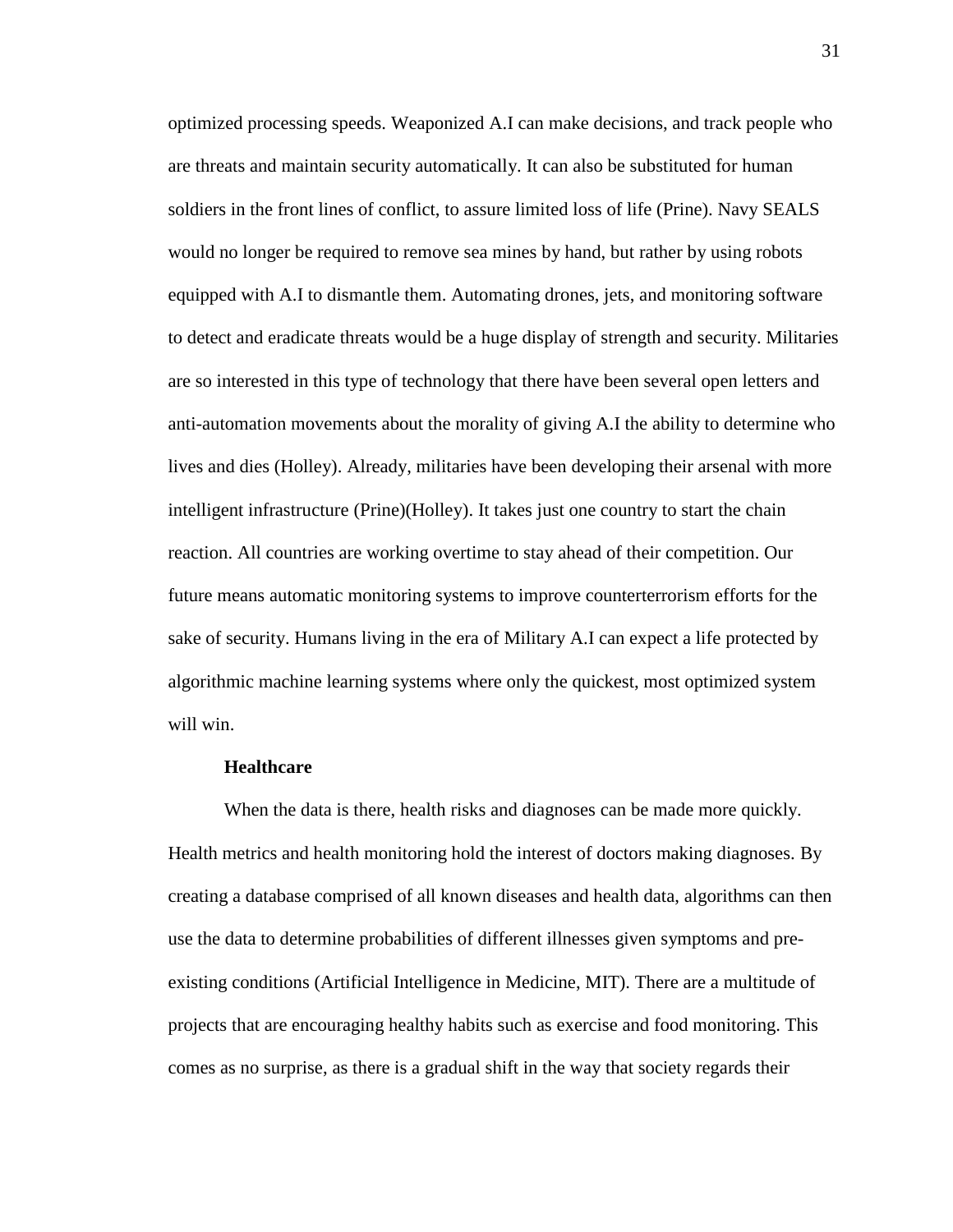optimized processing speeds. Weaponized A.I can make decisions, and track people who are threats and maintain security automatically. It can also be substituted for human soldiers in the front lines of conflict, to assure limited loss of life (Prine). Navy SEALS would no longer be required to remove sea mines by hand, but rather by using robots equipped with A.I to dismantle them. Automating drones, jets, and monitoring software to detect and eradicate threats would be a huge display of strength and security. Militaries are so interested in this type of technology that there have been several open letters and anti-automation movements about the morality of giving A.I the ability to determine who lives and dies (Holley). Already, militaries have been developing their arsenal with more intelligent infrastructure (Prine)(Holley). It takes just one country to start the chain reaction. All countries are working overtime to stay ahead of their competition. Our future means automatic monitoring systems to improve counterterrorism efforts for the sake of security. Humans living in the era of Military A.I can expect a life protected by algorithmic machine learning systems where only the quickest, most optimized system will win.

### Healthcare

When the data is there, health risks and diagnoses can be made more quickly. Health metrics and health monitoring hold the interest of doctors making diagnoses. By creating a database comprised of all known diseases and health data, algorithms can then use the data to determine probabilities of different illnesses given symptoms and pre-existing conditions (Artificial Intelligence in Medicine, MIT). There are a multitude of projects that are encouraging healthy habits such as exercise and food monitoring. This comes as no surprise, as there is a gradual shift in the way that society regards their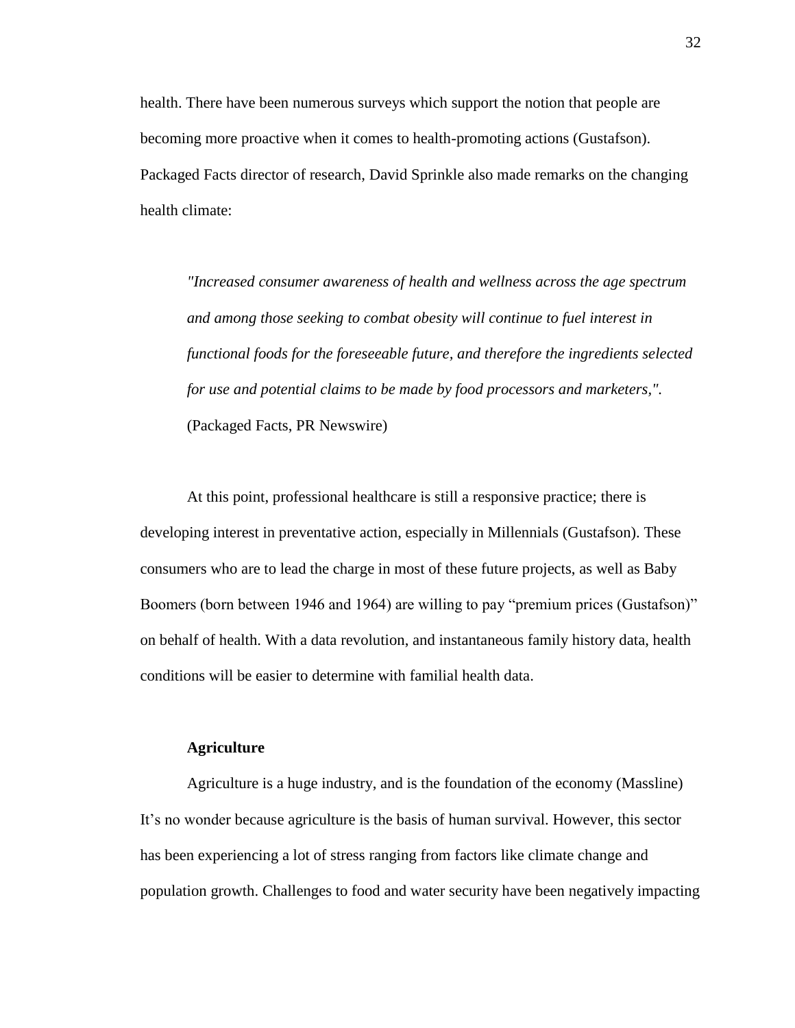health. There have been numerous surveys which support the notion that people are becoming more proactive when it comes to health-promoting actions (Gustafson). Packaged Facts director of research, David Sprinkle also made remarks on the changing health climate:

> *"Increased consumer awareness of health and wellness across the age spectrum and among those seeking to combat obesity will continue to fuel interest in functional foods for the foreseeable future, and therefore the ingredients selected for use and potential claims to be made by food processors and marketers,".* (Packaged Facts, PR Newswire)

At this point, professional healthcare is still a responsive practice; there is developing interest in preventative action, especially in Millennials (Gustafson). These consumers who are to lead the charge in most of these future projects, as well as Baby Boomers (born between 1946 and 1964) are willing to pay "premium prices (Gustafson)" on behalf of health. With a data revolution, and instantaneous family history data, health conditions will be easier to determine with familial health data.

### Agriculture

Agriculture is a huge industry, and is the foundation of the economy (Massline) It's no wonder because agriculture is the basis of human survival. However, this sector has been experiencing a lot of stress ranging from factors like climate change and population growth. Challenges to food and water security have been negatively impacting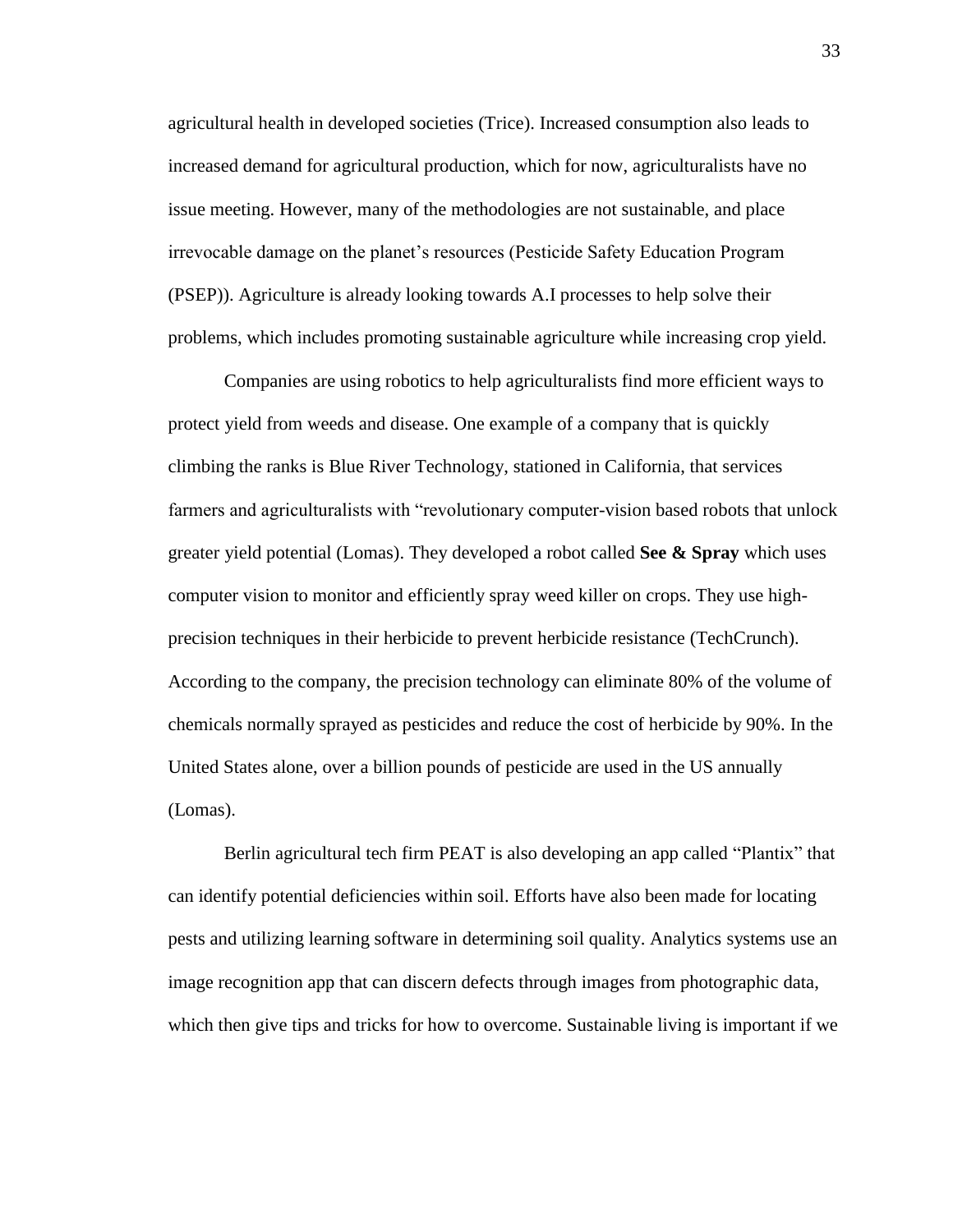agricultural health in developed societies (Trice). Increased consumption also leads to increased demand for agricultural production, which for now, agriculturalists have no issue meeting. However, many of the methodologies are not sustainable, and place irrevocable damage on the planet's resources (Pesticide Safety Education Program (PSEP)). Agriculture is already looking towards A.I processes to help solve their problems, which includes promoting sustainable agriculture while increasing crop yield.

Companies are using robotics to help agriculturalists find more efficient ways to protect yield from weeds and disease. One example of a company that is quickly climbing the ranks is Blue River Technology, stationed in California, that services farmers and agriculturalists with "revolutionary computer-vision based robots that unlock greater yield potential (Lomas). They developed a robot called **See & Spray** which uses computer vision to monitor and efficiently spray weed killer on crops. They use high-precision techniques in their herbicide to prevent herbicide resistance (TechCrunch). According to the company, the precision technology can eliminate 80% of the volume of chemicals normally sprayed as pesticides and reduce the cost of herbicide by 90%. In the United States alone, over a billion pounds of pesticide are used in the US annually (Lomas).

Berlin agricultural tech firm PEAT is also developing an app called "Plantix" that can identify potential deficiencies within soil. Efforts have also been made for locating pests and utilizing learning software in determining soil quality. Analytics systems use an image recognition app that can discern defects through images from photographic data, which then give tips and tricks for how to overcome. Sustainable living is important if we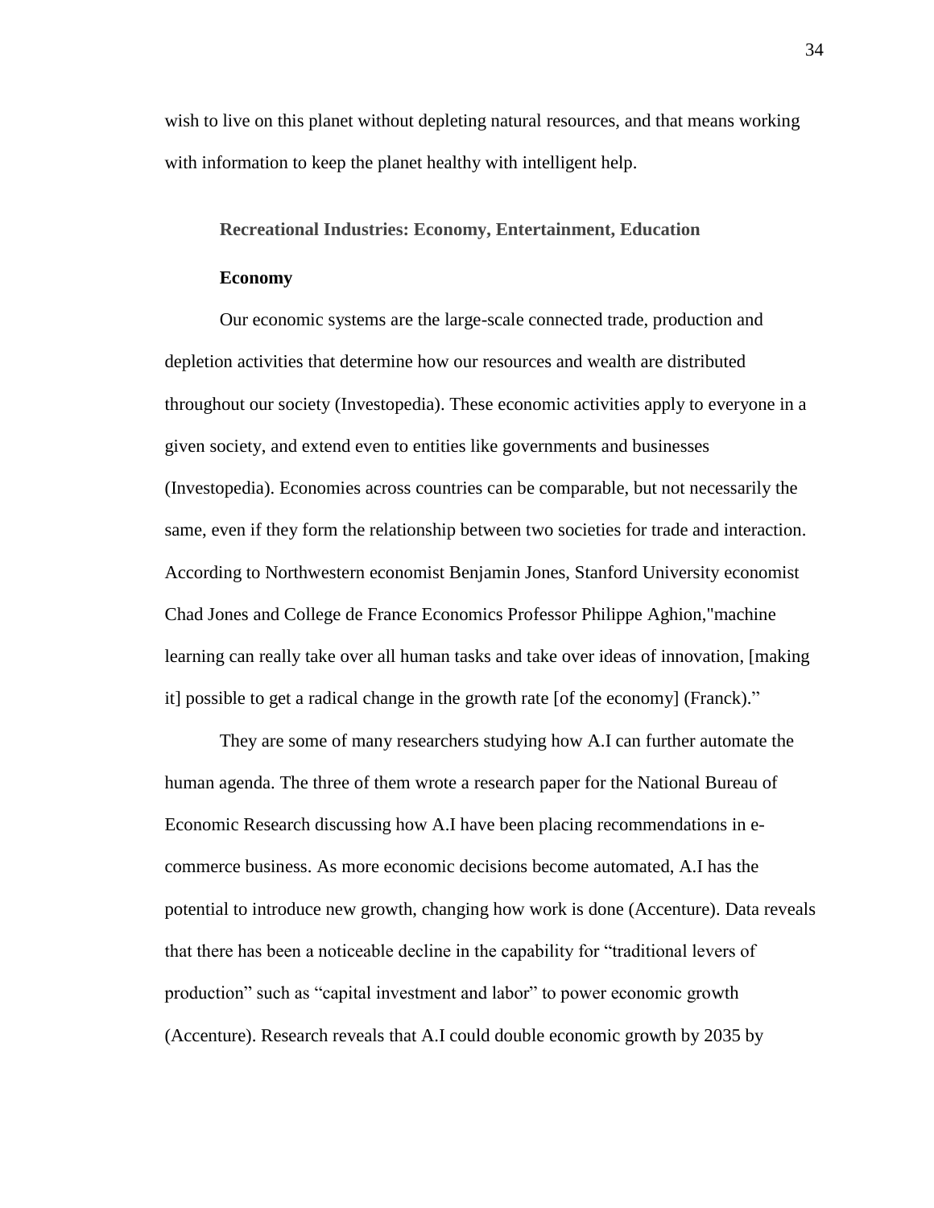wish to live on this planet without depleting natural resources, and that means working with information to keep the planet healthy with intelligent help.

### Recreational Industries: Economy, Entertainment, Education

#### Economy

Our economic systems are the large-scale connected trade, production and depletion activities that determine how our resources and wealth are distributed throughout our society (Investopedia). These economic activities apply to everyone in a given society, and extend even to entities like governments and businesses (Investopedia). Economies across countries can be comparable, but not necessarily the same, even if they form the relationship between two societies for trade and interaction. According to Northwestern economist Benjamin Jones, Stanford University economist Chad Jones and College de France Economics Professor Philippe Aghion,"machine learning can really take over all human tasks and take over ideas of innovation, [making it] possible to get a radical change in the growth rate [of the economy] (Franck)."

They are some of many researchers studying how A.I can further automate the human agenda. The three of them wrote a research paper for the National Bureau of Economic Research discussing how A.I have been placing recommendations in e-commerce business. As more economic decisions become automated, A.I has the potential to introduce new growth, changing how work is done (Accenture). Data reveals that there has been a noticeable decline in the capability for "traditional levers of production" such as "capital investment and labor" to power economic growth (Accenture). Research reveals that A.I could double economic growth by 2035 by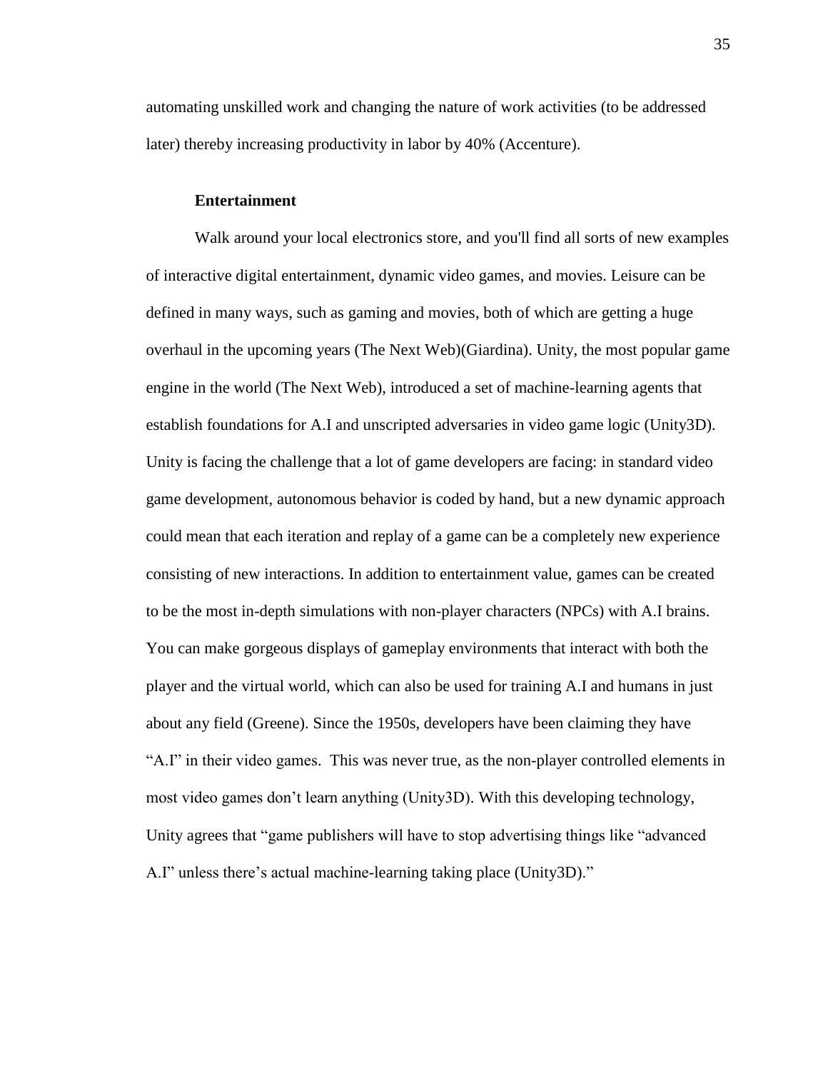automating unskilled work and changing the nature of work activities (to be addressed later) thereby increasing productivity in labor by 40% (Accenture).

### Entertainment

Walk around your local electronics store, and you'll find all sorts of new examples of interactive digital entertainment, dynamic video games, and movies. Leisure can be defined in many ways, such as gaming and movies, both of which are getting a huge overhaul in the upcoming years (The Next Web)(Giardina). Unity, the most popular game engine in the world (The Next Web), introduced a set of machine-learning agents that establish foundations for A.I and unscripted adversaries in video game logic (Unity3D). Unity is facing the challenge that a lot of game developers are facing: in standard video game development, autonomous behavior is coded by hand, but a new dynamic approach could mean that each iteration and replay of a game can be a completely new experience consisting of new interactions. In addition to entertainment value, games can be created to be the most in-depth simulations with non-player characters (NPCs) with A.I brains. You can make gorgeous displays of gameplay environments that interact with both the player and the virtual world, which can also be used for training A.I and humans in just about any field (Greene). Since the 1950s, developers have been claiming they have "A.I" in their video games. This was never true, as the non-player controlled elements in most video games don't learn anything (Unity3D). With this developing technology, Unity agrees that "game publishers will have to stop advertising things like "advanced A.I" unless there's actual machine-learning taking place (Unity3D)."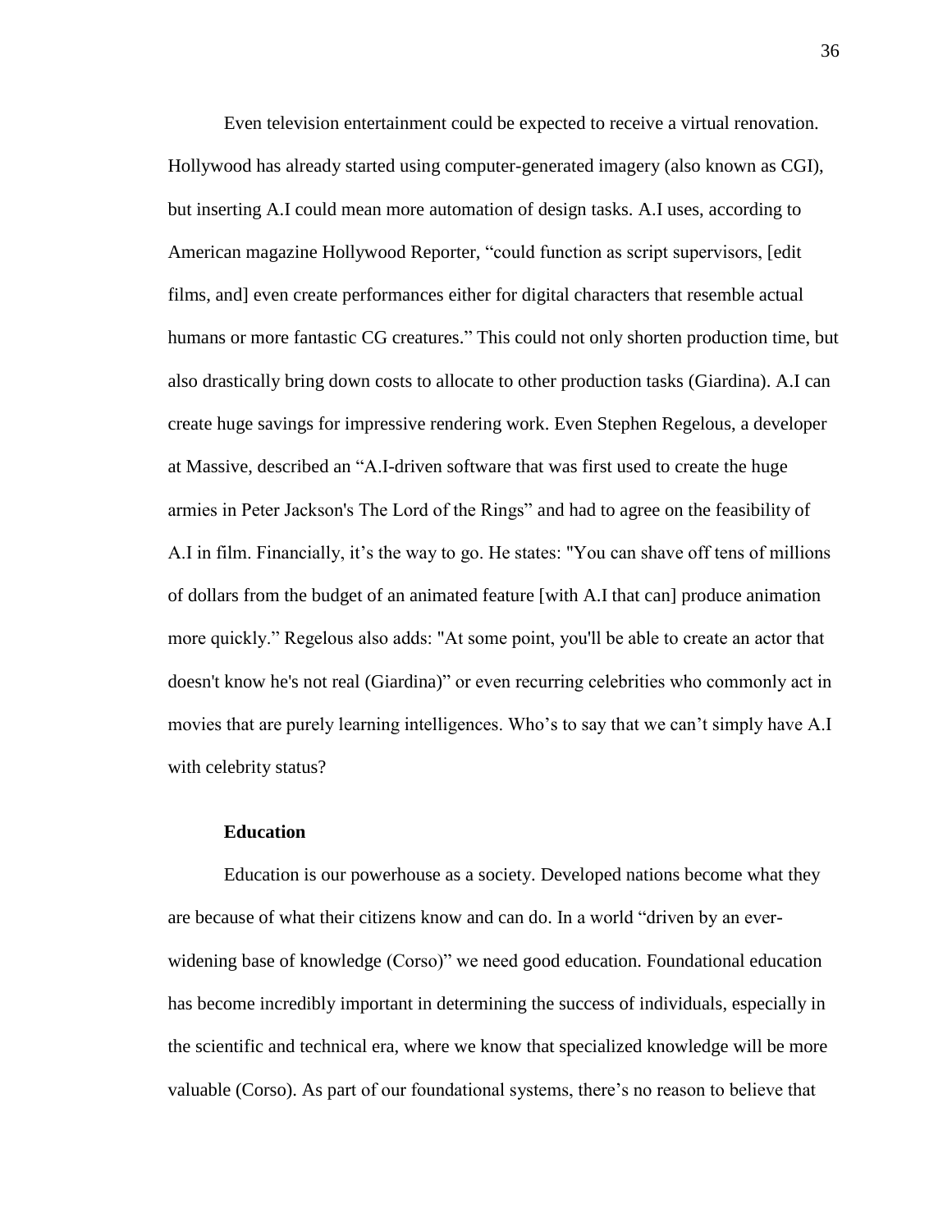Even television entertainment could be expected to receive a virtual renovation. Hollywood has already started using computer-generated imagery (also known as CGI), but inserting A.I could mean more automation of design tasks. A.I uses, according to American magazine Hollywood Reporter, "could function as script supervisors, [edit films, and] even create performances either for digital characters that resemble actual humans or more fantastic CG creatures." This could not only shorten production time, but also drastically bring down costs to allocate to other production tasks (Giardina). A.I can create huge savings for impressive rendering work. Even Stephen Regelous, a developer at Massive, described an "A.I-driven software that was first used to create the huge armies in Peter Jackson's The Lord of the Rings" and had to agree on the feasibility of A.I in film. Financially, it's the way to go. He states: "You can shave off tens of millions of dollars from the budget of an animated feature [with A.I that can] produce animation more quickly." Regelous also adds: "At some point, you'll be able to create an actor that doesn't know he's not real (Giardina)" or even recurring celebrities who commonly act in movies that are purely learning intelligences. Who's to say that we can't simply have A.I with celebrity status?

**Education**

Education is our powerhouse as a society. Developed nations become what they are because of what their citizens know and can do. In a world "driven by an ever-widening base of knowledge (Corso)" we need good education. Foundational education has become incredibly important in determining the success of individuals, especially in the scientific and technical era, where we know that specialized knowledge will be more valuable (Corso). As part of our foundational systems, there's no reason to believe that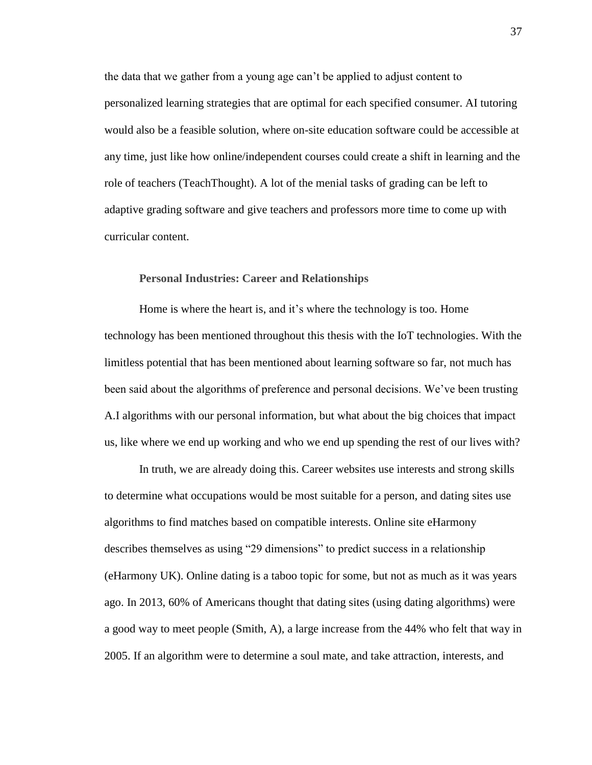the data that we gather from a young age can't be applied to adjust content to personalized learning strategies that are optimal for each specified consumer. AI tutoring would also be a feasible solution, where on-site education software could be accessible at any time, just like how online/independent courses could create a shift in learning and the role of teachers (TeachThought). A lot of the menial tasks of grading can be left to adaptive grading software and give teachers and professors more time to come up with curricular content.

### Personal Industries: Career and Relationships

Home is where the heart is, and it's where the technology is too. Home technology has been mentioned throughout this thesis with the IoT technologies. With the limitless potential that has been mentioned about learning software so far, not much has been said about the algorithms of preference and personal decisions. We've been trusting A.I algorithms with our personal information, but what about the big choices that impact us, like where we end up working and who we end up spending the rest of our lives with?

In truth, we are already doing this. Career websites use interests and strong skills to determine what occupations would be most suitable for a person, and dating sites use algorithms to find matches based on compatible interests. Online site eHarmony describes themselves as using "29 dimensions" to predict success in a relationship (eHarmony UK). Online dating is a taboo topic for some, but not as much as it was years ago. In 2013, 60% of Americans thought that dating sites (using dating algorithms) were a good way to meet people (Smith, A), a large increase from the 44% who felt that way in 2005. If an algorithm were to determine a soul mate, and take attraction, interests, and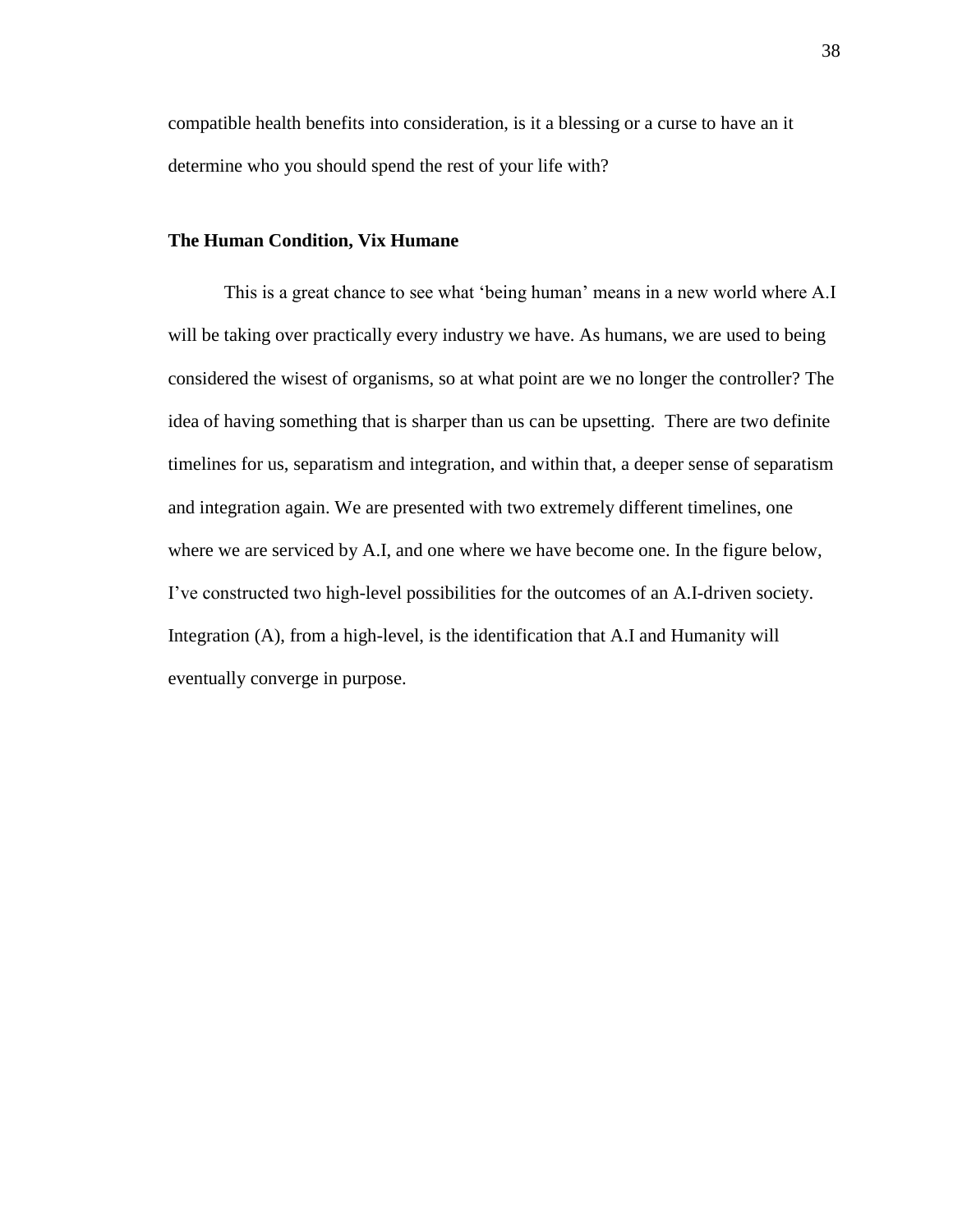compatible health benefits into consideration, is it a blessing or a curse to have an it determine who you should spend the rest of your life with?

### The Human Condition, Vix Humane

This is a great chance to see what 'being human' means in a new world where A.I will be taking over practically every industry we have. As humans, we are used to being considered the wisest of organisms, so at what point are we no longer the controller? The idea of having something that is sharper than us can be upsetting. There are two definite timelines for us, separatism and integration, and within that, a deeper sense of separatism and integration again. We are presented with two extremely different timelines, one where we are serviced by A.I, and one where we have become one. In the figure below, I've constructed two high-level possibilities for the outcomes of an A.I-driven society. Integration (A), from a high-level, is the identification that A.I and Humanity will eventually converge in purpose.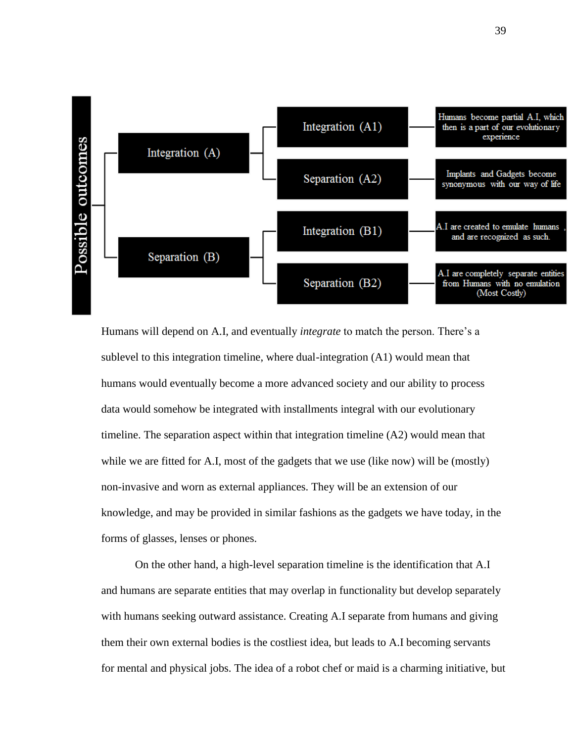**Possible outcomes**

- Integration (A)
  - Integration (A1) — Humans become partial A.I, which then is a part of our evolutionary experience
  - Separation (A2) — Implants and Gadgets become synonymous with our way of life
- Separation (B)
  - Integration (B1) — A.I are created to emulate humans, and are recognized as such.
  - Separation (B2) — A.I are completely separate entities from Humans with no emulation (Most Costly)

Humans will depend on A.I, and eventually *integrate* to match the person. There's a sublevel to this integration timeline, where dual-integration (A1) would mean that humans would eventually become a more advanced society and our ability to process data would somehow be integrated with installments integral with our evolutionary timeline. The separation aspect within that integration timeline (A2) would mean that while we are fitted for A.I, most of the gadgets that we use (like now) will be (mostly) non-invasive and worn as external appliances. They will be an extension of our knowledge, and may be provided in similar fashions as the gadgets we have today, in the forms of glasses, lenses or phones.

On the other hand, a high-level separation timeline is the identification that A.I and humans are separate entities that may overlap in functionality but develop separately with humans seeking outward assistance. Creating A.I separate from humans and giving them their own external bodies is the costliest idea, but leads to A.I becoming servants for mental and physical jobs. The idea of a robot chef or maid is a charming initiative, but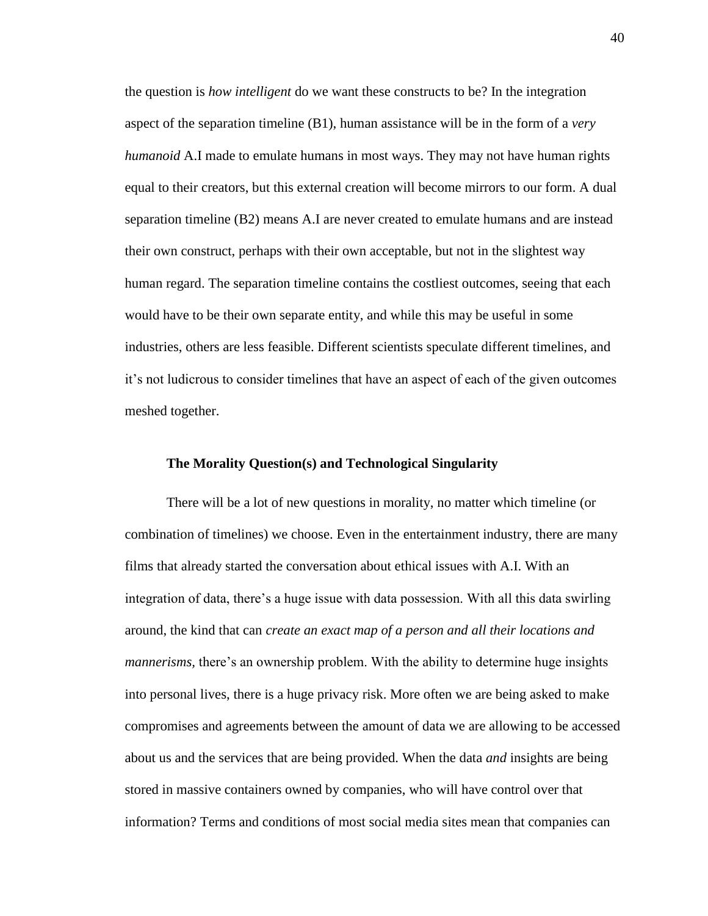the question is *how intelligent* do we want these constructs to be? In the integration aspect of the separation timeline (B1), human assistance will be in the form of a *very humanoid* A.I made to emulate humans in most ways. They may not have human rights equal to their creators, but this external creation will become mirrors to our form. A dual separation timeline (B2) means A.I are never created to emulate humans and are instead their own construct, perhaps with their own acceptable, but not in the slightest way human regard. The separation timeline contains the costliest outcomes, seeing that each would have to be their own separate entity, and while this may be useful in some industries, others are less feasible. Different scientists speculate different timelines, and it's not ludicrous to consider timelines that have an aspect of each of the given outcomes meshed together.

## The Morality Question(s) and Technological Singularity

There will be a lot of new questions in morality, no matter which timeline (or combination of timelines) we choose. Even in the entertainment industry, there are many films that already started the conversation about ethical issues with A.I. With an integration of data, there's a huge issue with data possession. With all this data swirling around, the kind that can *create an exact map of a person and all their locations and mannerisms,* there's an ownership problem. With the ability to determine huge insights into personal lives, there is a huge privacy risk. More often we are being asked to make compromises and agreements between the amount of data we are allowing to be accessed about us and the services that are being provided. When the data *and* insights are being stored in massive containers owned by companies, who will have control over that information? Terms and conditions of most social media sites mean that companies can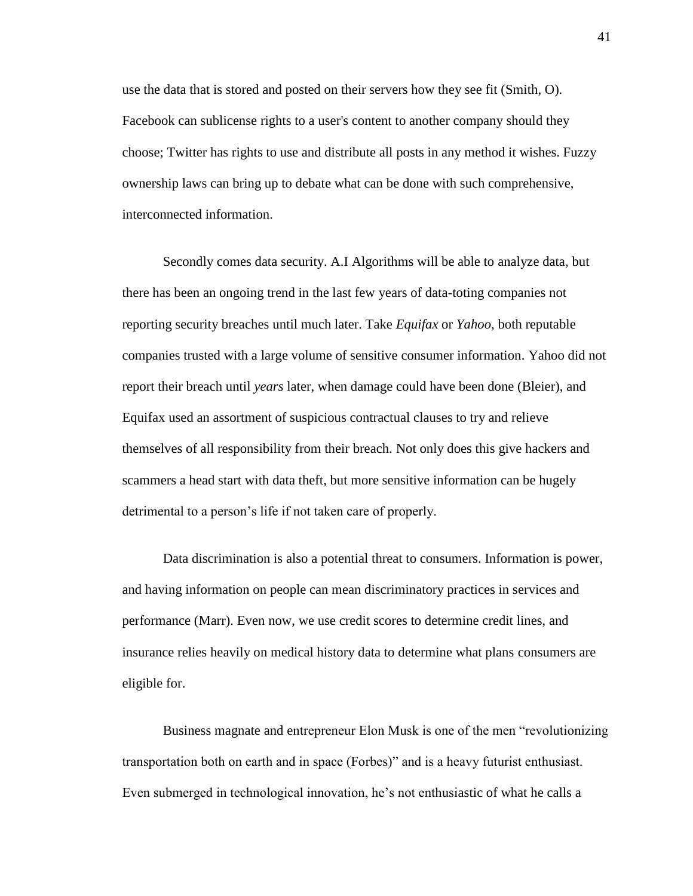use the data that is stored and posted on their servers how they see fit (Smith, O). Facebook can sublicense rights to a user's content to another company should they choose; Twitter has rights to use and distribute all posts in any method it wishes. Fuzzy ownership laws can bring up to debate what can be done with such comprehensive, interconnected information.

Secondly comes data security. A.I Algorithms will be able to analyze data, but there has been an ongoing trend in the last few years of data-toting companies not reporting security breaches until much later. Take *Equifax* or *Yahoo,* both reputable companies trusted with a large volume of sensitive consumer information. Yahoo did not report their breach until *years* later, when damage could have been done (Bleier), and Equifax used an assortment of suspicious contractual clauses to try and relieve themselves of all responsibility from their breach. Not only does this give hackers and scammers a head start with data theft, but more sensitive information can be hugely detrimental to a person's life if not taken care of properly.

Data discrimination is also a potential threat to consumers. Information is power, and having information on people can mean discriminatory practices in services and performance (Marr). Even now, we use credit scores to determine credit lines, and insurance relies heavily on medical history data to determine what plans consumers are eligible for.

Business magnate and entrepreneur Elon Musk is one of the men "revolutionizing transportation both on earth and in space (Forbes)" and is a heavy futurist enthusiast. Even submerged in technological innovation, he's not enthusiastic of what he calls a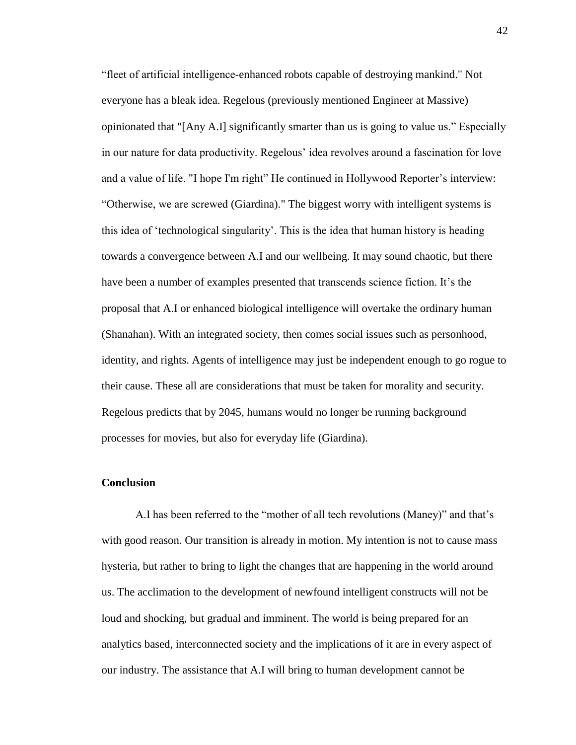"fleet of artificial intelligence-enhanced robots capable of destroying mankind." Not everyone has a bleak idea. Regelous (previously mentioned Engineer at Massive) opinionated that "[Any A.I] significantly smarter than us is going to value us." Especially in our nature for data productivity. Regelous' idea revolves around a fascination for love and a value of life. "I hope I'm right" He continued in Hollywood Reporter's interview: "Otherwise, we are screwed (Giardina)." The biggest worry with intelligent systems is this idea of 'technological singularity'. This is the idea that human history is heading towards a convergence between A.I and our wellbeing. It may sound chaotic, but there have been a number of examples presented that transcends science fiction. It's the proposal that A.I or enhanced biological intelligence will overtake the ordinary human (Shanahan). With an integrated society, then comes social issues such as personhood, identity, and rights. Agents of intelligence may just be independent enough to go rogue to their cause. These all are considerations that must be taken for morality and security. Regelous predicts that by 2045, humans would no longer be running background processes for movies, but also for everyday life (Giardina).

**Conclusion**

A.I has been referred to the "mother of all tech revolutions (Maney)" and that's with good reason. Our transition is already in motion. My intention is not to cause mass hysteria, but rather to bring to light the changes that are happening in the world around us. The acclimation to the development of newfound intelligent constructs will not be loud and shocking, but gradual and imminent. The world is being prepared for an analytics based, interconnected society and the implications of it are in every aspect of our industry. The assistance that A.I will bring to human development cannot be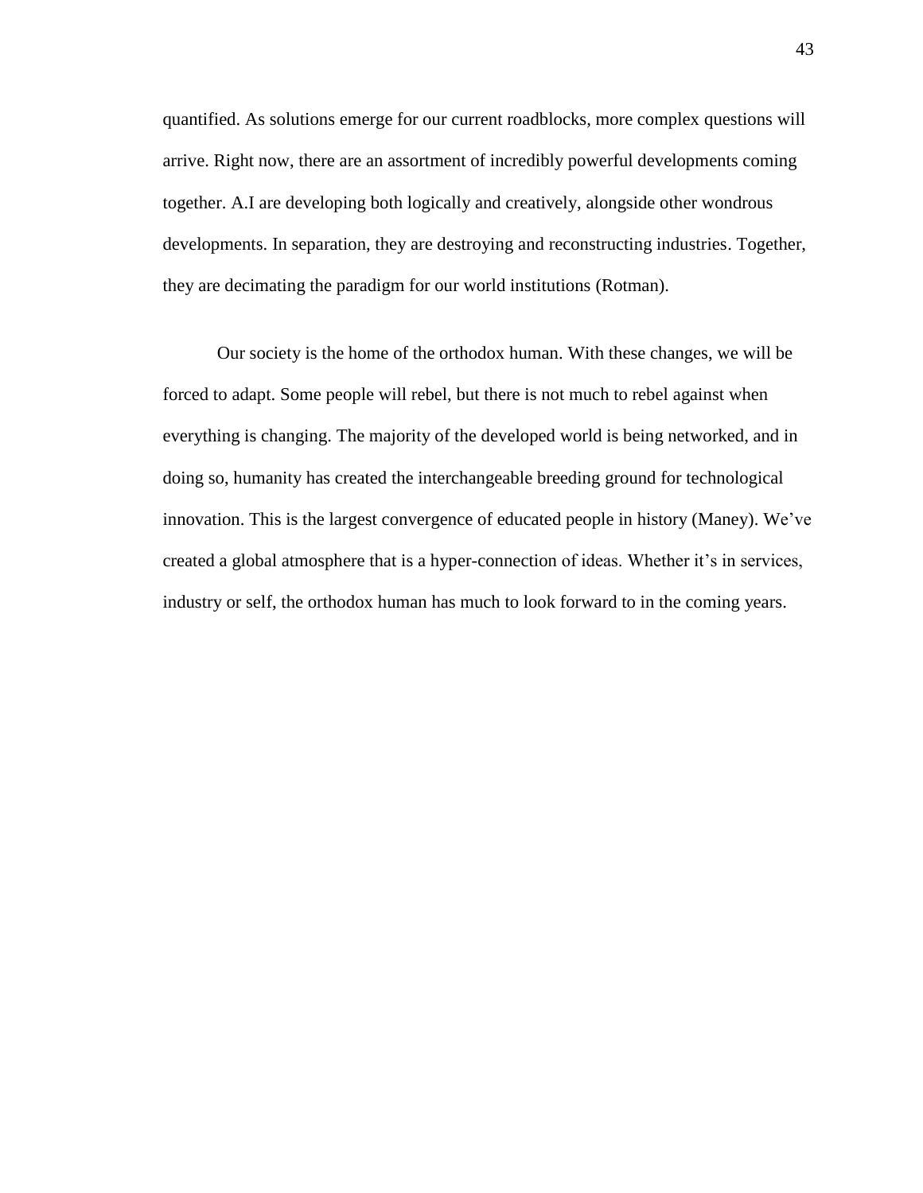quantified. As solutions emerge for our current roadblocks, more complex questions will arrive. Right now, there are an assortment of incredibly powerful developments coming together. A.I are developing both logically and creatively, alongside other wondrous developments. In separation, they are destroying and reconstructing industries. Together, they are decimating the paradigm for our world institutions (Rotman).

Our society is the home of the orthodox human. With these changes, we will be forced to adapt. Some people will rebel, but there is not much to rebel against when everything is changing. The majority of the developed world is being networked, and in doing so, humanity has created the interchangeable breeding ground for technological innovation. This is the largest convergence of educated people in history (Maney). We've created a global atmosphere that is a hyper-connection of ideas. Whether it's in services, industry or self, the orthodox human has much to look forward to in the coming years.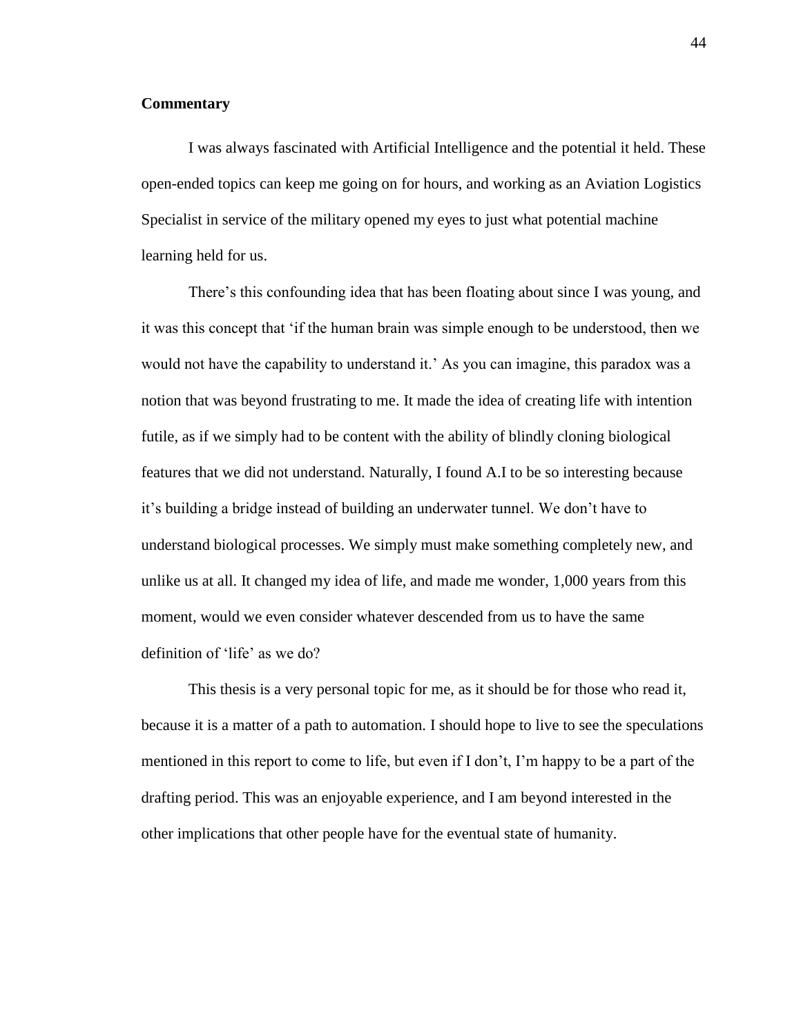**Commentary**

I was always fascinated with Artificial Intelligence and the potential it held. These open-ended topics can keep me going on for hours, and working as an Aviation Logistics Specialist in service of the military opened my eyes to just what potential machine learning held for us.

There's this confounding idea that has been floating about since I was young, and it was this concept that 'if the human brain was simple enough to be understood, then we would not have the capability to understand it.' As you can imagine, this paradox was a notion that was beyond frustrating to me. It made the idea of creating life with intention futile, as if we simply had to be content with the ability of blindly cloning biological features that we did not understand. Naturally, I found A.I to be so interesting because it's building a bridge instead of building an underwater tunnel. We don't have to understand biological processes. We simply must make something completely new, and unlike us at all. It changed my idea of life, and made me wonder, 1,000 years from this moment, would we even consider whatever descended from us to have the same definition of 'life' as we do?

This thesis is a very personal topic for me, as it should be for those who read it, because it is a matter of a path to automation. I should hope to live to see the speculations mentioned in this report to come to life, but even if I don't, I'm happy to be a part of the drafting period. This was an enjoyable experience, and I am beyond interested in the other implications that other people have for the eventual state of humanity.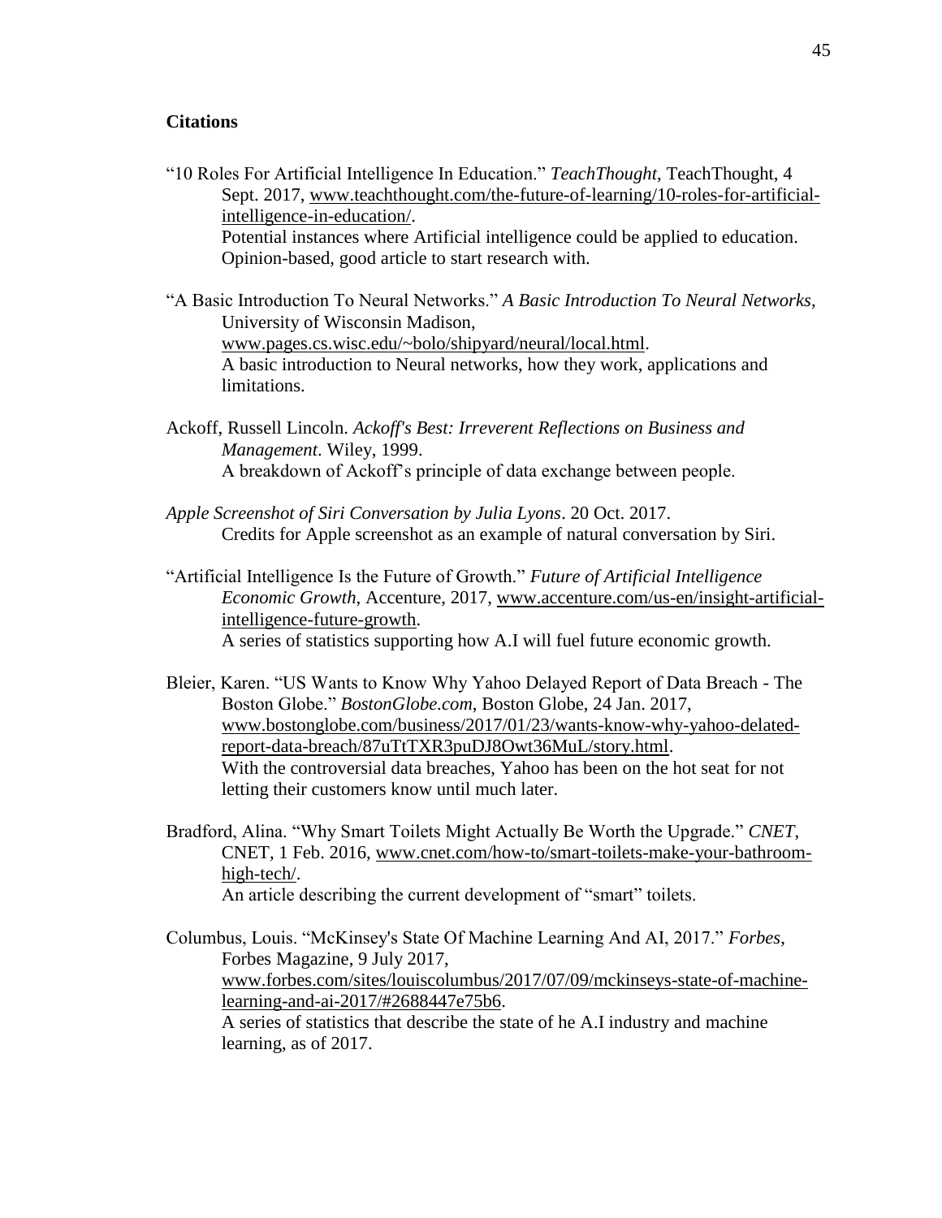**Citations**

"10 Roles For Artificial Intelligence In Education." *TeachThought*, TeachThought, 4 Sept. 2017, www.teachthought.com/the-future-of-learning/10-roles-for-artificial-intelligence-in-education/.
Potential instances where Artificial intelligence could be applied to education. Opinion-based, good article to start research with.

"A Basic Introduction To Neural Networks." *A Basic Introduction To Neural Networks*, University of Wisconsin Madison, www.pages.cs.wisc.edu/~bolo/shipyard/neural/local.html.
A basic introduction to Neural networks, how they work, applications and limitations.

Ackoff, Russell Lincoln. *Ackoff's Best: Irreverent Reflections on Business and Management*. Wiley, 1999.
A breakdown of Ackoff's principle of data exchange between people.

*Apple Screenshot of Siri Conversation by Julia Lyons*. 20 Oct. 2017.
Credits for Apple screenshot as an example of natural conversation by Siri.

"Artificial Intelligence Is the Future of Growth." *Future of Artificial Intelligence Economic Growth*, Accenture, 2017, www.accenture.com/us-en/insight-artificial-intelligence-future-growth.
A series of statistics supporting how A.I will fuel future economic growth.

Bleier, Karen. "US Wants to Know Why Yahoo Delayed Report of Data Breach - The Boston Globe." *BostonGlobe.com*, Boston Globe, 24 Jan. 2017, www.bostonglobe.com/business/2017/01/23/wants-know-why-yahoo-delated-report-data-breach/87uTtTXR3puDJ8Owt36MuL/story.html.
With the controversial data breaches, Yahoo has been on the hot seat for not letting their customers know until much later.

Bradford, Alina. "Why Smart Toilets Might Actually Be Worth the Upgrade." *CNET*, CNET, 1 Feb. 2016, www.cnet.com/how-to/smart-toilets-make-your-bathroom-high-tech/.
An article describing the current development of "smart" toilets.

Columbus, Louis. "McKinsey's State Of Machine Learning And AI, 2017." *Forbes*, Forbes Magazine, 9 July 2017, www.forbes.com/sites/louiscolumbus/2017/07/09/mckinseys-state-of-machine-learning-and-ai-2017/#2688447e75b6.
A series of statistics that describe the state of he A.I industry and machine learning, as of 2017.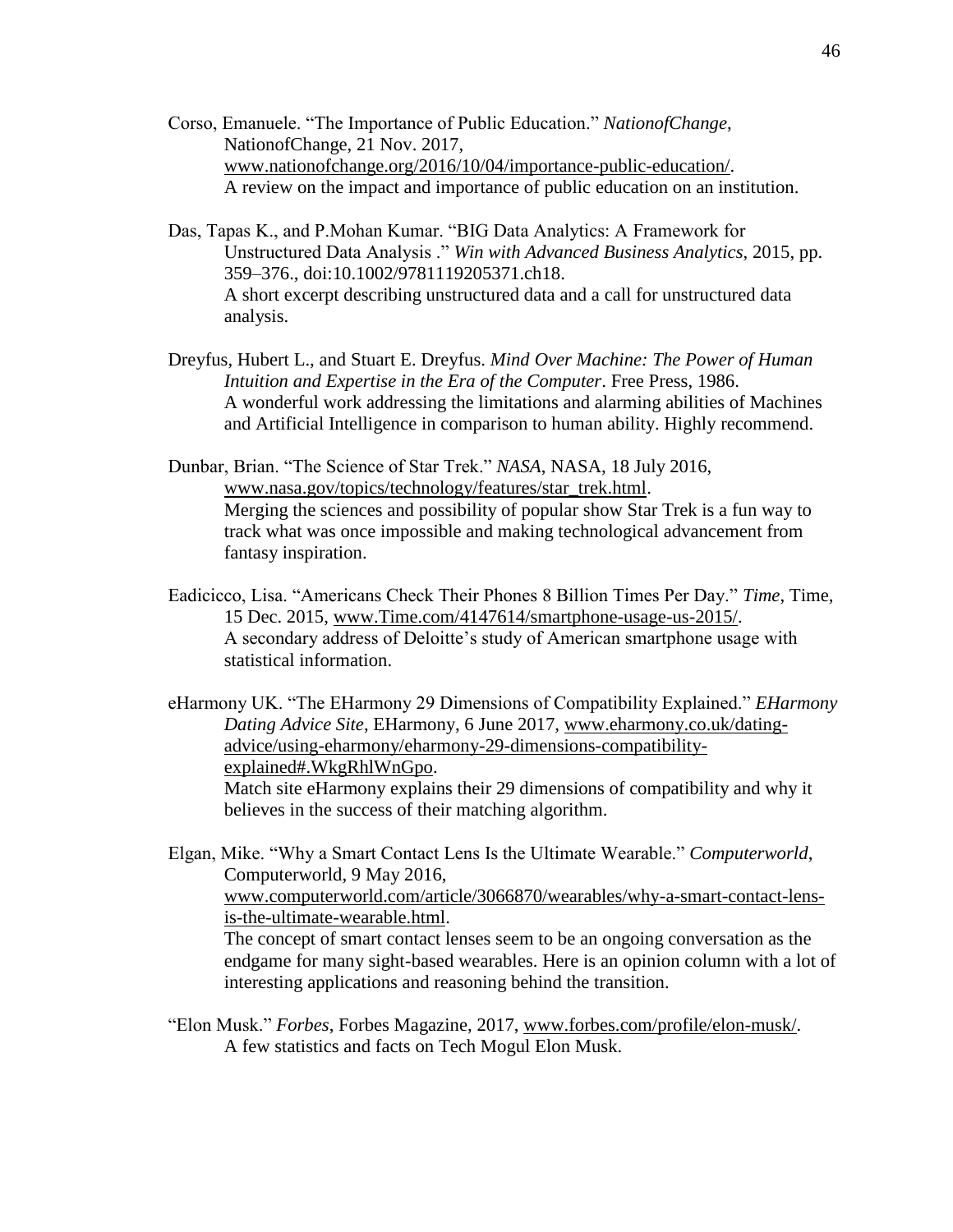Corso, Emanuele. "The Importance of Public Education." *NationofChange*, NationofChange, 21 Nov. 2017, www.nationofchange.org/2016/10/04/importance-public-education/.
A review on the impact and importance of public education on an institution.

Das, Tapas K., and P.Mohan Kumar. "BIG Data Analytics: A Framework for Unstructured Data Analysis ." *Win with Advanced Business Analytics*, 2015, pp. 359–376., doi:10.1002/9781119205371.ch18.
A short excerpt describing unstructured data and a call for unstructured data analysis.

Dreyfus, Hubert L., and Stuart E. Dreyfus. *Mind Over Machine: The Power of Human Intuition and Expertise in the Era of the Computer*. Free Press, 1986.
A wonderful work addressing the limitations and alarming abilities of Machines and Artificial Intelligence in comparison to human ability. Highly recommend.

Dunbar, Brian. "The Science of Star Trek." *NASA*, NASA, 18 July 2016, www.nasa.gov/topics/technology/features/star_trek.html.
Merging the sciences and possibility of popular show Star Trek is a fun way to track what was once impossible and making technological advancement from fantasy inspiration.

Eadicicco, Lisa. "Americans Check Their Phones 8 Billion Times Per Day." *Time*, Time, 15 Dec. 2015, www.Time.com/4147614/smartphone-usage-us-2015/.
A secondary address of Deloitte's study of American smartphone usage with statistical information.

eHarmony UK. "The EHarmony 29 Dimensions of Compatibility Explained." *EHarmony Dating Advice Site*, EHarmony, 6 June 2017, www.eharmony.co.uk/dating-advice/using-eharmony/eharmony-29-dimensions-compatibility-explained#.WkgRhlWnGpo.
Match site eHarmony explains their 29 dimensions of compatibility and why it believes in the success of their matching algorithm.

Elgan, Mike. "Why a Smart Contact Lens Is the Ultimate Wearable." *Computerworld*, Computerworld, 9 May 2016, www.computerworld.com/article/3066870/wearables/why-a-smart-contact-lens-is-the-ultimate-wearable.html.
The concept of smart contact lenses seem to be an ongoing conversation as the endgame for many sight-based wearables. Here is an opinion column with a lot of interesting applications and reasoning behind the transition.

"Elon Musk." *Forbes*, Forbes Magazine, 2017, www.forbes.com/profile/elon-musk/.
A few statistics and facts on Tech Mogul Elon Musk.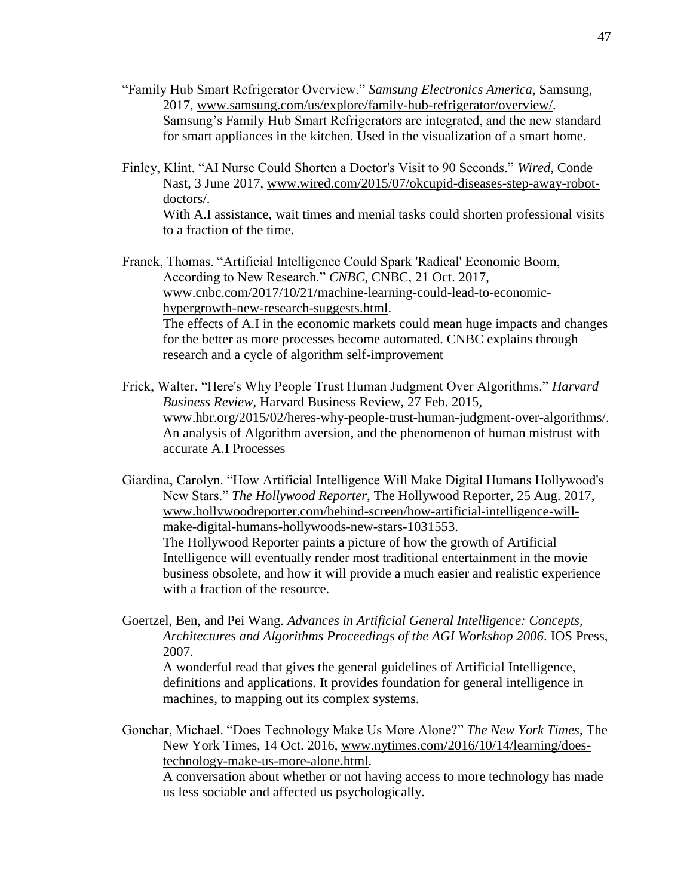"Family Hub Smart Refrigerator Overview." *Samsung Electronics America*, Samsung, 2017, www.samsung.com/us/explore/family-hub-refrigerator/overview/.
Samsung's Family Hub Smart Refrigerators are integrated, and the new standard for smart appliances in the kitchen. Used in the visualization of a smart home.

Finley, Klint. "AI Nurse Could Shorten a Doctor's Visit to 90 Seconds." *Wired*, Conde Nast, 3 June 2017, www.wired.com/2015/07/okcupid-diseases-step-away-robot-doctors/.
With A.I assistance, wait times and menial tasks could shorten professional visits to a fraction of the time.

Franck, Thomas. "Artificial Intelligence Could Spark 'Radical' Economic Boom, According to New Research." *CNBC*, CNBC, 21 Oct. 2017, www.cnbc.com/2017/10/21/machine-learning-could-lead-to-economic-hypergrowth-new-research-suggests.html.
The effects of A.I in the economic markets could mean huge impacts and changes for the better as more processes become automated. CNBC explains through research and a cycle of algorithm self-improvement

Frick, Walter. "Here's Why People Trust Human Judgment Over Algorithms." *Harvard Business Review*, Harvard Business Review, 27 Feb. 2015, www.hbr.org/2015/02/heres-why-people-trust-human-judgment-over-algorithms/.
An analysis of Algorithm aversion, and the phenomenon of human mistrust with accurate A.I Processes

Giardina, Carolyn. "How Artificial Intelligence Will Make Digital Humans Hollywood's New Stars." *The Hollywood Reporter*, The Hollywood Reporter, 25 Aug. 2017, www.hollywoodreporter.com/behind-screen/how-artificial-intelligence-will-make-digital-humans-hollywoods-new-stars-1031553.
The Hollywood Reporter paints a picture of how the growth of Artificial Intelligence will eventually render most traditional entertainment in the movie business obsolete, and how it will provide a much easier and realistic experience with a fraction of the resource.

Goertzel, Ben, and Pei Wang. *Advances in Artificial General Intelligence: Concepts, Architectures and Algorithms Proceedings of the AGI Workshop 2006*. IOS Press, 2007.
A wonderful read that gives the general guidelines of Artificial Intelligence, definitions and applications. It provides foundation for general intelligence in machines, to mapping out its complex systems.

Gonchar, Michael. "Does Technology Make Us More Alone?" *The New York Times*, The New York Times, 14 Oct. 2016, www.nytimes.com/2016/10/14/learning/does-technology-make-us-more-alone.html.
A conversation about whether or not having access to more technology has made us less sociable and affected us psychologically.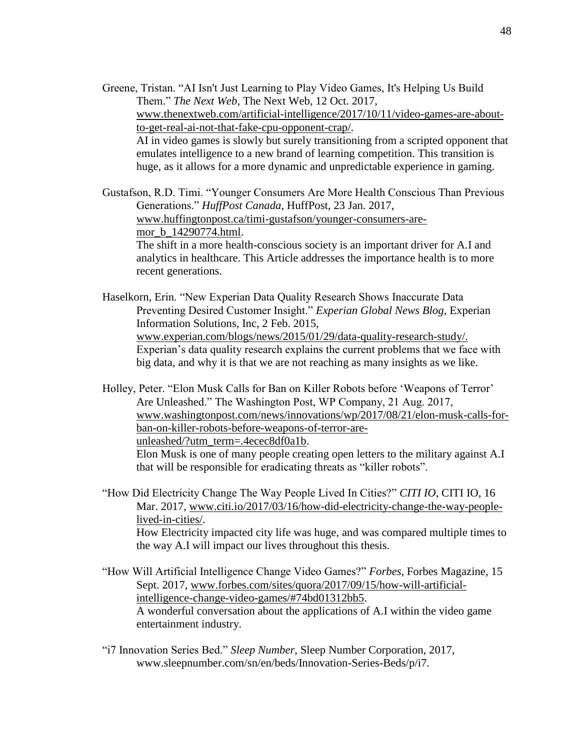Greene, Tristan. “AI Isn't Just Learning to Play Video Games, It's Helping Us Build Them.” *The Next Web*, The Next Web, 12 Oct. 2017, www.thenextweb.com/artificial-intelligence/2017/10/11/video-games-are-about-to-get-real-ai-not-that-fake-cpu-opponent-crap/.
AI in video games is slowly but surely transitioning from a scripted opponent that emulates intelligence to a new brand of learning competition. This transition is huge, as it allows for a more dynamic and unpredictable experience in gaming.

Gustafson, R.D. Timi. “Younger Consumers Are More Health Conscious Than Previous Generations.” *HuffPost Canada*, HuffPost, 23 Jan. 2017, www.huffingtonpost.ca/timi-gustafson/younger-consumers-are-mor_b_14290774.html.
The shift in a more health-conscious society is an important driver for A.I and analytics in healthcare. This Article addresses the importance health is to more recent generations.

Haselkorn, Erin. “New Experian Data Quality Research Shows Inaccurate Data Preventing Desired Customer Insight.” *Experian Global News Blog*, Experian Information Solutions, Inc, 2 Feb. 2015, www.experian.com/blogs/news/2015/01/29/data-quality-research-study/.
Experian’s data quality research explains the current problems that we face with big data, and why it is that we are not reaching as many insights as we like.

Holley, Peter. “Elon Musk Calls for Ban on Killer Robots before ‘Weapons of Terror’ Are Unleashed.” The Washington Post, WP Company, 21 Aug. 2017, www.washingtonpost.com/news/innovations/wp/2017/08/21/elon-musk-calls-for-ban-on-killer-robots-before-weapons-of-terror-are-unleashed/?utm_term=.4ecec8df0a1b.
Elon Musk is one of many people creating open letters to the military against A.I that will be responsible for eradicating threats as “killer robots”.

“How Did Electricity Change The Way People Lived In Cities?” *CITI IO*, CITI IO, 16 Mar. 2017, www.citi.io/2017/03/16/how-did-electricity-change-the-way-people-lived-in-cities/.
How Electricity impacted city life was huge, and was compared multiple times to the way A.I will impact our lives throughout this thesis.

“How Will Artificial Intelligence Change Video Games?” *Forbes*, Forbes Magazine, 15 Sept. 2017, www.forbes.com/sites/quora/2017/09/15/how-will-artificial-intelligence-change-video-games/#74bd01312bb5.
A wonderful conversation about the applications of A.I within the video game entertainment industry.

“i7 Innovation Series Bed.” *Sleep Number*, Sleep Number Corporation, 2017, www.sleepnumber.com/sn/en/beds/Innovation-Series-Beds/p/i7.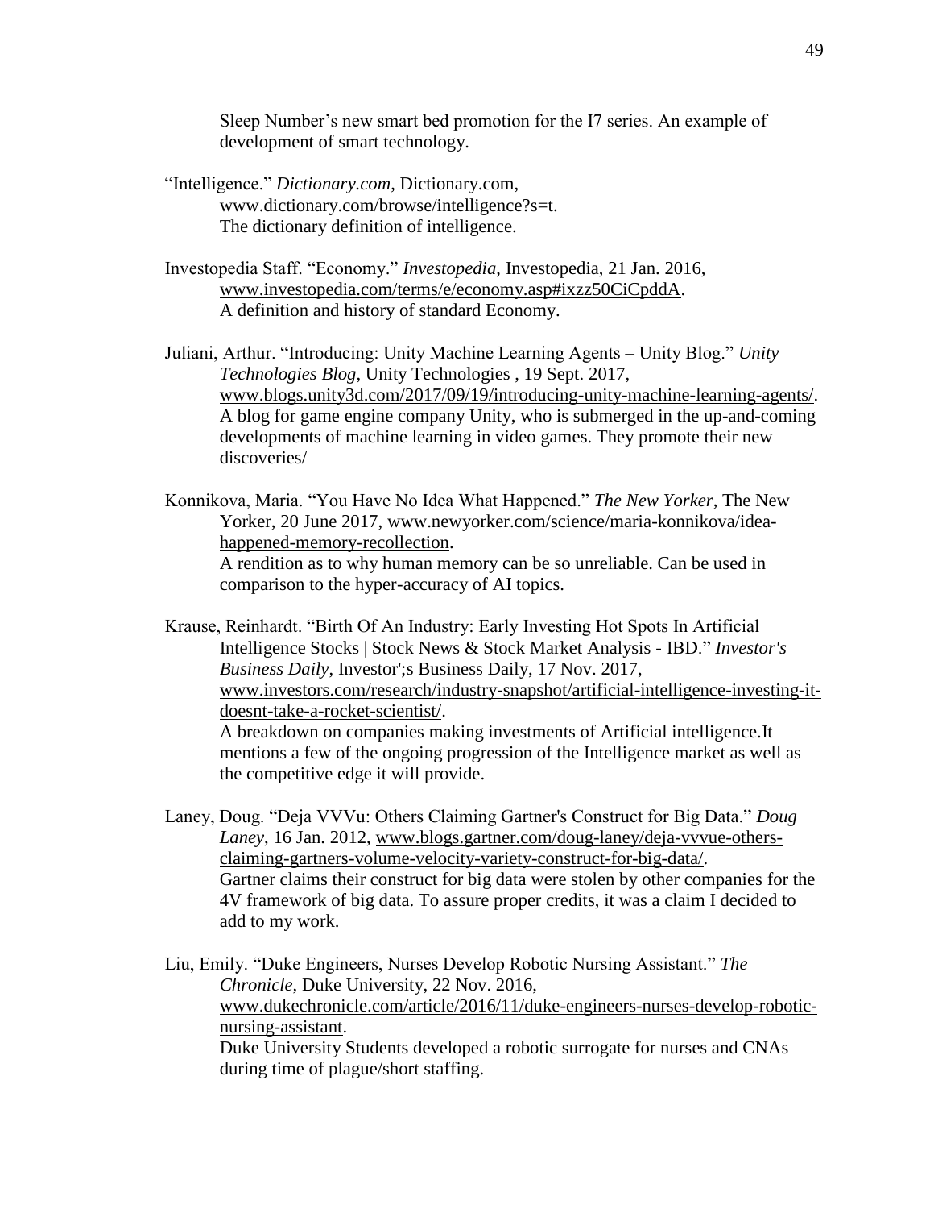Sleep Number's new smart bed promotion for the I7 series. An example of development of smart technology.

"Intelligence." *Dictionary.com*, Dictionary.com, www.dictionary.com/browse/intelligence?s=t. The dictionary definition of intelligence.

Investopedia Staff. "Economy." *Investopedia*, Investopedia, 21 Jan. 2016, www.investopedia.com/terms/e/economy.asp#ixzz50CiCpddA. A definition and history of standard Economy.

Juliani, Arthur. "Introducing: Unity Machine Learning Agents – Unity Blog." *Unity Technologies Blog*, Unity Technologies , 19 Sept. 2017, www.blogs.unity3d.com/2017/09/19/introducing-unity-machine-learning-agents/. A blog for game engine company Unity, who is submerged in the up-and-coming developments of machine learning in video games. They promote their new discoveries/

Konnikova, Maria. "You Have No Idea What Happened." *The New Yorker*, The New Yorker, 20 June 2017, www.newyorker.com/science/maria-konnikova/idea-happened-memory-recollection. A rendition as to why human memory can be so unreliable. Can be used in comparison to the hyper-accuracy of AI topics.

Krause, Reinhardt. "Birth Of An Industry: Early Investing Hot Spots In Artificial Intelligence Stocks | Stock News & Stock Market Analysis - IBD." *Investor's Business Daily*, Investor';s Business Daily, 17 Nov. 2017, www.investors.com/research/industry-snapshot/artificial-intelligence-investing-it-doesnt-take-a-rocket-scientist/. A breakdown on companies making investments of Artificial intelligence.It mentions a few of the ongoing progression of the Intelligence market as well as the competitive edge it will provide.

Laney, Doug. "Deja VVVu: Others Claiming Gartner's Construct for Big Data." *Doug Laney*, 16 Jan. 2012, www.blogs.gartner.com/doug-laney/deja-vvvue-others-claiming-gartners-volume-velocity-variety-construct-for-big-data/. Gartner claims their construct for big data were stolen by other companies for the 4V framework of big data. To assure proper credits, it was a claim I decided to add to my work.

Liu, Emily. "Duke Engineers, Nurses Develop Robotic Nursing Assistant." *The Chronicle*, Duke University, 22 Nov. 2016, www.dukechronicle.com/article/2016/11/duke-engineers-nurses-develop-robotic-nursing-assistant. Duke University Students developed a robotic surrogate for nurses and CNAs during time of plague/short staffing.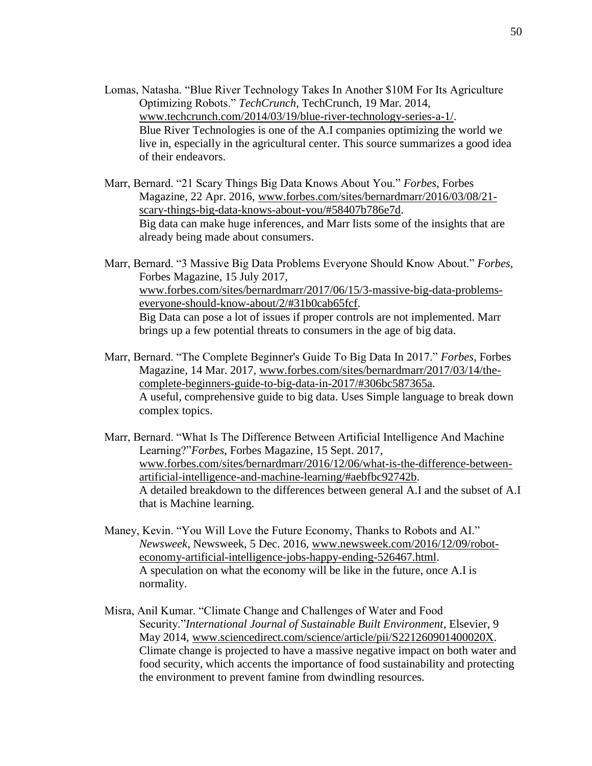Lomas, Natasha. "Blue River Technology Takes In Another $10M For Its Agriculture Optimizing Robots." *TechCrunch*, TechCrunch, 19 Mar. 2014, www.techcrunch.com/2014/03/19/blue-river-technology-series-a-1/.
Blue River Technologies is one of the A.I companies optimizing the world we live in, especially in the agricultural center. This source summarizes a good idea of their endeavors.

Marr, Bernard. "21 Scary Things Big Data Knows About You." *Forbes*, Forbes Magazine, 22 Apr. 2016, www.forbes.com/sites/bernardmarr/2016/03/08/21-scary-things-big-data-knows-about-you/#58407b786e7d.
Big data can make huge inferences, and Marr lists some of the insights that are already being made about consumers.

Marr, Bernard. "3 Massive Big Data Problems Everyone Should Know About." *Forbes*, Forbes Magazine, 15 July 2017, www.forbes.com/sites/bernardmarr/2017/06/15/3-massive-big-data-problems-everyone-should-know-about/2/#31b0cab65fcf.
Big Data can pose a lot of issues if proper controls are not implemented. Marr brings up a few potential threats to consumers in the age of big data.

Marr, Bernard. "The Complete Beginner's Guide To Big Data In 2017." *Forbes*, Forbes Magazine, 14 Mar. 2017, www.forbes.com/sites/bernardmarr/2017/03/14/the-complete-beginners-guide-to-big-data-in-2017/#306bc587365a.
A useful, comprehensive guide to big data. Uses Simple language to break down complex topics.

Marr, Bernard. "What Is The Difference Between Artificial Intelligence And Machine Learning?"*Forbes*, Forbes Magazine, 15 Sept. 2017, www.forbes.com/sites/bernardmarr/2016/12/06/what-is-the-difference-between-artificial-intelligence-and-machine-learning/#aebfbc92742b.
A detailed breakdown to the differences between general A.I and the subset of A.I that is Machine learning.

Maney, Kevin. "You Will Love the Future Economy, Thanks to Robots and AI." *Newsweek*, Newsweek, 5 Dec. 2016, www.newsweek.com/2016/12/09/robot-economy-artificial-intelligence-jobs-happy-ending-526467.html.
A speculation on what the economy will be like in the future, once A.I is normality.

Misra, Anil Kumar. "Climate Change and Challenges of Water and Food Security."*International Journal of Sustainable Built Environment*, Elsevier, 9 May 2014, www.sciencedirect.com/science/article/pii/S221260901400020X.
Climate change is projected to have a massive negative impact on both water and food security, which accents the importance of food sustainability and protecting the environment to prevent famine from dwindling resources.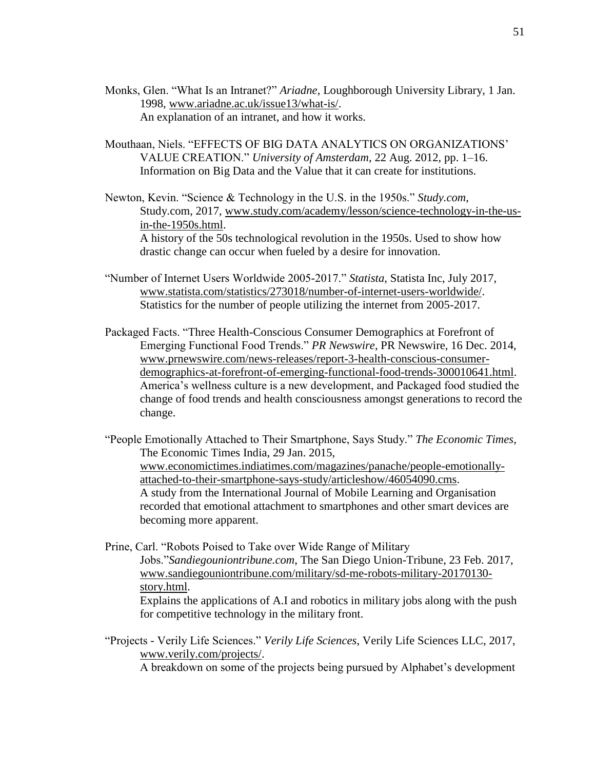Monks, Glen. "What Is an Intranet?" *Ariadne*, Loughborough University Library, 1 Jan. 1998, www.ariadne.ac.uk/issue13/what-is/.
An explanation of an intranet, and how it works.

Mouthaan, Niels. "EFFECTS OF BIG DATA ANALYTICS ON ORGANIZATIONS' VALUE CREATION." *University of Amsterdam*, 22 Aug. 2012, pp. 1–16.
Information on Big Data and the Value that it can create for institutions.

Newton, Kevin. "Science & Technology in the U.S. in the 1950s." *Study.com*, Study.com, 2017, www.study.com/academy/lesson/science-technology-in-the-us-in-the-1950s.html.
A history of the 50s technological revolution in the 1950s. Used to show how drastic change can occur when fueled by a desire for innovation.

"Number of Internet Users Worldwide 2005-2017." *Statista*, Statista Inc, July 2017, www.statista.com/statistics/273018/number-of-internet-users-worldwide/.
Statistics for the number of people utilizing the internet from 2005-2017.

Packaged Facts. "Three Health-Conscious Consumer Demographics at Forefront of Emerging Functional Food Trends." *PR Newswire*, PR Newswire, 16 Dec. 2014, www.prnewswire.com/news-releases/report-3-health-conscious-consumer-demographics-at-forefront-of-emerging-functional-food-trends-300010641.html.
America's wellness culture is a new development, and Packaged food studied the change of food trends and health consciousness amongst generations to record the change.

"People Emotionally Attached to Their Smartphone, Says Study." *The Economic Times*, The Economic Times India, 29 Jan. 2015, www.economictimes.indiatimes.com/magazines/panache/people-emotionally-attached-to-their-smartphone-says-study/articleshow/46054090.cms.
A study from the International Journal of Mobile Learning and Organisation recorded that emotional attachment to smartphones and other smart devices are becoming more apparent.

Prine, Carl. "Robots Poised to Take over Wide Range of Military Jobs."*Sandiegouniontribune.com*, The San Diego Union-Tribune, 23 Feb. 2017, www.sandiegouniontribune.com/military/sd-me-robots-military-20170130-story.html.
Explains the applications of A.I and robotics in military jobs along with the push for competitive technology in the military front.

"Projects - Verily Life Sciences." *Verily Life Sciences*, Verily Life Sciences LLC, 2017, www.verily.com/projects/.
A breakdown on some of the projects being pursued by Alphabet's development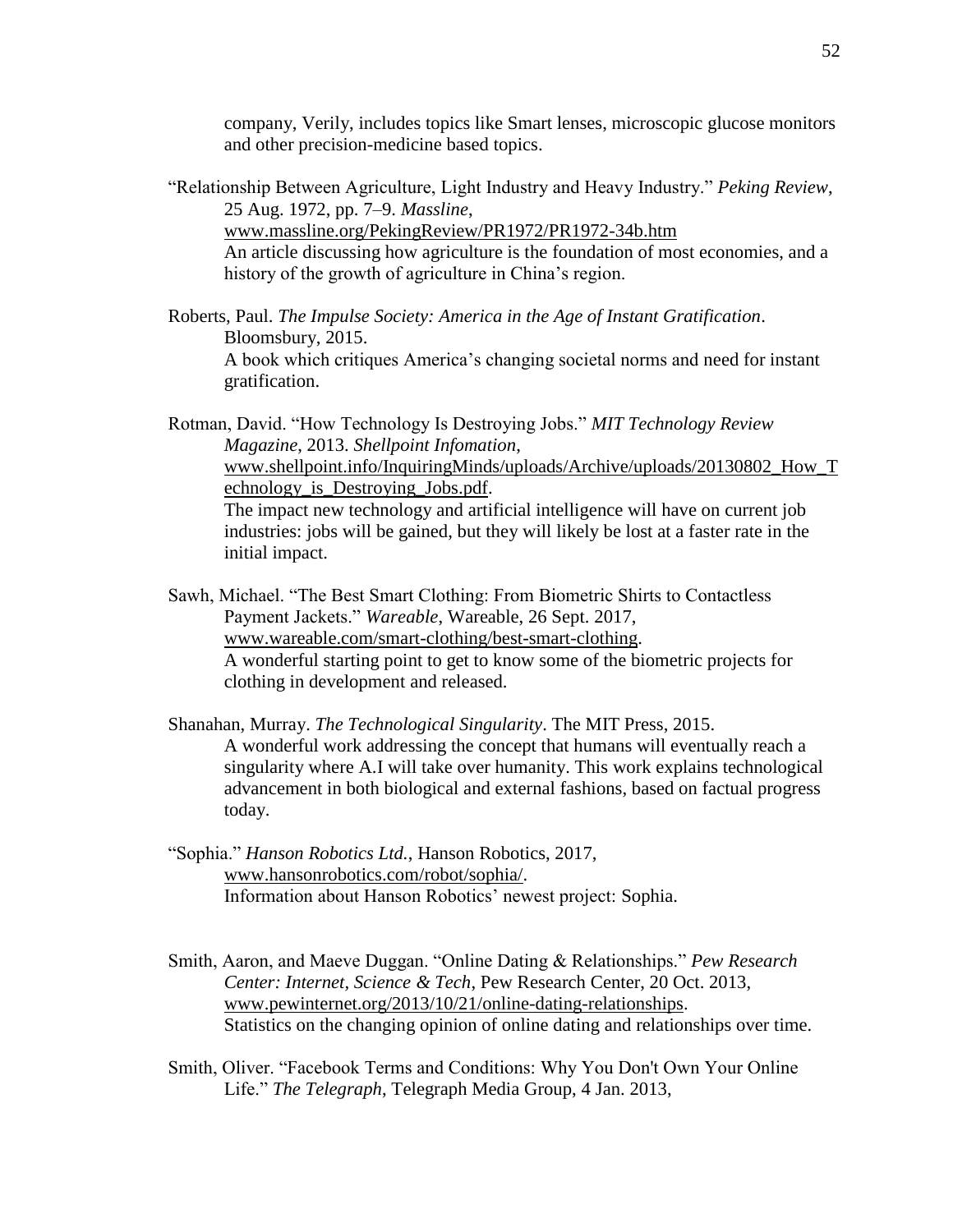company, Verily, includes topics like Smart lenses, microscopic glucose monitors and other precision-medicine based topics.

"Relationship Between Agriculture, Light Industry and Heavy Industry." *Peking Review*, 25 Aug. 1972, pp. 7–9. *Massline*, www.massline.org/PekingReview/PR1972/PR1972-34b.htm
An article discussing how agriculture is the foundation of most economies, and a history of the growth of agriculture in China's region.

Roberts, Paul. *The Impulse Society: America in the Age of Instant Gratification*. Bloomsbury, 2015.
A book which critiques America's changing societal norms and need for instant gratification.

Rotman, David. "How Technology Is Destroying Jobs." *MIT Technology Review Magazine*, 2013. *Shellpoint Infomation*, www.shellpoint.info/InquiringMinds/uploads/Archive/uploads/20130802_How_Technology_is_Destroying_Jobs.pdf.
The impact new technology and artificial intelligence will have on current job industries: jobs will be gained, but they will likely be lost at a faster rate in the initial impact.

Sawh, Michael. "The Best Smart Clothing: From Biometric Shirts to Contactless Payment Jackets." *Wareable*, Wareable, 26 Sept. 2017, www.wareable.com/smart-clothing/best-smart-clothing.
A wonderful starting point to get to know some of the biometric projects for clothing in development and released.

Shanahan, Murray. *The Technological Singularity*. The MIT Press, 2015.
A wonderful work addressing the concept that humans will eventually reach a singularity where A.I will take over humanity. This work explains technological advancement in both biological and external fashions, based on factual progress today.

"Sophia." *Hanson Robotics Ltd.*, Hanson Robotics, 2017, www.hansonrobotics.com/robot/sophia/.
Information about Hanson Robotics' newest project: Sophia.

Smith, Aaron, and Maeve Duggan. "Online Dating & Relationships." *Pew Research Center: Internet, Science & Tech*, Pew Research Center, 20 Oct. 2013, www.pewinternet.org/2013/10/21/online-dating-relationships.
Statistics on the changing opinion of online dating and relationships over time.

Smith, Oliver. "Facebook Terms and Conditions: Why You Don't Own Your Online Life." *The Telegraph*, Telegraph Media Group, 4 Jan. 2013,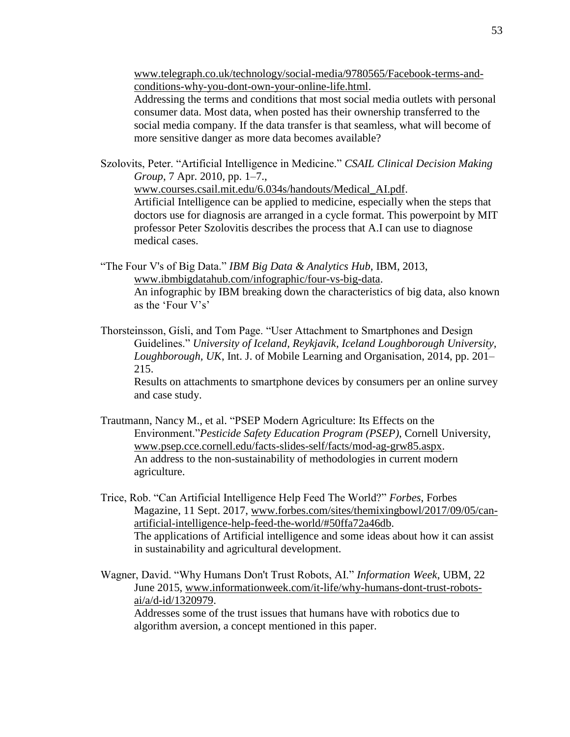www.telegraph.co.uk/technology/social-media/9780565/Facebook-terms-and-conditions-why-you-dont-own-your-online-life.html.
Addressing the terms and conditions that most social media outlets with personal consumer data. Most data, when posted has their ownership transferred to the social media company. If the data transfer is that seamless, what will become of more sensitive danger as more data becomes available?

Szolovits, Peter. "Artificial Intelligence in Medicine." *CSAIL Clinical Decision Making Group*, 7 Apr. 2010, pp. 1–7., www.courses.csail.mit.edu/6.034s/handouts/Medical_AI.pdf.
Artificial Intelligence can be applied to medicine, especially when the steps that doctors use for diagnosis are arranged in a cycle format. This powerpoint by MIT professor Peter Szolovitis describes the process that A.I can use to diagnose medical cases.

"The Four V's of Big Data." *IBM Big Data & Analytics Hub*, IBM, 2013, www.ibmbigdatahub.com/infographic/four-vs-big-data.
An infographic by IBM breaking down the characteristics of big data, also known as the 'Four V's'

Thorsteinsson, Gísli, and Tom Page. "User Attachment to Smartphones and Design Guidelines." *University of Iceland, Reykjavik, Iceland Loughborough University, Loughborough, UK*, Int. J. of Mobile Learning and Organisation, 2014, pp. 201–215.
Results on attachments to smartphone devices by consumers per an online survey and case study.

Trautmann, Nancy M., et al. "PSEP Modern Agriculture: Its Effects on the Environment."*Pesticide Safety Education Program (PSEP)*, Cornell University, www.psep.cce.cornell.edu/facts-slides-self/facts/mod-ag-grw85.aspx.
An address to the non-sustainability of methodologies in current modern agriculture.

Trice, Rob. "Can Artificial Intelligence Help Feed The World?" *Forbes*, Forbes Magazine, 11 Sept. 2017, www.forbes.com/sites/themixingbowl/2017/09/05/can-artificial-intelligence-help-feed-the-world/#50ffa72a46db.
The applications of Artificial intelligence and some ideas about how it can assist in sustainability and agricultural development.

Wagner, David. "Why Humans Don't Trust Robots, AI." *Information Week*, UBM, 22 June 2015, www.informationweek.com/it-life/why-humans-dont-trust-robots-ai/a/d-id/1320979.
Addresses some of the trust issues that humans have with robotics due to algorithm aversion, a concept mentioned in this paper.